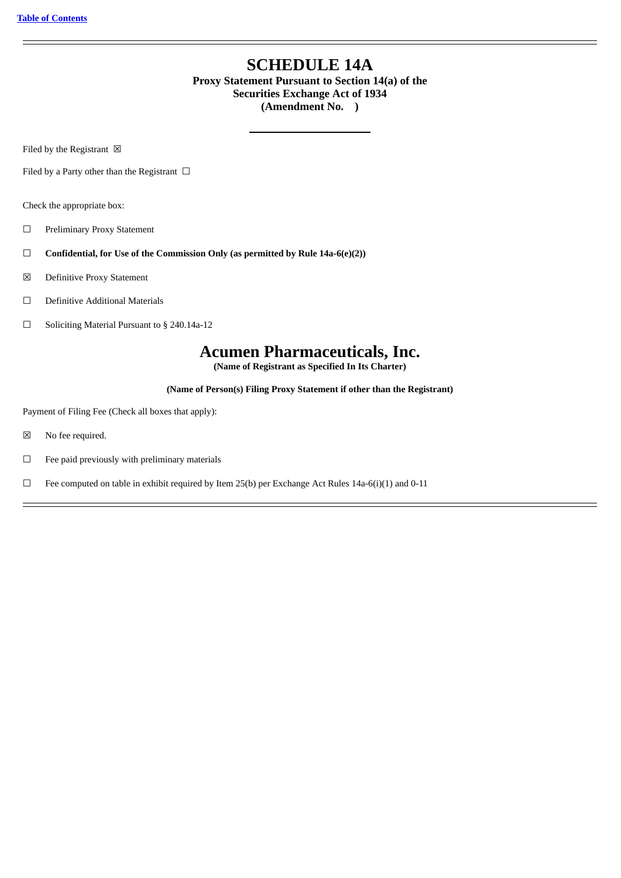[Table of Contents](#)

---

# SCHEDULE 14A

**Proxy Statement Pursuant to Section 14(a) of the**
**Securities Exchange Act of 1934**
**(Amendment No. )**

---

Filed by the Registrant ☒

Filed by a Party other than the Registrant ☐

Check the appropriate box:

☐ Preliminary Proxy Statement

☐ **Confidential, for Use of the Commission Only (as permitted by Rule 14a-6(e)(2))**

☒ Definitive Proxy Statement

☐ Definitive Additional Materials

☐ Soliciting Material Pursuant to § 240.14a-12

# Acumen Pharmaceuticals, Inc.

**(Name of Registrant as Specified In Its Charter)**

**(Name of Person(s) Filing Proxy Statement if other than the Registrant)**

Payment of Filing Fee (Check all boxes that apply):

☒ No fee required.

☐ Fee paid previously with preliminary materials

☐ Fee computed on table in exhibit required by Item 25(b) per Exchange Act Rules 14a-6(i)(1) and 0-11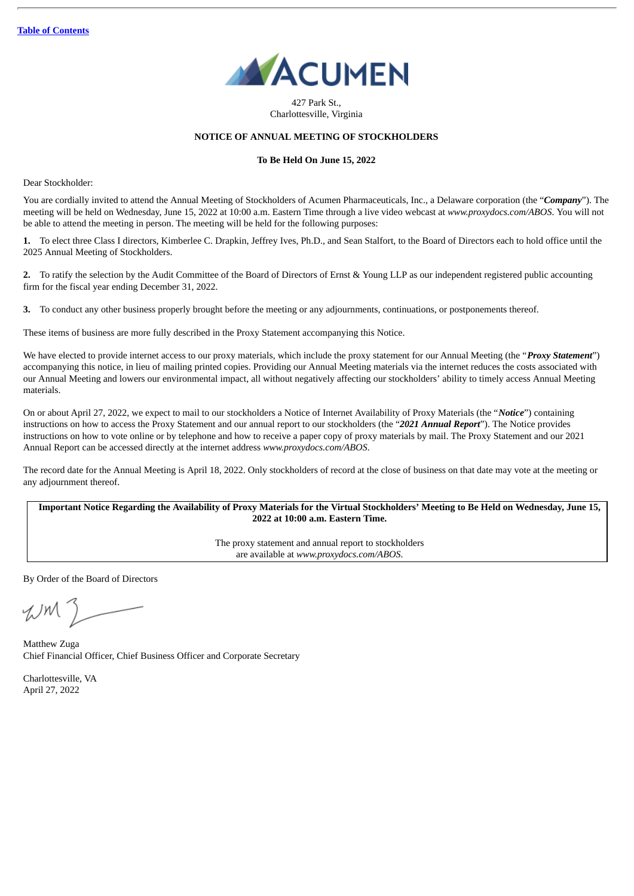[Table of Contents](#)

ACUMEN

427 Park St.,
Charlottesville, Virginia

**NOTICE OF ANNUAL MEETING OF STOCKHOLDERS**

**To Be Held On June 15, 2022**

Dear Stockholder:

You are cordially invited to attend the Annual Meeting of Stockholders of Acumen Pharmaceuticals, Inc., a Delaware corporation (the "***Company***"). The meeting will be held on Wednesday, June 15, 2022 at 10:00 a.m. Eastern Time through a live video webcast at *www.proxydocs.com/ABOS*. You will not be able to attend the meeting in person. The meeting will be held for the following purposes:

**1.** To elect three Class I directors, Kimberlee C. Drapkin, Jeffrey Ives, Ph.D., and Sean Stalfort, to the Board of Directors each to hold office until the 2025 Annual Meeting of Stockholders.

**2.** To ratify the selection by the Audit Committee of the Board of Directors of Ernst & Young LLP as our independent registered public accounting firm for the fiscal year ending December 31, 2022.

**3.** To conduct any other business properly brought before the meeting or any adjournments, continuations, or postponements thereof.

These items of business are more fully described in the Proxy Statement accompanying this Notice.

We have elected to provide internet access to our proxy materials, which include the proxy statement for our Annual Meeting (the "***Proxy Statement***") accompanying this notice, in lieu of mailing printed copies. Providing our Annual Meeting materials via the internet reduces the costs associated with our Annual Meeting and lowers our environmental impact, all without negatively affecting our stockholders' ability to timely access Annual Meeting materials.

On or about April 27, 2022, we expect to mail to our stockholders a Notice of Internet Availability of Proxy Materials (the "***Notice***") containing instructions on how to access the Proxy Statement and our annual report to our stockholders (the "***2021 Annual Report***"). The Notice provides instructions on how to vote online or by telephone and how to receive a paper copy of proxy materials by mail. The Proxy Statement and our 2021 Annual Report can be accessed directly at the internet address *www.proxydocs.com/ABOS*.

The record date for the Annual Meeting is April 18, 2022. Only stockholders of record at the close of business on that date may vote at the meeting or any adjournment thereof.

| **Important Notice Regarding the Availability of Proxy Materials for the Virtual Stockholders' Meeting to Be Held on Wednesday, June 15, 2022 at 10:00 a.m. Eastern Time.** |
|---|
| The proxy statement and annual report to stockholders are available at *www.proxydocs.com/ABOS*. |

By Order of the Board of Directors

Matthew Zuga
Chief Financial Officer, Chief Business Officer and Corporate Secretary

Charlottesville, VA
April 27, 2022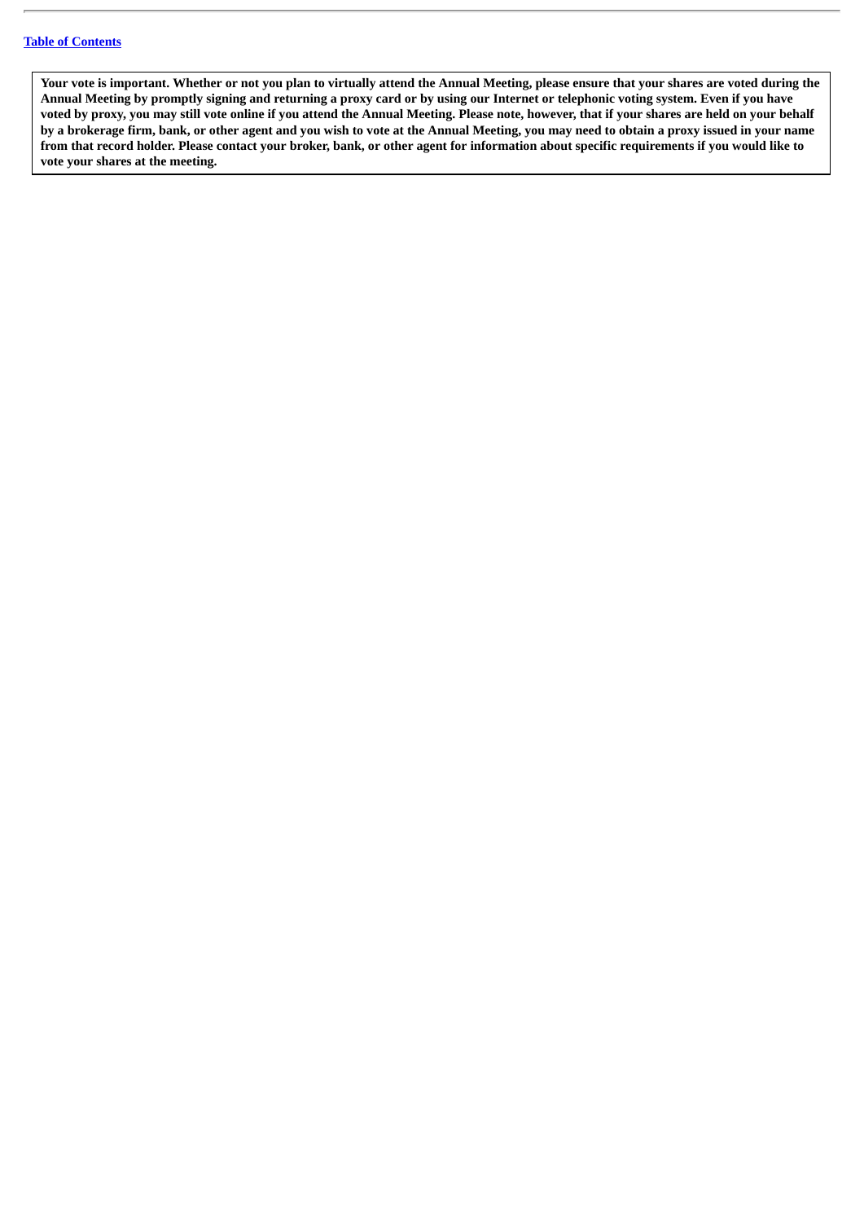**Your vote is important. Whether or not you plan to virtually attend the Annual Meeting, please ensure that your shares are voted during the Annual Meeting by promptly signing and returning a proxy card or by using our Internet or telephonic voting system. Even if you have voted by proxy, you may still vote online if you attend the Annual Meeting. Please note, however, that if your shares are held on your behalf by a brokerage firm, bank, or other agent and you wish to vote at the Annual Meeting, you may need to obtain a proxy issued in your name from that record holder. Please contact your broker, bank, or other agent for information about specific requirements if you would like to vote your shares at the meeting.**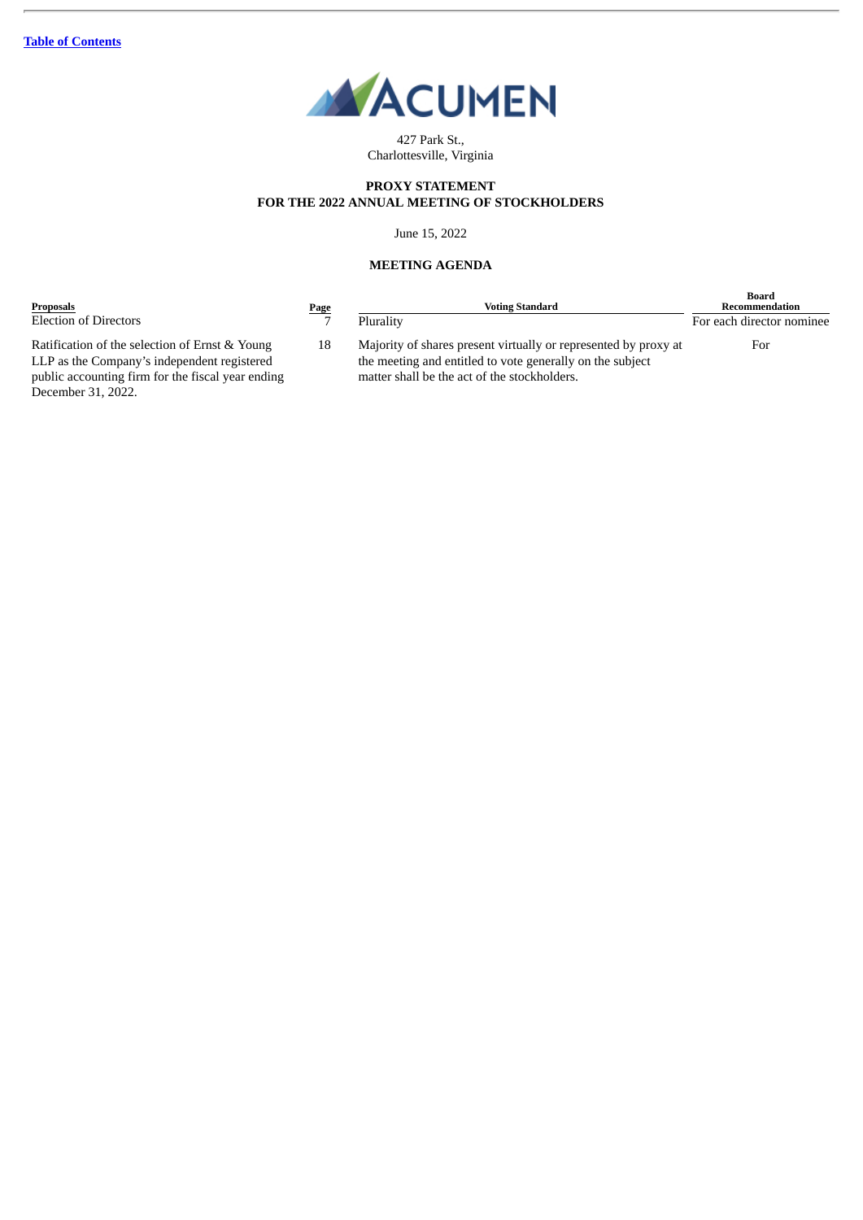[Table of Contents](#)

ACUMEN

427 Park St.,
Charlottesville, Virginia

**PROXY STATEMENT**
**FOR THE 2022 ANNUAL MEETING OF STOCKHOLDERS**

June 15, 2022

**MEETING AGENDA**

| Proposals | Page | Voting Standard | Board Recommendation |
|---|---|---|---|
| Election of Directors | 7 | Plurality | For each director nominee |
| Ratification of the selection of Ernst & Young LLP as the Company's independent registered public accounting firm for the fiscal year ending December 31, 2022. | 18 | Majority of shares present virtually or represented by proxy at the meeting and entitled to vote generally on the subject matter shall be the act of the stockholders. | For |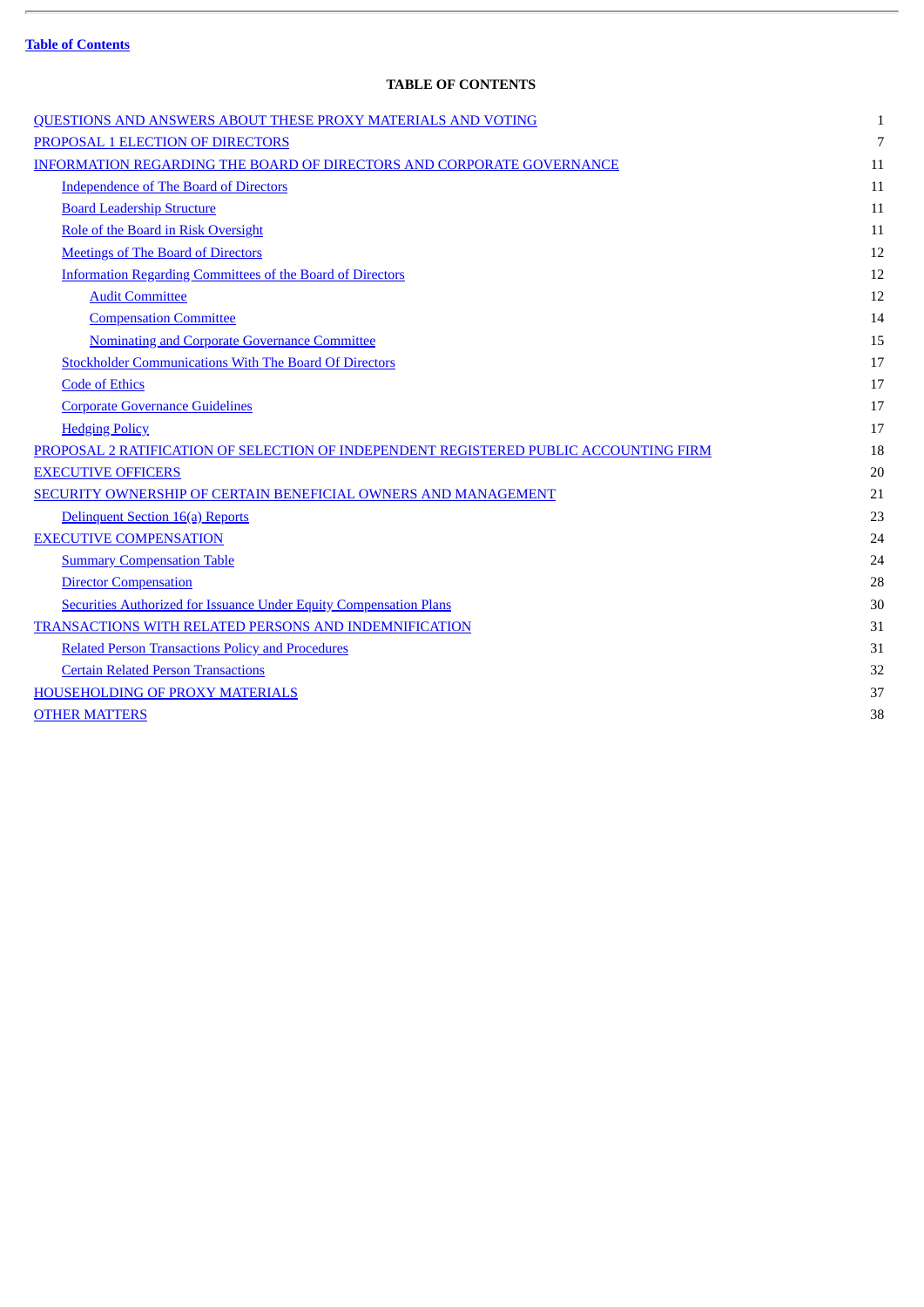Table of Contents

**TABLE OF CONTENTS**

| | |
|---|---|
| QUESTIONS AND ANSWERS ABOUT THESE PROXY MATERIALS AND VOTING | 1 |
| PROPOSAL 1 ELECTION OF DIRECTORS | 7 |
| INFORMATION REGARDING THE BOARD OF DIRECTORS AND CORPORATE GOVERNANCE | 11 |
| Independence of The Board of Directors | 11 |
| Board Leadership Structure | 11 |
| Role of the Board in Risk Oversight | 11 |
| Meetings of The Board of Directors | 12 |
| Information Regarding Committees of the Board of Directors | 12 |
| Audit Committee | 12 |
| Compensation Committee | 14 |
| Nominating and Corporate Governance Committee | 15 |
| Stockholder Communications With The Board Of Directors | 17 |
| Code of Ethics | 17 |
| Corporate Governance Guidelines | 17 |
| Hedging Policy | 17 |
| PROPOSAL 2 RATIFICATION OF SELECTION OF INDEPENDENT REGISTERED PUBLIC ACCOUNTING FIRM | 18 |
| EXECUTIVE OFFICERS | 20 |
| SECURITY OWNERSHIP OF CERTAIN BENEFICIAL OWNERS AND MANAGEMENT | 21 |
| Delinquent Section 16(a) Reports | 23 |
| EXECUTIVE COMPENSATION | 24 |
| Summary Compensation Table | 24 |
| Director Compensation | 28 |
| Securities Authorized for Issuance Under Equity Compensation Plans | 30 |
| TRANSACTIONS WITH RELATED PERSONS AND INDEMNIFICATION | 31 |
| Related Person Transactions Policy and Procedures | 31 |
| Certain Related Person Transactions | 32 |
| HOUSEHOLDING OF PROXY MATERIALS | 37 |
| OTHER MATTERS | 38 |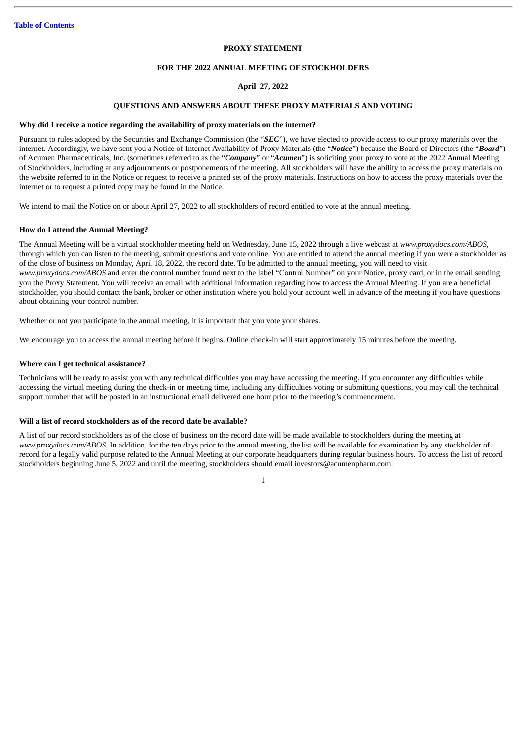**PROXY STATEMENT**

**FOR THE 2022 ANNUAL MEETING OF STOCKHOLDERS**

**April 27, 2022**

## QUESTIONS AND ANSWERS ABOUT THESE PROXY MATERIALS AND VOTING

### Why did I receive a notice regarding the availability of proxy materials on the internet?

Pursuant to rules adopted by the Securities and Exchange Commission (the "***SEC***"), we have elected to provide access to our proxy materials over the internet. Accordingly, we have sent you a Notice of Internet Availability of Proxy Materials (the "***Notice***") because the Board of Directors (the "***Board***") of Acumen Pharmaceuticals, Inc. (sometimes referred to as the "***Company***" or "***Acumen***") is soliciting your proxy to vote at the 2022 Annual Meeting of Stockholders, including at any adjournments or postponements of the meeting. All stockholders will have the ability to access the proxy materials on the website referred to in the Notice or request to receive a printed set of the proxy materials. Instructions on how to access the proxy materials over the internet or to request a printed copy may be found in the Notice.

We intend to mail the Notice on or about April 27, 2022 to all stockholders of record entitled to vote at the annual meeting.

### How do I attend the Annual Meeting?

The Annual Meeting will be a virtual stockholder meeting held on Wednesday, June 15, 2022 through a live webcast at *www.proxydocs.com/ABOS*, through which you can listen to the meeting, submit questions and vote online. You are entitled to attend the annual meeting if you were a stockholder as of the close of business on Monday, April 18, 2022, the record date. To be admitted to the annual meeting, you will need to visit *www.proxydocs.com/ABOS* and enter the control number found next to the label "Control Number" on your Notice, proxy card, or in the email sending you the Proxy Statement. You will receive an email with additional information regarding how to access the Annual Meeting. If you are a beneficial stockholder, you should contact the bank, broker or other institution where you hold your account well in advance of the meeting if you have questions about obtaining your control number.

Whether or not you participate in the annual meeting, it is important that you vote your shares.

We encourage you to access the annual meeting before it begins. Online check-in will start approximately 15 minutes before the meeting.

### Where can I get technical assistance?

Technicians will be ready to assist you with any technical difficulties you may have accessing the meeting. If you encounter any difficulties while accessing the virtual meeting during the check-in or meeting time, including any difficulties voting or submitting questions, you may call the technical support number that will be posted in an instructional email delivered one hour prior to the meeting's commencement.

### Will a list of record stockholders as of the record date be available?

A list of our record stockholders as of the close of business on the record date will be made available to stockholders during the meeting at *www.proxydocs.com/ABOS.* In addition, for the ten days prior to the annual meeting, the list will be available for examination by any stockholder of record for a legally valid purpose related to the Annual Meeting at our corporate headquarters during regular business hours. To access the list of record stockholders beginning June 5, 2022 and until the meeting, stockholders should email investors@acumenpharm.com.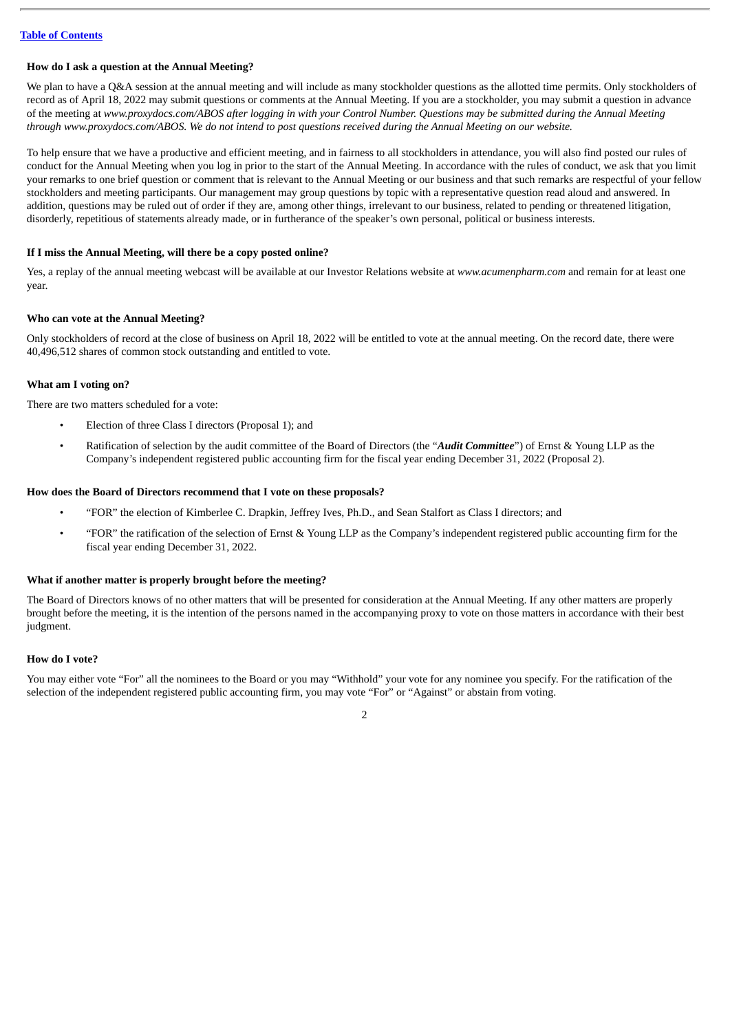**How do I ask a question at the Annual Meeting?**

We plan to have a Q&A session at the annual meeting and will include as many stockholder questions as the allotted time permits. Only stockholders of record as of April 18, 2022 may submit questions or comments at the Annual Meeting. If you are a stockholder, you may submit a question in advance of the meeting at *www.proxydocs.com/ABOS after logging in with your Control Number. Questions may be submitted during the Annual Meeting through www.proxydocs.com/ABOS. We do not intend to post questions received during the Annual Meeting on our website.*

To help ensure that we have a productive and efficient meeting, and in fairness to all stockholders in attendance, you will also find posted our rules of conduct for the Annual Meeting when you log in prior to the start of the Annual Meeting. In accordance with the rules of conduct, we ask that you limit your remarks to one brief question or comment that is relevant to the Annual Meeting or our business and that such remarks are respectful of your fellow stockholders and meeting participants. Our management may group questions by topic with a representative question read aloud and answered. In addition, questions may be ruled out of order if they are, among other things, irrelevant to our business, related to pending or threatened litigation, disorderly, repetitious of statements already made, or in furtherance of the speaker's own personal, political or business interests.

**If I miss the Annual Meeting, will there be a copy posted online?**

Yes, a replay of the annual meeting webcast will be available at our Investor Relations website at *www.acumenpharm.com* and remain for at least one year.

**Who can vote at the Annual Meeting?**

Only stockholders of record at the close of business on April 18, 2022 will be entitled to vote at the annual meeting. On the record date, there were 40,496,512 shares of common stock outstanding and entitled to vote.

**What am I voting on?**

There are two matters scheduled for a vote:

- Election of three Class I directors (Proposal 1); and
- Ratification of selection by the audit committee of the Board of Directors (the "***Audit Committee***") of Ernst & Young LLP as the Company's independent registered public accounting firm for the fiscal year ending December 31, 2022 (Proposal 2).

**How does the Board of Directors recommend that I vote on these proposals?**

- "FOR" the election of Kimberlee C. Drapkin, Jeffrey Ives, Ph.D., and Sean Stalfort as Class I directors; and
- "FOR" the ratification of the selection of Ernst & Young LLP as the Company's independent registered public accounting firm for the fiscal year ending December 31, 2022.

**What if another matter is properly brought before the meeting?**

The Board of Directors knows of no other matters that will be presented for consideration at the Annual Meeting. If any other matters are properly brought before the meeting, it is the intention of the persons named in the accompanying proxy to vote on those matters in accordance with their best judgment.

**How do I vote?**

You may either vote "For" all the nominees to the Board or you may "Withhold" your vote for any nominee you specify. For the ratification of the selection of the independent registered public accounting firm, you may vote "For" or "Against" or abstain from voting.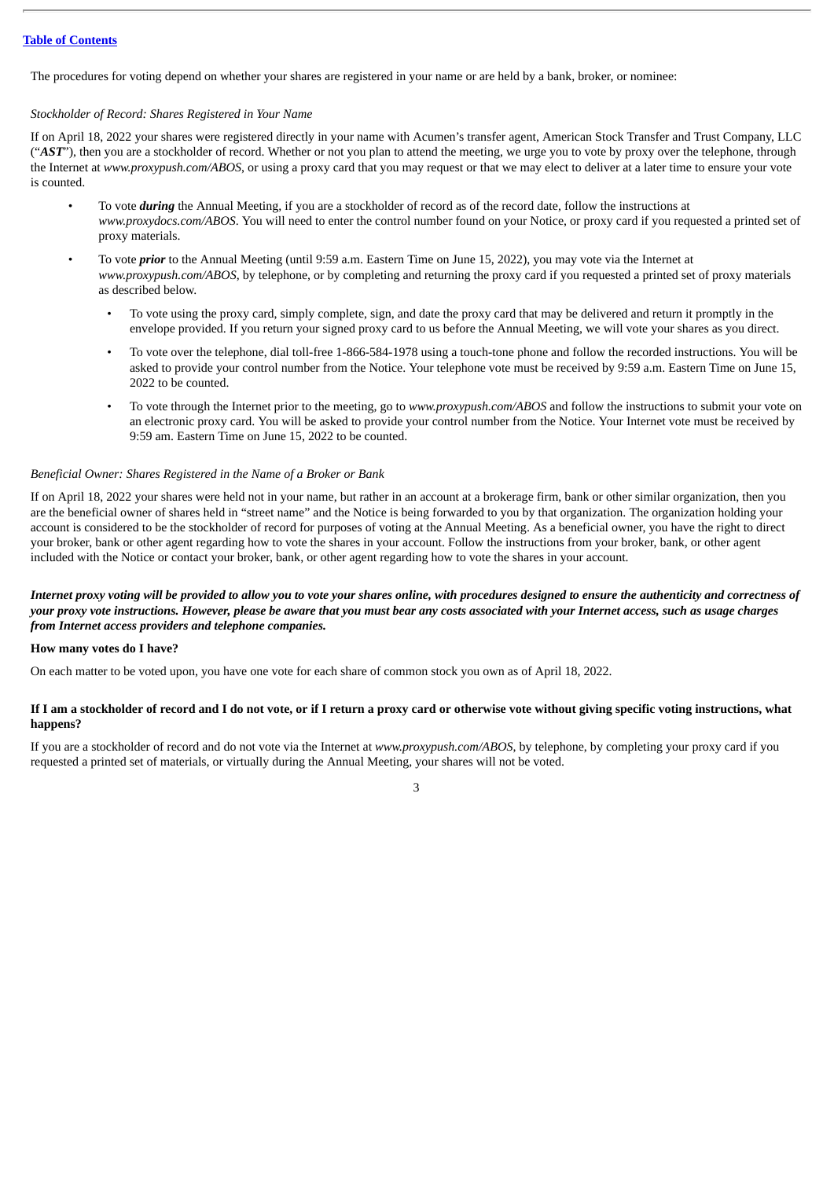The procedures for voting depend on whether your shares are registered in your name or are held by a bank, broker, or nominee:

*Stockholder of Record: Shares Registered in Your Name*

If on April 18, 2022 your shares were registered directly in your name with Acumen's transfer agent, American Stock Transfer and Trust Company, LLC ("***AST***"), then you are a stockholder of record. Whether or not you plan to attend the meeting, we urge you to vote by proxy over the telephone, through the Internet at *www.proxypush.com/ABOS*, or using a proxy card that you may request or that we may elect to deliver at a later time to ensure your vote is counted.

- To vote ***during*** the Annual Meeting, if you are a stockholder of record as of the record date, follow the instructions at *www.proxydocs.com/ABOS*. You will need to enter the control number found on your Notice, or proxy card if you requested a printed set of proxy materials.
- To vote ***prior*** to the Annual Meeting (until 9:59 a.m. Eastern Time on June 15, 2022), you may vote via the Internet at *www.proxypush.com/ABOS*, by telephone, or by completing and returning the proxy card if you requested a printed set of proxy materials as described below.
  - To vote using the proxy card, simply complete, sign, and date the proxy card that may be delivered and return it promptly in the envelope provided. If you return your signed proxy card to us before the Annual Meeting, we will vote your shares as you direct.
  - To vote over the telephone, dial toll-free 1-866-584-1978 using a touch-tone phone and follow the recorded instructions. You will be asked to provide your control number from the Notice. Your telephone vote must be received by 9:59 a.m. Eastern Time on June 15, 2022 to be counted.
  - To vote through the Internet prior to the meeting, go to *www.proxypush.com/ABOS* and follow the instructions to submit your vote on an electronic proxy card. You will be asked to provide your control number from the Notice. Your Internet vote must be received by 9:59 am. Eastern Time on June 15, 2022 to be counted.

*Beneficial Owner: Shares Registered in the Name of a Broker or Bank*

If on April 18, 2022 your shares were held not in your name, but rather in an account at a brokerage firm, bank or other similar organization, then you are the beneficial owner of shares held in "street name" and the Notice is being forwarded to you by that organization. The organization holding your account is considered to be the stockholder of record for purposes of voting at the Annual Meeting. As a beneficial owner, you have the right to direct your broker, bank or other agent regarding how to vote the shares in your account. Follow the instructions from your broker, bank, or other agent included with the Notice or contact your broker, bank, or other agent regarding how to vote the shares in your account.

***Internet proxy voting will be provided to allow you to vote your shares online, with procedures designed to ensure the authenticity and correctness of your proxy vote instructions. However, please be aware that you must bear any costs associated with your Internet access, such as usage charges from Internet access providers and telephone companies.***

**How many votes do I have?**

On each matter to be voted upon, you have one vote for each share of common stock you own as of April 18, 2022.

**If I am a stockholder of record and I do not vote, or if I return a proxy card or otherwise vote without giving specific voting instructions, what happens?**

If you are a stockholder of record and do not vote via the Internet at *www.proxypush.com/ABOS*, by telephone, by completing your proxy card if you requested a printed set of materials, or virtually during the Annual Meeting, your shares will not be voted.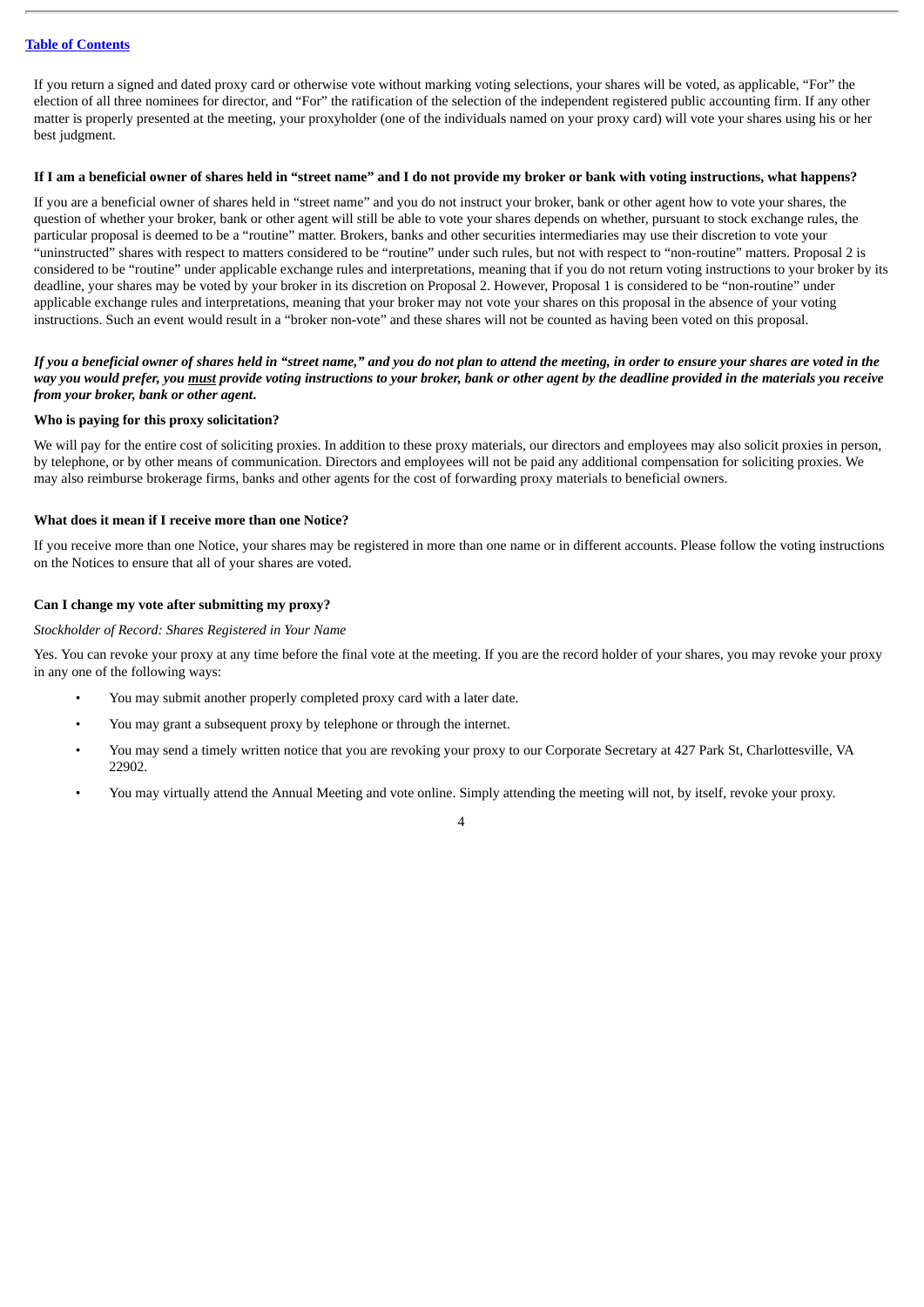If you return a signed and dated proxy card or otherwise vote without marking voting selections, your shares will be voted, as applicable, "For" the election of all three nominees for director, and "For" the ratification of the selection of the independent registered public accounting firm. If any other matter is properly presented at the meeting, your proxyholder (one of the individuals named on your proxy card) will vote your shares using his or her best judgment.

**If I am a beneficial owner of shares held in "street name" and I do not provide my broker or bank with voting instructions, what happens?**

If you are a beneficial owner of shares held in "street name" and you do not instruct your broker, bank or other agent how to vote your shares, the question of whether your broker, bank or other agent will still be able to vote your shares depends on whether, pursuant to stock exchange rules, the particular proposal is deemed to be a "routine" matter. Brokers, banks and other securities intermediaries may use their discretion to vote your "uninstructed" shares with respect to matters considered to be "routine" under such rules, but not with respect to "non-routine" matters. Proposal 2 is considered to be "routine" under applicable exchange rules and interpretations, meaning that if you do not return voting instructions to your broker by its deadline, your shares may be voted by your broker in its discretion on Proposal 2. However, Proposal 1 is considered to be "non-routine" under applicable exchange rules and interpretations, meaning that your broker may not vote your shares on this proposal in the absence of your voting instructions. Such an event would result in a "broker non-vote" and these shares will not be counted as having been voted on this proposal.

***If you a beneficial owner of shares held in "street name," and you do not plan to attend the meeting, in order to ensure your shares are voted in the way you would prefer, you must provide voting instructions to your broker, bank or other agent by the deadline provided in the materials you receive from your broker, bank or other agent.***

**Who is paying for this proxy solicitation?**

We will pay for the entire cost of soliciting proxies. In addition to these proxy materials, our directors and employees may also solicit proxies in person, by telephone, or by other means of communication. Directors and employees will not be paid any additional compensation for soliciting proxies. We may also reimburse brokerage firms, banks and other agents for the cost of forwarding proxy materials to beneficial owners.

**What does it mean if I receive more than one Notice?**

If you receive more than one Notice, your shares may be registered in more than one name or in different accounts. Please follow the voting instructions on the Notices to ensure that all of your shares are voted.

**Can I change my vote after submitting my proxy?**

*Stockholder of Record: Shares Registered in Your Name*

Yes. You can revoke your proxy at any time before the final vote at the meeting. If you are the record holder of your shares, you may revoke your proxy in any one of the following ways:

- You may submit another properly completed proxy card with a later date.
- You may grant a subsequent proxy by telephone or through the internet.
- You may send a timely written notice that you are revoking your proxy to our Corporate Secretary at 427 Park St, Charlottesville, VA 22902.
- You may virtually attend the Annual Meeting and vote online. Simply attending the meeting will not, by itself, revoke your proxy.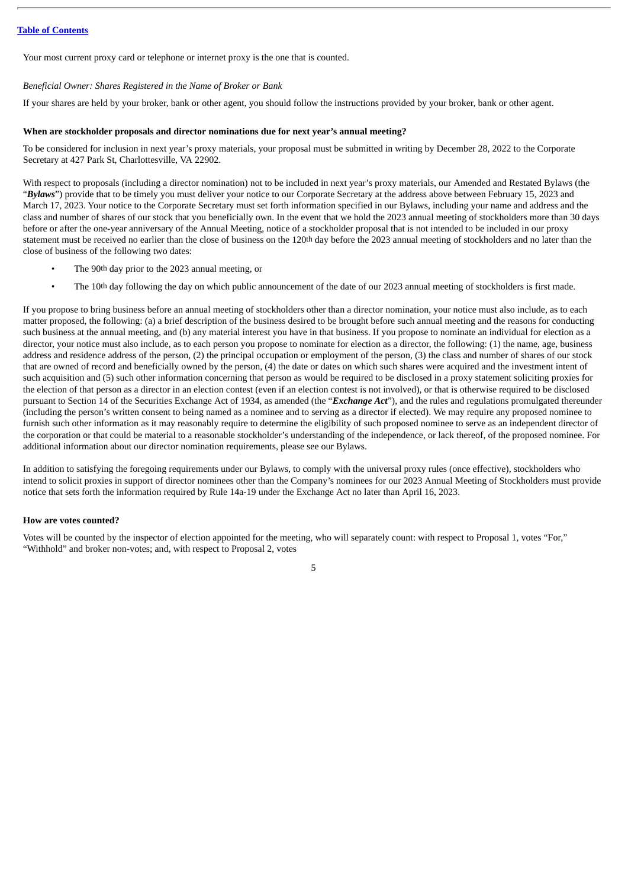Your most current proxy card or telephone or internet proxy is the one that is counted.

*Beneficial Owner: Shares Registered in the Name of Broker or Bank*

If your shares are held by your broker, bank or other agent, you should follow the instructions provided by your broker, bank or other agent.

**When are stockholder proposals and director nominations due for next year's annual meeting?**

To be considered for inclusion in next year's proxy materials, your proposal must be submitted in writing by December 28, 2022 to the Corporate Secretary at 427 Park St, Charlottesville, VA 22902.

With respect to proposals (including a director nomination) not to be included in next year's proxy materials, our Amended and Restated Bylaws (the "***Bylaws***") provide that to be timely you must deliver your notice to our Corporate Secretary at the address above between February 15, 2023 and March 17, 2023. Your notice to the Corporate Secretary must set forth information specified in our Bylaws, including your name and address and the class and number of shares of our stock that you beneficially own. In the event that we hold the 2023 annual meeting of stockholders more than 30 days before or after the one-year anniversary of the Annual Meeting, notice of a stockholder proposal that is not intended to be included in our proxy statement must be received no earlier than the close of business on the 120th day before the 2023 annual meeting of stockholders and no later than the close of business of the following two dates:

- The 90th day prior to the 2023 annual meeting, or
- The 10th day following the day on which public announcement of the date of our 2023 annual meeting of stockholders is first made.

If you propose to bring business before an annual meeting of stockholders other than a director nomination, your notice must also include, as to each matter proposed, the following: (a) a brief description of the business desired to be brought before such annual meeting and the reasons for conducting such business at the annual meeting, and (b) any material interest you have in that business. If you propose to nominate an individual for election as a director, your notice must also include, as to each person you propose to nominate for election as a director, the following: (1) the name, age, business address and residence address of the person, (2) the principal occupation or employment of the person, (3) the class and number of shares of our stock that are owned of record and beneficially owned by the person, (4) the date or dates on which such shares were acquired and the investment intent of such acquisition and (5) such other information concerning that person as would be required to be disclosed in a proxy statement soliciting proxies for the election of that person as a director in an election contest (even if an election contest is not involved), or that is otherwise required to be disclosed pursuant to Section 14 of the Securities Exchange Act of 1934, as amended (the "***Exchange Act***"), and the rules and regulations promulgated thereunder (including the person's written consent to being named as a nominee and to serving as a director if elected). We may require any proposed nominee to furnish such other information as it may reasonably require to determine the eligibility of such proposed nominee to serve as an independent director of the corporation or that could be material to a reasonable stockholder's understanding of the independence, or lack thereof, of the proposed nominee. For additional information about our director nomination requirements, please see our Bylaws.

In addition to satisfying the foregoing requirements under our Bylaws, to comply with the universal proxy rules (once effective), stockholders who intend to solicit proxies in support of director nominees other than the Company's nominees for our 2023 Annual Meeting of Stockholders must provide notice that sets forth the information required by Rule 14a-19 under the Exchange Act no later than April 16, 2023.

**How are votes counted?**

Votes will be counted by the inspector of election appointed for the meeting, who will separately count: with respect to Proposal 1, votes "For," "Withhold" and broker non-votes; and, with respect to Proposal 2, votes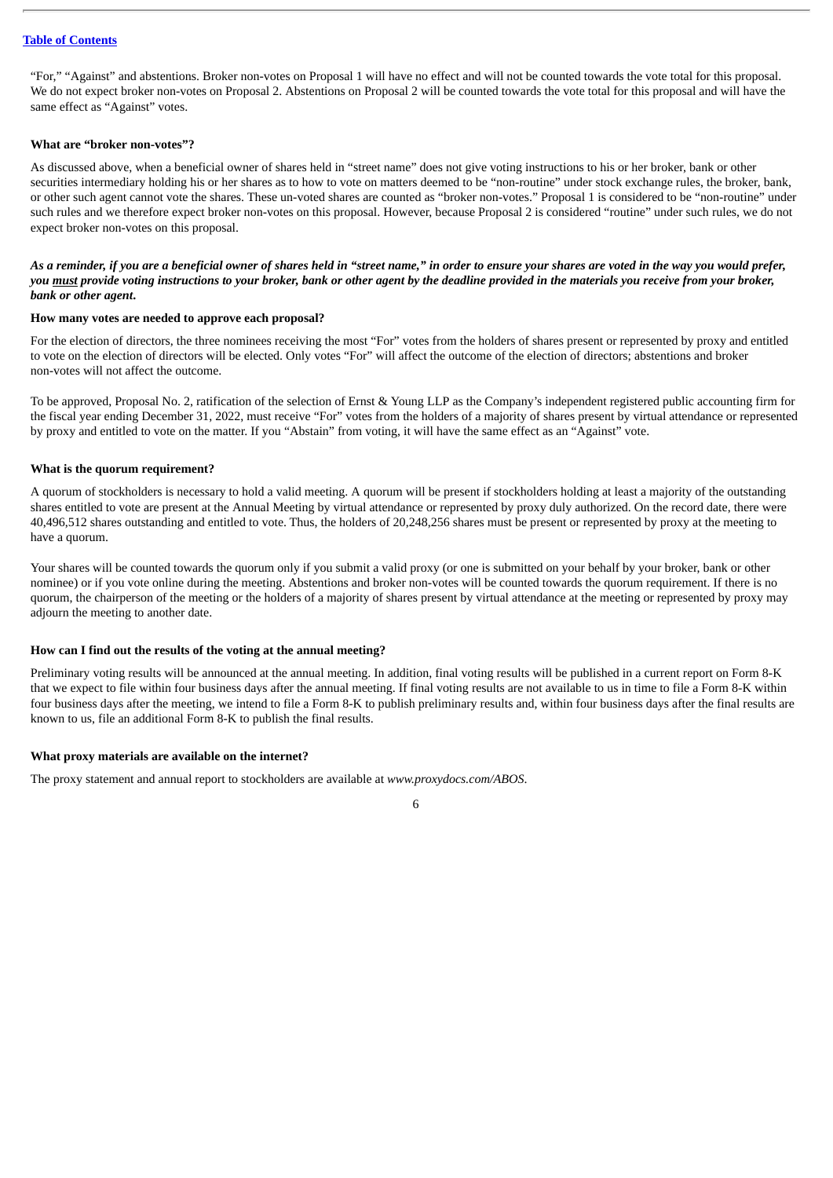"For," "Against" and abstentions. Broker non-votes on Proposal 1 will have no effect and will not be counted towards the vote total for this proposal. We do not expect broker non-votes on Proposal 2. Abstentions on Proposal 2 will be counted towards the vote total for this proposal and will have the same effect as "Against" votes.

**What are "broker non-votes"?**

As discussed above, when a beneficial owner of shares held in "street name" does not give voting instructions to his or her broker, bank or other securities intermediary holding his or her shares as to how to vote on matters deemed to be "non-routine" under stock exchange rules, the broker, bank, or other such agent cannot vote the shares. These un-voted shares are counted as "broker non-votes." Proposal 1 is considered to be "non-routine" under such rules and we therefore expect broker non-votes on this proposal. However, because Proposal 2 is considered "routine" under such rules, we do not expect broker non-votes on this proposal.

***As a reminder, if you are a beneficial owner of shares held in "street name," in order to ensure your shares are voted in the way you would prefer, you must provide voting instructions to your broker, bank or other agent by the deadline provided in the materials you receive from your broker, bank or other agent.***

**How many votes are needed to approve each proposal?**

For the election of directors, the three nominees receiving the most "For" votes from the holders of shares present or represented by proxy and entitled to vote on the election of directors will be elected. Only votes "For" will affect the outcome of the election of directors; abstentions and broker non-votes will not affect the outcome.

To be approved, Proposal No. 2, ratification of the selection of Ernst & Young LLP as the Company's independent registered public accounting firm for the fiscal year ending December 31, 2022, must receive "For" votes from the holders of a majority of shares present by virtual attendance or represented by proxy and entitled to vote on the matter. If you "Abstain" from voting, it will have the same effect as an "Against" vote.

**What is the quorum requirement?**

A quorum of stockholders is necessary to hold a valid meeting. A quorum will be present if stockholders holding at least a majority of the outstanding shares entitled to vote are present at the Annual Meeting by virtual attendance or represented by proxy duly authorized. On the record date, there were 40,496,512 shares outstanding and entitled to vote. Thus, the holders of 20,248,256 shares must be present or represented by proxy at the meeting to have a quorum.

Your shares will be counted towards the quorum only if you submit a valid proxy (or one is submitted on your behalf by your broker, bank or other nominee) or if you vote online during the meeting. Abstentions and broker non-votes will be counted towards the quorum requirement. If there is no quorum, the chairperson of the meeting or the holders of a majority of shares present by virtual attendance at the meeting or represented by proxy may adjourn the meeting to another date.

**How can I find out the results of the voting at the annual meeting?**

Preliminary voting results will be announced at the annual meeting. In addition, final voting results will be published in a current report on Form 8-K that we expect to file within four business days after the annual meeting. If final voting results are not available to us in time to file a Form 8-K within four business days after the meeting, we intend to file a Form 8-K to publish preliminary results and, within four business days after the final results are known to us, file an additional Form 8-K to publish the final results.

**What proxy materials are available on the internet?**

The proxy statement and annual report to stockholders are available at *www.proxydocs.com/ABOS*.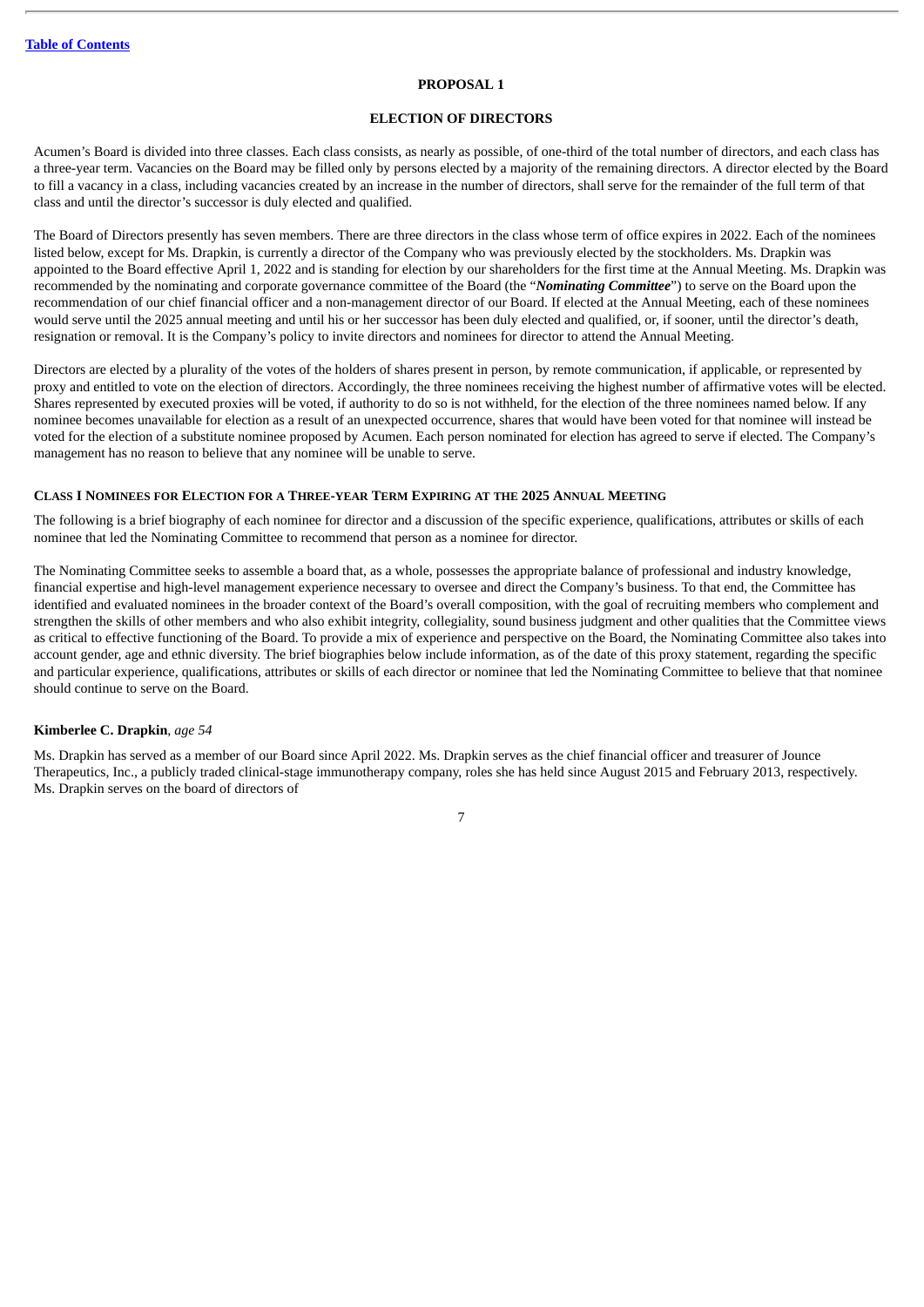## PROPOSAL 1

## ELECTION OF DIRECTORS

Acumen's Board is divided into three classes. Each class consists, as nearly as possible, of one-third of the total number of directors, and each class has a three-year term. Vacancies on the Board may be filled only by persons elected by a majority of the remaining directors. A director elected by the Board to fill a vacancy in a class, including vacancies created by an increase in the number of directors, shall serve for the remainder of the full term of that class and until the director's successor is duly elected and qualified.

The Board of Directors presently has seven members. There are three directors in the class whose term of office expires in 2022. Each of the nominees listed below, except for Ms. Drapkin, is currently a director of the Company who was previously elected by the stockholders. Ms. Drapkin was appointed to the Board effective April 1, 2022 and is standing for election by our shareholders for the first time at the Annual Meeting. Ms. Drapkin was recommended by the nominating and corporate governance committee of the Board (the "***Nominating Committee***") to serve on the Board upon the recommendation of our chief financial officer and a non-management director of our Board. If elected at the Annual Meeting, each of these nominees would serve until the 2025 annual meeting and until his or her successor has been duly elected and qualified, or, if sooner, until the director's death, resignation or removal. It is the Company's policy to invite directors and nominees for director to attend the Annual Meeting.

Directors are elected by a plurality of the votes of the holders of shares present in person, by remote communication, if applicable, or represented by proxy and entitled to vote on the election of directors. Accordingly, the three nominees receiving the highest number of affirmative votes will be elected. Shares represented by executed proxies will be voted, if authority to do so is not withheld, for the election of the three nominees named below. If any nominee becomes unavailable for election as a result of an unexpected occurrence, shares that would have been voted for that nominee will instead be voted for the election of a substitute nominee proposed by Acumen. Each person nominated for election has agreed to serve if elected. The Company's management has no reason to believe that any nominee will be unable to serve.

### CLASS I NOMINEES FOR ELECTION FOR A THREE-YEAR TERM EXPIRING AT THE 2025 ANNUAL MEETING

The following is a brief biography of each nominee for director and a discussion of the specific experience, qualifications, attributes or skills of each nominee that led the Nominating Committee to recommend that person as a nominee for director.

The Nominating Committee seeks to assemble a board that, as a whole, possesses the appropriate balance of professional and industry knowledge, financial expertise and high-level management experience necessary to oversee and direct the Company's business. To that end, the Committee has identified and evaluated nominees in the broader context of the Board's overall composition, with the goal of recruiting members who complement and strengthen the skills of other members and who also exhibit integrity, collegiality, sound business judgment and other qualities that the Committee views as critical to effective functioning of the Board. To provide a mix of experience and perspective on the Board, the Nominating Committee also takes into account gender, age and ethnic diversity. The brief biographies below include information, as of the date of this proxy statement, regarding the specific and particular experience, qualifications, attributes or skills of each director or nominee that led the Nominating Committee to believe that that nominee should continue to serve on the Board.

**Kimberlee C. Drapkin**, *age 54*

Ms. Drapkin has served as a member of our Board since April 2022. Ms. Drapkin serves as the chief financial officer and treasurer of Jounce Therapeutics, Inc., a publicly traded clinical-stage immunotherapy company, roles she has held since August 2015 and February 2013, respectively. Ms. Drapkin serves on the board of directors of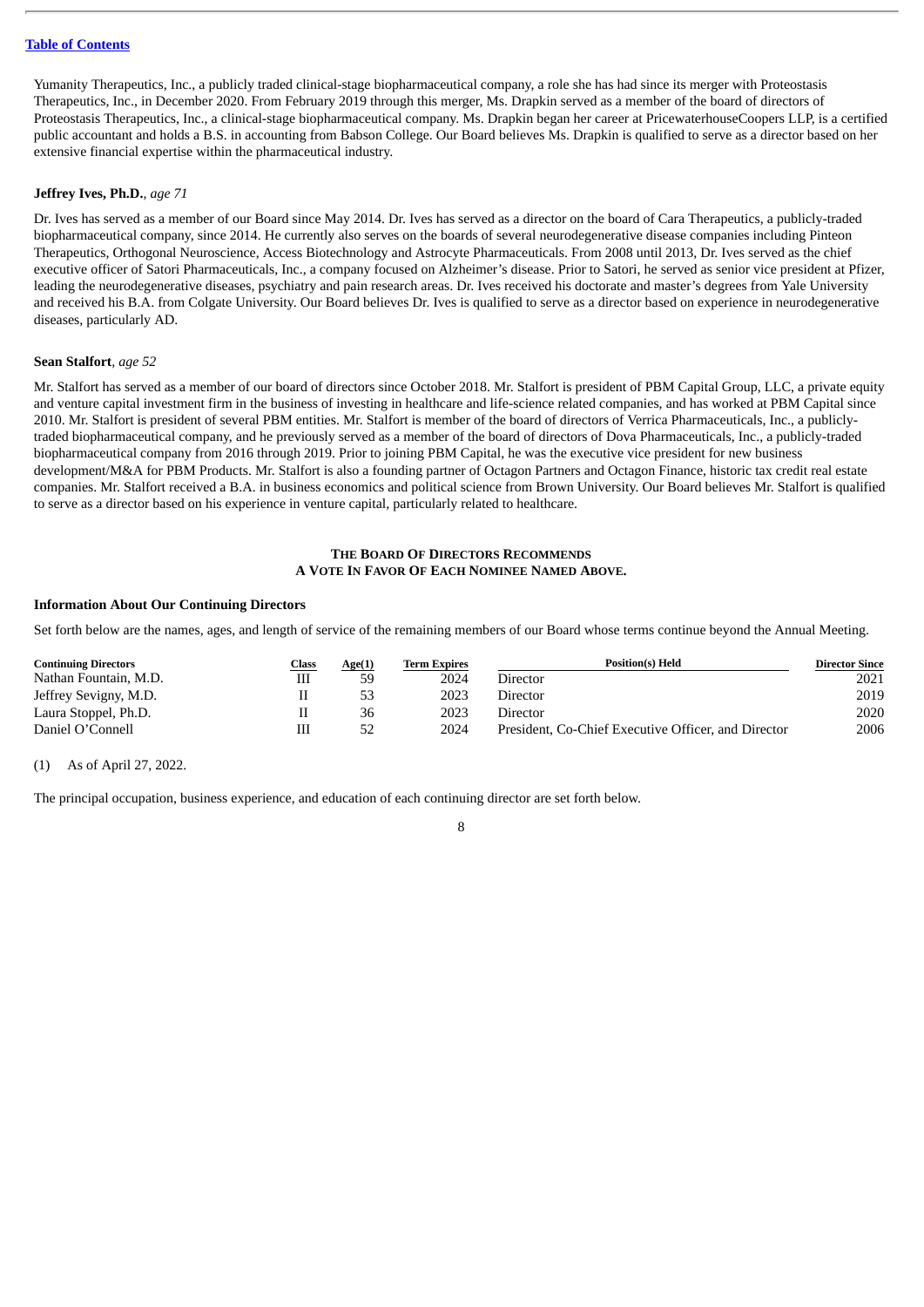Yumanity Therapeutics, Inc., a publicly traded clinical-stage biopharmaceutical company, a role she has had since its merger with Proteostasis Therapeutics, Inc., in December 2020. From February 2019 through this merger, Ms. Drapkin served as a member of the board of directors of Proteostasis Therapeutics, Inc., a clinical-stage biopharmaceutical company. Ms. Drapkin began her career at PricewaterhouseCoopers LLP, is a certified public accountant and holds a B.S. in accounting from Babson College. Our Board believes Ms. Drapkin is qualified to serve as a director based on her extensive financial expertise within the pharmaceutical industry.

**Jeffrey Ives, Ph.D.**, *age 71*

Dr. Ives has served as a member of our Board since May 2014. Dr. Ives has served as a director on the board of Cara Therapeutics, a publicly-traded biopharmaceutical company, since 2014. He currently also serves on the boards of several neurodegenerative disease companies including Pinteon Therapeutics, Orthogonal Neuroscience, Access Biotechnology and Astrocyte Pharmaceuticals. From 2008 until 2013, Dr. Ives served as the chief executive officer of Satori Pharmaceuticals, Inc., a company focused on Alzheimer's disease. Prior to Satori, he served as senior vice president at Pfizer, leading the neurodegenerative diseases, psychiatry and pain research areas. Dr. Ives received his doctorate and master's degrees from Yale University and received his B.A. from Colgate University. Our Board believes Dr. Ives is qualified to serve as a director based on experience in neurodegenerative diseases, particularly AD.

**Sean Stalfort**, *age 52*

Mr. Stalfort has served as a member of our board of directors since October 2018. Mr. Stalfort is president of PBM Capital Group, LLC, a private equity and venture capital investment firm in the business of investing in healthcare and life-science related companies, and has worked at PBM Capital since 2010. Mr. Stalfort is president of several PBM entities. Mr. Stalfort is member of the board of directors of Verrica Pharmaceuticals, Inc., a publicly-traded biopharmaceutical company, and he previously served as a member of the board of directors of Dova Pharmaceuticals, Inc., a publicly-traded biopharmaceutical company from 2016 through 2019. Prior to joining PBM Capital, he was the executive vice president for new business development/M&A for PBM Products. Mr. Stalfort is also a founding partner of Octagon Partners and Octagon Finance, historic tax credit real estate companies. Mr. Stalfort received a B.A. in business economics and political science from Brown University. Our Board believes Mr. Stalfort is qualified to serve as a director based on his experience in venture capital, particularly related to healthcare.

**THE BOARD OF DIRECTORS RECOMMENDS A VOTE IN FAVOR OF EACH NOMINEE NAMED ABOVE.**

### Information About Our Continuing Directors

Set forth below are the names, ages, and length of service of the remaining members of our Board whose terms continue beyond the Annual Meeting.

| Continuing Directors | Class | Age(1) | Term Expires | Position(s) Held | Director Since |
|---|---|---|---|---|---|
| Nathan Fountain, M.D. | III | 59 | 2024 | Director | 2021 |
| Jeffrey Sevigny, M.D. | II | 53 | 2023 | Director | 2019 |
| Laura Stoppel, Ph.D. | II | 36 | 2023 | Director | 2020 |
| Daniel O'Connell | III | 52 | 2024 | President, Co-Chief Executive Officer, and Director | 2006 |

(1) As of April 27, 2022.

The principal occupation, business experience, and education of each continuing director are set forth below.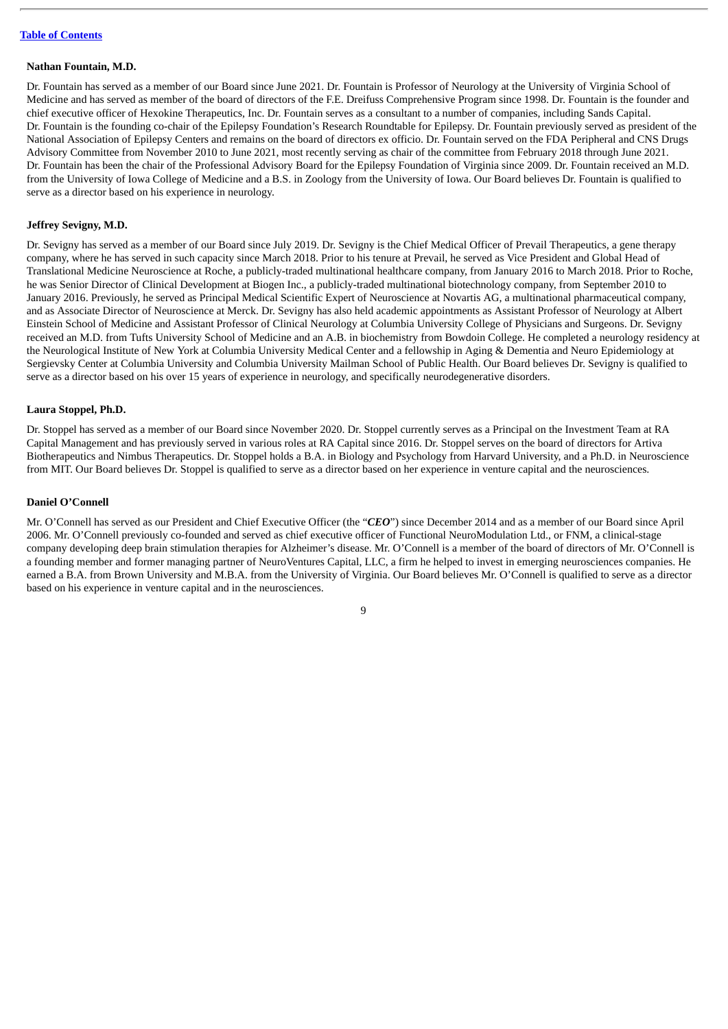**Nathan Fountain, M.D.**

Dr. Fountain has served as a member of our Board since June 2021. Dr. Fountain is Professor of Neurology at the University of Virginia School of Medicine and has served as member of the board of directors of the F.E. Dreifuss Comprehensive Program since 1998. Dr. Fountain is the founder and chief executive officer of Hexokine Therapeutics, Inc. Dr. Fountain serves as a consultant to a number of companies, including Sands Capital. Dr. Fountain is the founding co-chair of the Epilepsy Foundation's Research Roundtable for Epilepsy. Dr. Fountain previously served as president of the National Association of Epilepsy Centers and remains on the board of directors ex officio. Dr. Fountain served on the FDA Peripheral and CNS Drugs Advisory Committee from November 2010 to June 2021, most recently serving as chair of the committee from February 2018 through June 2021. Dr. Fountain has been the chair of the Professional Advisory Board for the Epilepsy Foundation of Virginia since 2009. Dr. Fountain received an M.D. from the University of Iowa College of Medicine and a B.S. in Zoology from the University of Iowa. Our Board believes Dr. Fountain is qualified to serve as a director based on his experience in neurology.

**Jeffrey Sevigny, M.D.**

Dr. Sevigny has served as a member of our Board since July 2019. Dr. Sevigny is the Chief Medical Officer of Prevail Therapeutics, a gene therapy company, where he has served in such capacity since March 2018. Prior to his tenure at Prevail, he served as Vice President and Global Head of Translational Medicine Neuroscience at Roche, a publicly-traded multinational healthcare company, from January 2016 to March 2018. Prior to Roche, he was Senior Director of Clinical Development at Biogen Inc., a publicly-traded multinational biotechnology company, from September 2010 to January 2016. Previously, he served as Principal Medical Scientific Expert of Neuroscience at Novartis AG, a multinational pharmaceutical company, and as Associate Director of Neuroscience at Merck. Dr. Sevigny has also held academic appointments as Assistant Professor of Neurology at Albert Einstein School of Medicine and Assistant Professor of Clinical Neurology at Columbia University College of Physicians and Surgeons. Dr. Sevigny received an M.D. from Tufts University School of Medicine and an A.B. in biochemistry from Bowdoin College. He completed a neurology residency at the Neurological Institute of New York at Columbia University Medical Center and a fellowship in Aging & Dementia and Neuro Epidemiology at Sergievsky Center at Columbia University and Columbia University Mailman School of Public Health. Our Board believes Dr. Sevigny is qualified to serve as a director based on his over 15 years of experience in neurology, and specifically neurodegenerative disorders.

**Laura Stoppel, Ph.D.**

Dr. Stoppel has served as a member of our Board since November 2020. Dr. Stoppel currently serves as a Principal on the Investment Team at RA Capital Management and has previously served in various roles at RA Capital since 2016. Dr. Stoppel serves on the board of directors for Artiva Biotherapeutics and Nimbus Therapeutics. Dr. Stoppel holds a B.A. in Biology and Psychology from Harvard University, and a Ph.D. in Neuroscience from MIT. Our Board believes Dr. Stoppel is qualified to serve as a director based on her experience in venture capital and the neurosciences.

**Daniel O'Connell**

Mr. O'Connell has served as our President and Chief Executive Officer (the "***CEO***") since December 2014 and as a member of our Board since April 2006. Mr. O'Connell previously co-founded and served as chief executive officer of Functional NeuroModulation Ltd., or FNM, a clinical-stage company developing deep brain stimulation therapies for Alzheimer's disease. Mr. O'Connell is a member of the board of directors of Mr. O'Connell is a founding member and former managing partner of NeuroVentures Capital, LLC, a firm he helped to invest in emerging neurosciences companies. He earned a B.A. from Brown University and M.B.A. from the University of Virginia. Our Board believes Mr. O'Connell is qualified to serve as a director based on his experience in venture capital and in the neurosciences.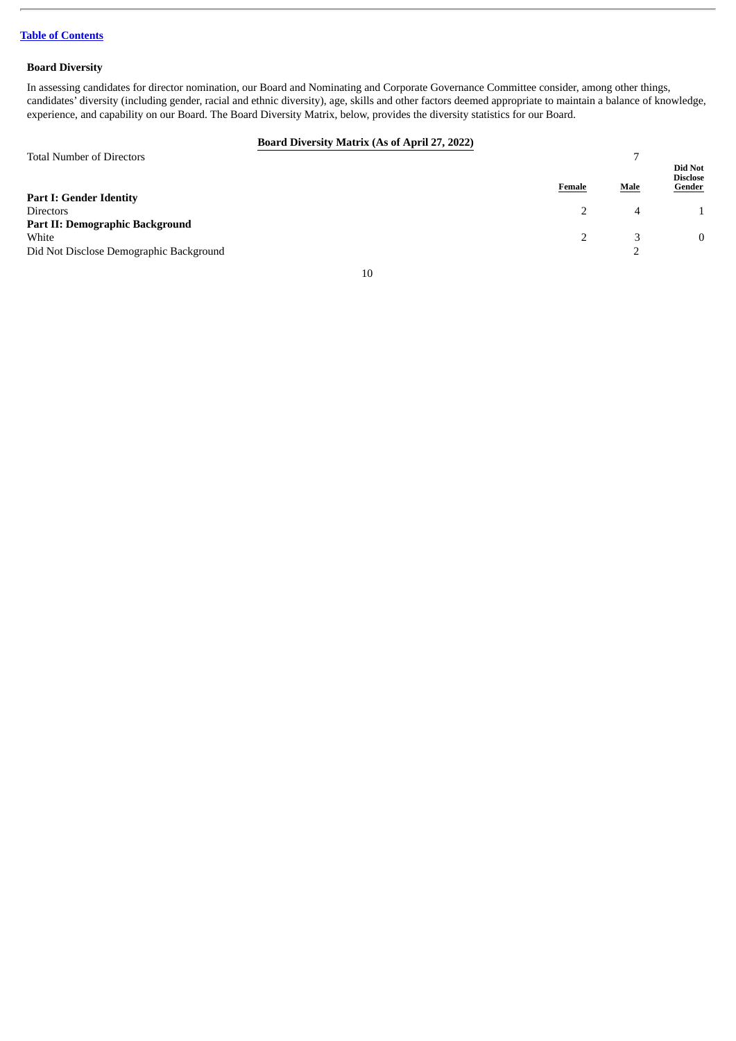**Board Diversity**

In assessing candidates for director nomination, our Board and Nominating and Corporate Governance Committee consider, among other things, candidates' diversity (including gender, racial and ethnic diversity), age, skills and other factors deemed appropriate to maintain a balance of knowledge, experience, and capability on our Board. The Board Diversity Matrix, below, provides the diversity statistics for our Board.

**Board Diversity Matrix (As of April 27, 2022)**

| Total Number of Directors | | 7 | |
|---|---|---|---|
| | **Female** | **Male** | **Did Not Disclose Gender** |
| **Part I: Gender Identity** | | | |
| Directors | 2 | 4 | 1 |
| **Part II: Demographic Background** | | | |
| White | 2 | 3 | 0 |
| Did Not Disclose Demographic Background | | 2 | |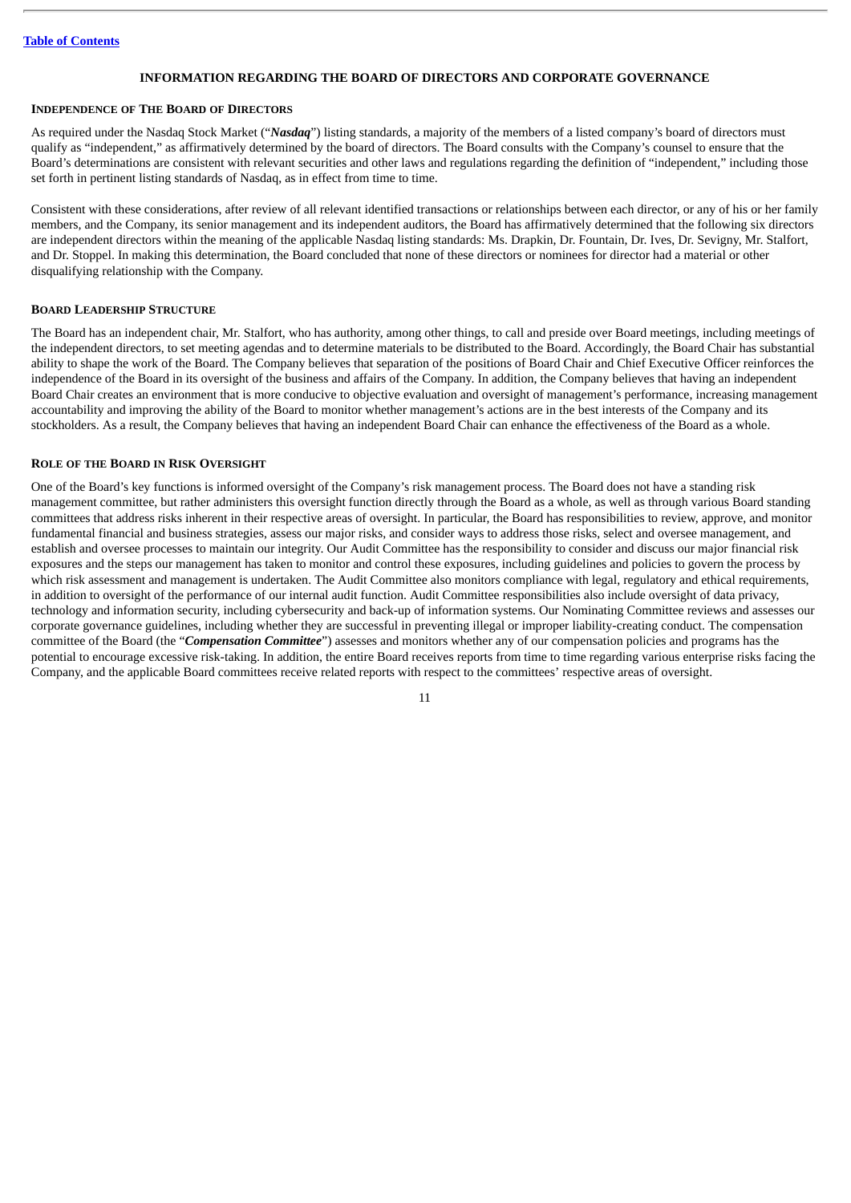[Table of Contents](#)

## INFORMATION REGARDING THE BOARD OF DIRECTORS AND CORPORATE GOVERNANCE

### INDEPENDENCE OF THE BOARD OF DIRECTORS

As required under the Nasdaq Stock Market ("***Nasdaq***") listing standards, a majority of the members of a listed company's board of directors must qualify as "independent," as affirmatively determined by the board of directors. The Board consults with the Company's counsel to ensure that the Board's determinations are consistent with relevant securities and other laws and regulations regarding the definition of "independent," including those set forth in pertinent listing standards of Nasdaq, as in effect from time to time.

Consistent with these considerations, after review of all relevant identified transactions or relationships between each director, or any of his or her family members, and the Company, its senior management and its independent auditors, the Board has affirmatively determined that the following six directors are independent directors within the meaning of the applicable Nasdaq listing standards: Ms. Drapkin, Dr. Fountain, Dr. Ives, Dr. Sevigny, Mr. Stalfort, and Dr. Stoppel. In making this determination, the Board concluded that none of these directors or nominees for director had a material or other disqualifying relationship with the Company.

### BOARD LEADERSHIP STRUCTURE

The Board has an independent chair, Mr. Stalfort, who has authority, among other things, to call and preside over Board meetings, including meetings of the independent directors, to set meeting agendas and to determine materials to be distributed to the Board. Accordingly, the Board Chair has substantial ability to shape the work of the Board. The Company believes that separation of the positions of Board Chair and Chief Executive Officer reinforces the independence of the Board in its oversight of the business and affairs of the Company. In addition, the Company believes that having an independent Board Chair creates an environment that is more conducive to objective evaluation and oversight of management's performance, increasing management accountability and improving the ability of the Board to monitor whether management's actions are in the best interests of the Company and its stockholders. As a result, the Company believes that having an independent Board Chair can enhance the effectiveness of the Board as a whole.

### ROLE OF THE BOARD IN RISK OVERSIGHT

One of the Board's key functions is informed oversight of the Company's risk management process. The Board does not have a standing risk management committee, but rather administers this oversight function directly through the Board as a whole, as well as through various Board standing committees that address risks inherent in their respective areas of oversight. In particular, the Board has responsibilities to review, approve, and monitor fundamental financial and business strategies, assess our major risks, and consider ways to address those risks, select and oversee management, and establish and oversee processes to maintain our integrity. Our Audit Committee has the responsibility to consider and discuss our major financial risk exposures and the steps our management has taken to monitor and control these exposures, including guidelines and policies to govern the process by which risk assessment and management is undertaken. The Audit Committee also monitors compliance with legal, regulatory and ethical requirements, in addition to oversight of the performance of our internal audit function. Audit Committee responsibilities also include oversight of data privacy, technology and information security, including cybersecurity and back-up of information systems. Our Nominating Committee reviews and assesses our corporate governance guidelines, including whether they are successful in preventing illegal or improper liability-creating conduct. The compensation committee of the Board (the "***Compensation Committee***") assesses and monitors whether any of our compensation policies and programs has the potential to encourage excessive risk-taking. In addition, the entire Board receives reports from time to time regarding various enterprise risks facing the Company, and the applicable Board committees receive related reports with respect to the committees' respective areas of oversight.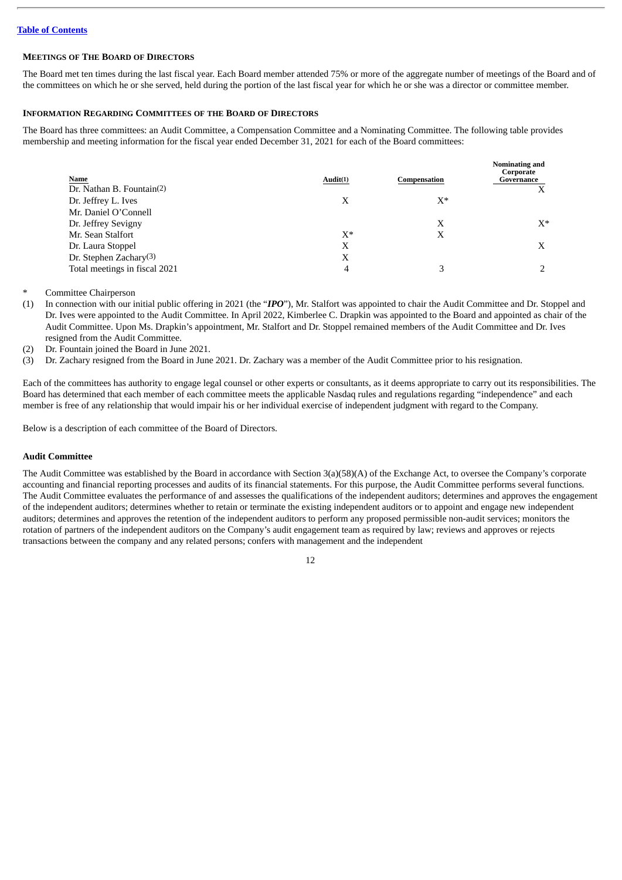[Table of Contents](#)

### MEETINGS OF THE BOARD OF DIRECTORS

The Board met ten times during the last fiscal year. Each Board member attended 75% or more of the aggregate number of meetings of the Board and of the committees on which he or she served, held during the portion of the last fiscal year for which he or she was a director or committee member.

### INFORMATION REGARDING COMMITTEES OF THE BOARD OF DIRECTORS

The Board has three committees: an Audit Committee, a Compensation Committee and a Nominating Committee. The following table provides membership and meeting information for the fiscal year ended December 31, 2021 for each of the Board committees:

| Name | Audit(1) | Compensation | Nominating and Corporate Governance |
|---|---|---|---|
| Dr. Nathan B. Fountain(2) | | | X |
| Dr. Jeffrey L. Ives | X | X* | |
| Mr. Daniel O'Connell | | | |
| Dr. Jeffrey Sevigny | | X | X* |
| Mr. Sean Stalfort | X* | X | |
| Dr. Laura Stoppel | X | | X |
| Dr. Stephen Zachary(3) | X | | |
| Total meetings in fiscal 2021 | 4 | 3 | 2 |

\* Committee Chairperson

(1) In connection with our initial public offering in 2021 (the "***IPO***"), Mr. Stalfort was appointed to chair the Audit Committee and Dr. Stoppel and Dr. Ives were appointed to the Audit Committee. In April 2022, Kimberlee C. Drapkin was appointed to the Board and appointed as chair of the Audit Committee. Upon Ms. Drapkin's appointment, Mr. Stalfort and Dr. Stoppel remained members of the Audit Committee and Dr. Ives resigned from the Audit Committee.

(2) Dr. Fountain joined the Board in June 2021.

(3) Dr. Zachary resigned from the Board in June 2021. Dr. Zachary was a member of the Audit Committee prior to his resignation.

Each of the committees has authority to engage legal counsel or other experts or consultants, as it deems appropriate to carry out its responsibilities. The Board has determined that each member of each committee meets the applicable Nasdaq rules and regulations regarding "independence" and each member is free of any relationship that would impair his or her individual exercise of independent judgment with regard to the Company.

Below is a description of each committee of the Board of Directors.

#### Audit Committee

The Audit Committee was established by the Board in accordance with Section 3(a)(58)(A) of the Exchange Act, to oversee the Company's corporate accounting and financial reporting processes and audits of its financial statements. For this purpose, the Audit Committee performs several functions. The Audit Committee evaluates the performance of and assesses the qualifications of the independent auditors; determines and approves the engagement of the independent auditors; determines whether to retain or terminate the existing independent auditors or to appoint and engage new independent auditors; determines and approves the retention of the independent auditors to perform any proposed permissible non-audit services; monitors the rotation of partners of the independent auditors on the Company's audit engagement team as required by law; reviews and approves or rejects transactions between the company and any related persons; confers with management and the independent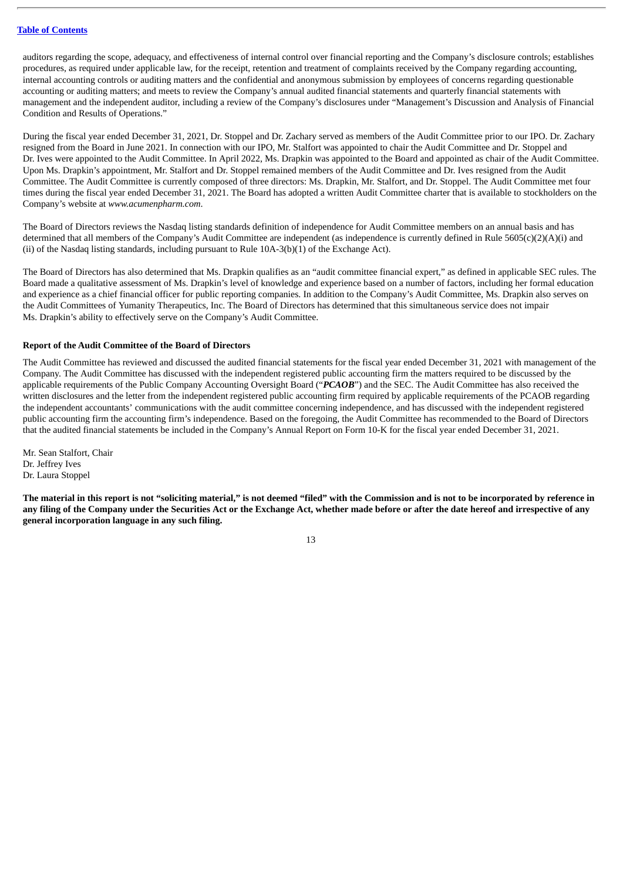auditors regarding the scope, adequacy, and effectiveness of internal control over financial reporting and the Company's disclosure controls; establishes procedures, as required under applicable law, for the receipt, retention and treatment of complaints received by the Company regarding accounting, internal accounting controls or auditing matters and the confidential and anonymous submission by employees of concerns regarding questionable accounting or auditing matters; and meets to review the Company's annual audited financial statements and quarterly financial statements with management and the independent auditor, including a review of the Company's disclosures under "Management's Discussion and Analysis of Financial Condition and Results of Operations."

During the fiscal year ended December 31, 2021, Dr. Stoppel and Dr. Zachary served as members of the Audit Committee prior to our IPO. Dr. Zachary resigned from the Board in June 2021. In connection with our IPO, Mr. Stalfort was appointed to chair the Audit Committee and Dr. Stoppel and Dr. Ives were appointed to the Audit Committee. In April 2022, Ms. Drapkin was appointed to the Board and appointed as chair of the Audit Committee. Upon Ms. Drapkin's appointment, Mr. Stalfort and Dr. Stoppel remained members of the Audit Committee and Dr. Ives resigned from the Audit Committee. The Audit Committee is currently composed of three directors: Ms. Drapkin, Mr. Stalfort, and Dr. Stoppel. The Audit Committee met four times during the fiscal year ended December 31, 2021. The Board has adopted a written Audit Committee charter that is available to stockholders on the Company's website at *www.acumenpharm.com*.

The Board of Directors reviews the Nasdaq listing standards definition of independence for Audit Committee members on an annual basis and has determined that all members of the Company's Audit Committee are independent (as independence is currently defined in Rule 5605(c)(2)(A)(i) and (ii) of the Nasdaq listing standards, including pursuant to Rule 10A-3(b)(1) of the Exchange Act).

The Board of Directors has also determined that Ms. Drapkin qualifies as an "audit committee financial expert," as defined in applicable SEC rules. The Board made a qualitative assessment of Ms. Drapkin's level of knowledge and experience based on a number of factors, including her formal education and experience as a chief financial officer for public reporting companies. In addition to the Company's Audit Committee, Ms. Drapkin also serves on the Audit Committees of Yumanity Therapeutics, Inc. The Board of Directors has determined that this simultaneous service does not impair Ms. Drapkin's ability to effectively serve on the Company's Audit Committee.

**Report of the Audit Committee of the Board of Directors**

The Audit Committee has reviewed and discussed the audited financial statements for the fiscal year ended December 31, 2021 with management of the Company. The Audit Committee has discussed with the independent registered public accounting firm the matters required to be discussed by the applicable requirements of the Public Company Accounting Oversight Board ("***PCAOB***") and the SEC. The Audit Committee has also received the written disclosures and the letter from the independent registered public accounting firm required by applicable requirements of the PCAOB regarding the independent accountants' communications with the audit committee concerning independence, and has discussed with the independent registered public accounting firm the accounting firm's independence. Based on the foregoing, the Audit Committee has recommended to the Board of Directors that the audited financial statements be included in the Company's Annual Report on Form 10-K for the fiscal year ended December 31, 2021.

Mr. Sean Stalfort, Chair
Dr. Jeffrey Ives
Dr. Laura Stoppel

**The material in this report is not "soliciting material," is not deemed "filed" with the Commission and is not to be incorporated by reference in any filing of the Company under the Securities Act or the Exchange Act, whether made before or after the date hereof and irrespective of any general incorporation language in any such filing.**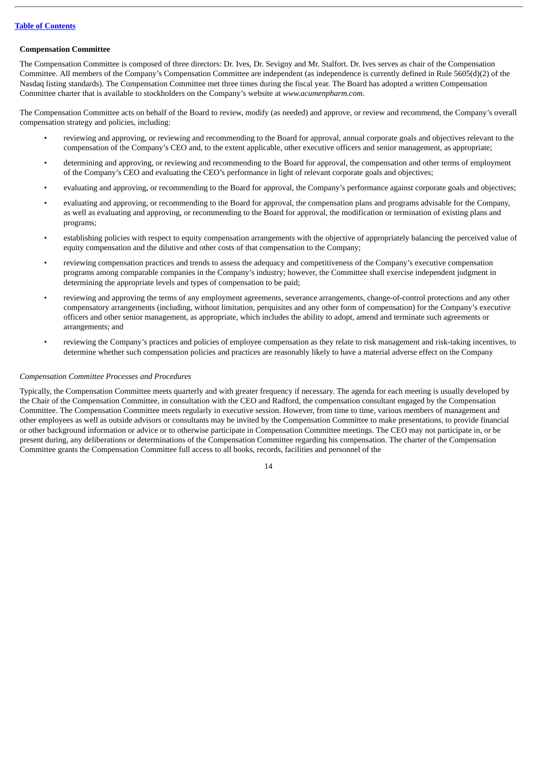**Compensation Committee**

The Compensation Committee is composed of three directors: Dr. Ives, Dr. Sevigny and Mr. Stalfort. Dr. Ives serves as chair of the Compensation Committee. All members of the Company's Compensation Committee are independent (as independence is currently defined in Rule 5605(d)(2) of the Nasdaq listing standards). The Compensation Committee met three times during the fiscal year. The Board has adopted a written Compensation Committee charter that is available to stockholders on the Company's website at *www.acumenpharm.com*.

The Compensation Committee acts on behalf of the Board to review, modify (as needed) and approve, or review and recommend, the Company's overall compensation strategy and policies, including:

- reviewing and approving, or reviewing and recommending to the Board for approval, annual corporate goals and objectives relevant to the compensation of the Company's CEO and, to the extent applicable, other executive officers and senior management, as appropriate;
- determining and approving, or reviewing and recommending to the Board for approval, the compensation and other terms of employment of the Company's CEO and evaluating the CEO's performance in light of relevant corporate goals and objectives;
- evaluating and approving, or recommending to the Board for approval, the Company's performance against corporate goals and objectives;
- evaluating and approving, or recommending to the Board for approval, the compensation plans and programs advisable for the Company, as well as evaluating and approving, or recommending to the Board for approval, the modification or termination of existing plans and programs;
- establishing policies with respect to equity compensation arrangements with the objective of appropriately balancing the perceived value of equity compensation and the dilutive and other costs of that compensation to the Company;
- reviewing compensation practices and trends to assess the adequacy and competitiveness of the Company's executive compensation programs among comparable companies in the Company's industry; however, the Committee shall exercise independent judgment in determining the appropriate levels and types of compensation to be paid;
- reviewing and approving the terms of any employment agreements, severance arrangements, change-of-control protections and any other compensatory arrangements (including, without limitation, perquisites and any other form of compensation) for the Company's executive officers and other senior management, as appropriate, which includes the ability to adopt, amend and terminate such agreements or arrangements; and
- reviewing the Company's practices and policies of employee compensation as they relate to risk management and risk-taking incentives, to determine whether such compensation policies and practices are reasonably likely to have a material adverse effect on the Company

*Compensation Committee Processes and Procedures*

Typically, the Compensation Committee meets quarterly and with greater frequency if necessary. The agenda for each meeting is usually developed by the Chair of the Compensation Committee, in consultation with the CEO and Radford, the compensation consultant engaged by the Compensation Committee. The Compensation Committee meets regularly in executive session. However, from time to time, various members of management and other employees as well as outside advisors or consultants may be invited by the Compensation Committee to make presentations, to provide financial or other background information or advice or to otherwise participate in Compensation Committee meetings. The CEO may not participate in, or be present during, any deliberations or determinations of the Compensation Committee regarding his compensation. The charter of the Compensation Committee grants the Compensation Committee full access to all books, records, facilities and personnel of the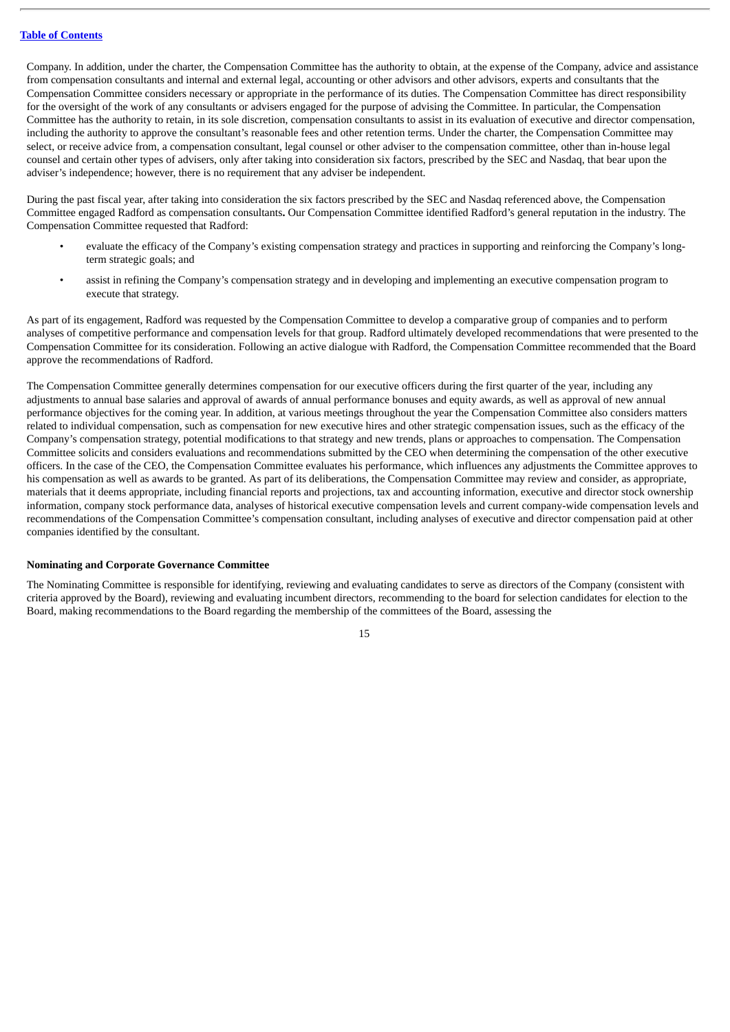Company. In addition, under the charter, the Compensation Committee has the authority to obtain, at the expense of the Company, advice and assistance from compensation consultants and internal and external legal, accounting or other advisors and other advisors, experts and consultants that the Compensation Committee considers necessary or appropriate in the performance of its duties. The Compensation Committee has direct responsibility for the oversight of the work of any consultants or advisers engaged for the purpose of advising the Committee. In particular, the Compensation Committee has the authority to retain, in its sole discretion, compensation consultants to assist in its evaluation of executive and director compensation, including the authority to approve the consultant's reasonable fees and other retention terms. Under the charter, the Compensation Committee may select, or receive advice from, a compensation consultant, legal counsel or other adviser to the compensation committee, other than in-house legal counsel and certain other types of advisers, only after taking into consideration six factors, prescribed by the SEC and Nasdaq, that bear upon the adviser's independence; however, there is no requirement that any adviser be independent.

During the past fiscal year, after taking into consideration the six factors prescribed by the SEC and Nasdaq referenced above, the Compensation Committee engaged Radford as compensation consultants**.** Our Compensation Committee identified Radford's general reputation in the industry. The Compensation Committee requested that Radford:

- evaluate the efficacy of the Company's existing compensation strategy and practices in supporting and reinforcing the Company's long-term strategic goals; and
- assist in refining the Company's compensation strategy and in developing and implementing an executive compensation program to execute that strategy.

As part of its engagement, Radford was requested by the Compensation Committee to develop a comparative group of companies and to perform analyses of competitive performance and compensation levels for that group. Radford ultimately developed recommendations that were presented to the Compensation Committee for its consideration. Following an active dialogue with Radford, the Compensation Committee recommended that the Board approve the recommendations of Radford.

The Compensation Committee generally determines compensation for our executive officers during the first quarter of the year, including any adjustments to annual base salaries and approval of awards of annual performance bonuses and equity awards, as well as approval of new annual performance objectives for the coming year. In addition, at various meetings throughout the year the Compensation Committee also considers matters related to individual compensation, such as compensation for new executive hires and other strategic compensation issues, such as the efficacy of the Company's compensation strategy, potential modifications to that strategy and new trends, plans or approaches to compensation. The Compensation Committee solicits and considers evaluations and recommendations submitted by the CEO when determining the compensation of the other executive officers. In the case of the CEO, the Compensation Committee evaluates his performance, which influences any adjustments the Committee approves to his compensation as well as awards to be granted. As part of its deliberations, the Compensation Committee may review and consider, as appropriate, materials that it deems appropriate, including financial reports and projections, tax and accounting information, executive and director stock ownership information, company stock performance data, analyses of historical executive compensation levels and current company-wide compensation levels and recommendations of the Compensation Committee's compensation consultant, including analyses of executive and director compensation paid at other companies identified by the consultant.

**Nominating and Corporate Governance Committee**

The Nominating Committee is responsible for identifying, reviewing and evaluating candidates to serve as directors of the Company (consistent with criteria approved by the Board), reviewing and evaluating incumbent directors, recommending to the board for selection candidates for election to the Board, making recommendations to the Board regarding the membership of the committees of the Board, assessing the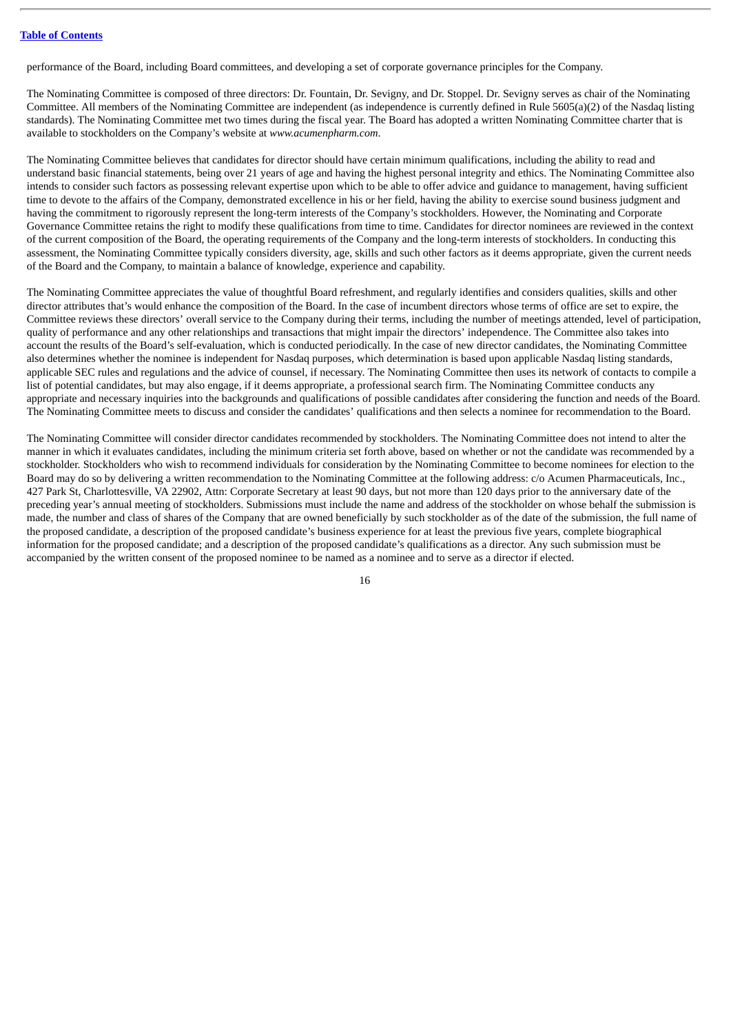performance of the Board, including Board committees, and developing a set of corporate governance principles for the Company.

The Nominating Committee is composed of three directors: Dr. Fountain, Dr. Sevigny, and Dr. Stoppel. Dr. Sevigny serves as chair of the Nominating Committee. All members of the Nominating Committee are independent (as independence is currently defined in Rule 5605(a)(2) of the Nasdaq listing standards). The Nominating Committee met two times during the fiscal year. The Board has adopted a written Nominating Committee charter that is available to stockholders on the Company's website at *www.acumenpharm.com*.

The Nominating Committee believes that candidates for director should have certain minimum qualifications, including the ability to read and understand basic financial statements, being over 21 years of age and having the highest personal integrity and ethics. The Nominating Committee also intends to consider such factors as possessing relevant expertise upon which to be able to offer advice and guidance to management, having sufficient time to devote to the affairs of the Company, demonstrated excellence in his or her field, having the ability to exercise sound business judgment and having the commitment to rigorously represent the long-term interests of the Company's stockholders. However, the Nominating and Corporate Governance Committee retains the right to modify these qualifications from time to time. Candidates for director nominees are reviewed in the context of the current composition of the Board, the operating requirements of the Company and the long-term interests of stockholders. In conducting this assessment, the Nominating Committee typically considers diversity, age, skills and such other factors as it deems appropriate, given the current needs of the Board and the Company, to maintain a balance of knowledge, experience and capability.

The Nominating Committee appreciates the value of thoughtful Board refreshment, and regularly identifies and considers qualities, skills and other director attributes that's would enhance the composition of the Board. In the case of incumbent directors whose terms of office are set to expire, the Committee reviews these directors' overall service to the Company during their terms, including the number of meetings attended, level of participation, quality of performance and any other relationships and transactions that might impair the directors' independence. The Committee also takes into account the results of the Board's self-evaluation, which is conducted periodically. In the case of new director candidates, the Nominating Committee also determines whether the nominee is independent for Nasdaq purposes, which determination is based upon applicable Nasdaq listing standards, applicable SEC rules and regulations and the advice of counsel, if necessary. The Nominating Committee then uses its network of contacts to compile a list of potential candidates, but may also engage, if it deems appropriate, a professional search firm. The Nominating Committee conducts any appropriate and necessary inquiries into the backgrounds and qualifications of possible candidates after considering the function and needs of the Board. The Nominating Committee meets to discuss and consider the candidates' qualifications and then selects a nominee for recommendation to the Board.

The Nominating Committee will consider director candidates recommended by stockholders. The Nominating Committee does not intend to alter the manner in which it evaluates candidates, including the minimum criteria set forth above, based on whether or not the candidate was recommended by a stockholder. Stockholders who wish to recommend individuals for consideration by the Nominating Committee to become nominees for election to the Board may do so by delivering a written recommendation to the Nominating Committee at the following address: c/o Acumen Pharmaceuticals, Inc., 427 Park St, Charlottesville, VA 22902, Attn: Corporate Secretary at least 90 days, but not more than 120 days prior to the anniversary date of the preceding year's annual meeting of stockholders. Submissions must include the name and address of the stockholder on whose behalf the submission is made, the number and class of shares of the Company that are owned beneficially by such stockholder as of the date of the submission, the full name of the proposed candidate, a description of the proposed candidate's business experience for at least the previous five years, complete biographical information for the proposed candidate; and a description of the proposed candidate's qualifications as a director. Any such submission must be accompanied by the written consent of the proposed nominee to be named as a nominee and to serve as a director if elected.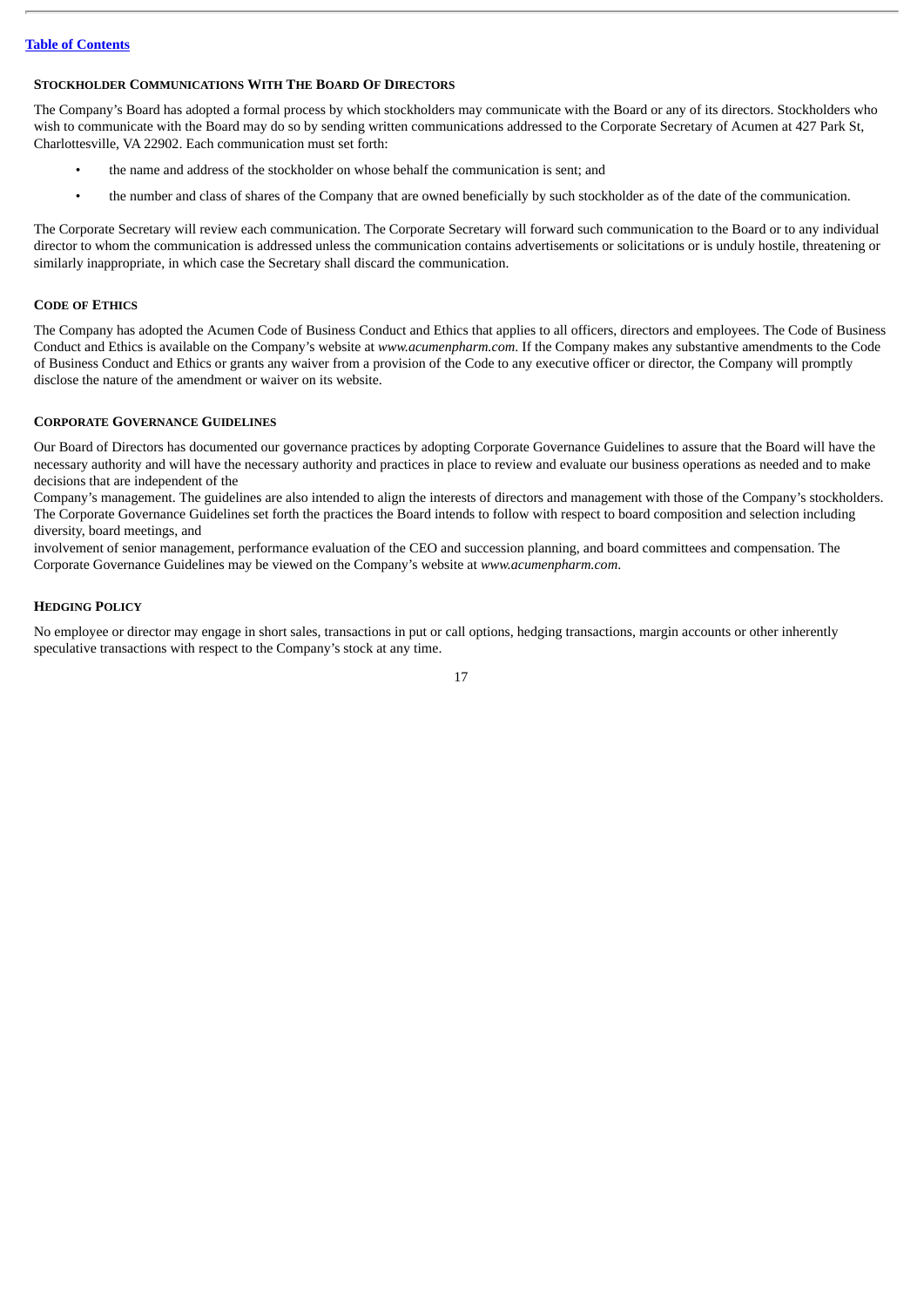### STOCKHOLDER COMMUNICATIONS WITH THE BOARD OF DIRECTORS

The Company's Board has adopted a formal process by which stockholders may communicate with the Board or any of its directors. Stockholders who wish to communicate with the Board may do so by sending written communications addressed to the Corporate Secretary of Acumen at 427 Park St, Charlottesville, VA 22902. Each communication must set forth:

- the name and address of the stockholder on whose behalf the communication is sent; and
- the number and class of shares of the Company that are owned beneficially by such stockholder as of the date of the communication.

The Corporate Secretary will review each communication. The Corporate Secretary will forward such communication to the Board or to any individual director to whom the communication is addressed unless the communication contains advertisements or solicitations or is unduly hostile, threatening or similarly inappropriate, in which case the Secretary shall discard the communication.

### CODE OF ETHICS

The Company has adopted the Acumen Code of Business Conduct and Ethics that applies to all officers, directors and employees. The Code of Business Conduct and Ethics is available on the Company's website at *www.acumenpharm.com*. If the Company makes any substantive amendments to the Code of Business Conduct and Ethics or grants any waiver from a provision of the Code to any executive officer or director, the Company will promptly disclose the nature of the amendment or waiver on its website.

### CORPORATE GOVERNANCE GUIDELINES

Our Board of Directors has documented our governance practices by adopting Corporate Governance Guidelines to assure that the Board will have the necessary authority and will have the necessary authority and practices in place to review and evaluate our business operations as needed and to make decisions that are independent of the Company's management. The guidelines are also intended to align the interests of directors and management with those of the Company's stockholders. The Corporate Governance Guidelines set forth the practices the Board intends to follow with respect to board composition and selection including diversity, board meetings, and involvement of senior management, performance evaluation of the CEO and succession planning, and board committees and compensation. The Corporate Governance Guidelines may be viewed on the Company's website at *www.acumenpharm.com*.

### HEDGING POLICY

No employee or director may engage in short sales, transactions in put or call options, hedging transactions, margin accounts or other inherently speculative transactions with respect to the Company's stock at any time.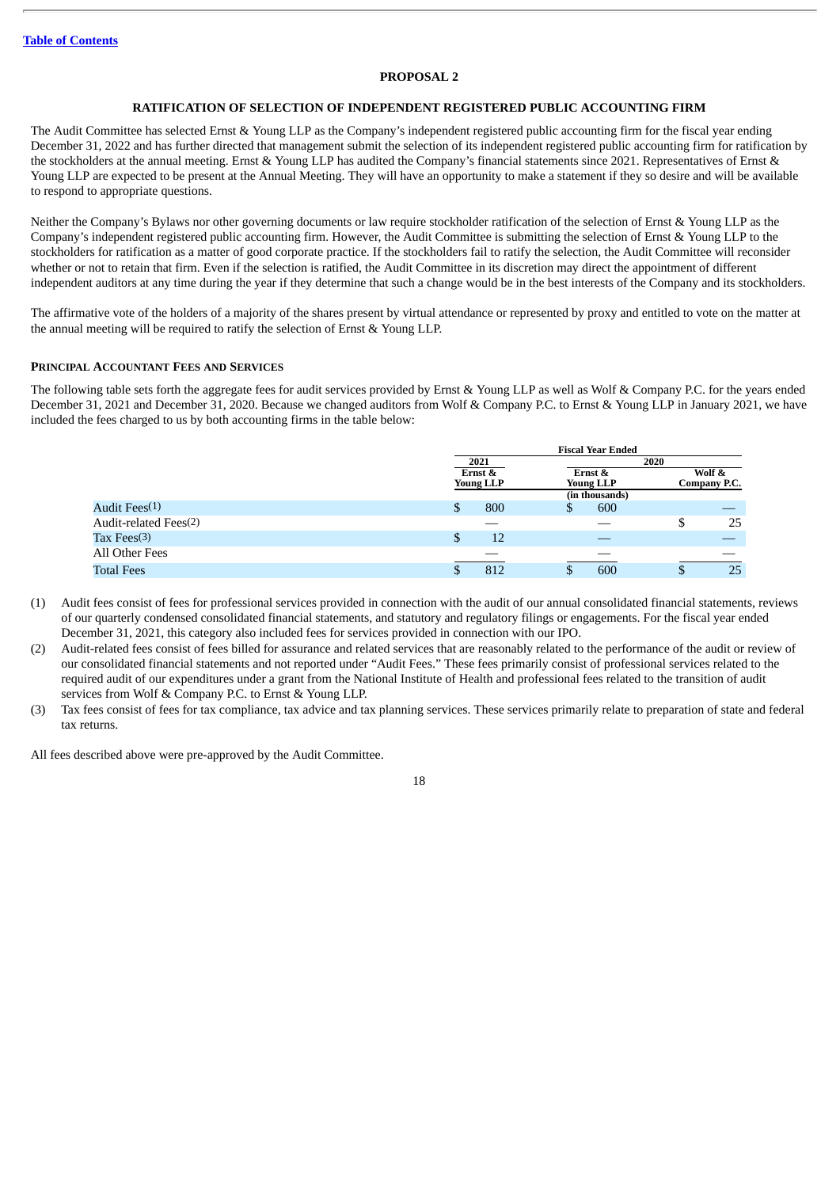[Table of Contents](#)

## PROPOSAL 2

### RATIFICATION OF SELECTION OF INDEPENDENT REGISTERED PUBLIC ACCOUNTING FIRM

The Audit Committee has selected Ernst & Young LLP as the Company's independent registered public accounting firm for the fiscal year ending December 31, 2022 and has further directed that management submit the selection of its independent registered public accounting firm for ratification by the stockholders at the annual meeting. Ernst & Young LLP has audited the Company's financial statements since 2021. Representatives of Ernst & Young LLP are expected to be present at the Annual Meeting. They will have an opportunity to make a statement if they so desire and will be available to respond to appropriate questions.

Neither the Company's Bylaws nor other governing documents or law require stockholder ratification of the selection of Ernst & Young LLP as the Company's independent registered public accounting firm. However, the Audit Committee is submitting the selection of Ernst & Young LLP to the stockholders for ratification as a matter of good corporate practice. If the stockholders fail to ratify the selection, the Audit Committee will reconsider whether or not to retain that firm. Even if the selection is ratified, the Audit Committee in its discretion may direct the appointment of different independent auditors at any time during the year if they determine that such a change would be in the best interests of the Company and its stockholders.

The affirmative vote of the holders of a majority of the shares present by virtual attendance or represented by proxy and entitled to vote on the matter at the annual meeting will be required to ratify the selection of Ernst & Young LLP.

#### PRINCIPAL ACCOUNTANT FEES AND SERVICES

The following table sets forth the aggregate fees for audit services provided by Ernst & Young LLP as well as Wolf & Company P.C. for the years ended December 31, 2021 and December 31, 2020. Because we changed auditors from Wolf & Company P.C. to Ernst & Young LLP in January 2021, we have included the fees charged to us by both accounting firms in the table below:

| | Fiscal Year Ended | | |
|---|---|---|---|
| | 2021 | 2020 | |
| | Ernst & Young LLP | Ernst & Young LLP | Wolf & Company P.C. |
| | (in thousands) | | |
| Audit Fees(1) | $ 800 | $ 600 | — |
| Audit-related Fees(2) | — | — | $ 25 |
| Tax Fees(3) | $ 12 | — | — |
| All Other Fees | — | — | — |
| Total Fees | $ 812 | $ 600 | $ 25 |

(1) Audit fees consist of fees for professional services provided in connection with the audit of our annual consolidated financial statements, reviews of our quarterly condensed consolidated financial statements, and statutory and regulatory filings or engagements. For the fiscal year ended December 31, 2021, this category also included fees for services provided in connection with our IPO.

(2) Audit-related fees consist of fees billed for assurance and related services that are reasonably related to the performance of the audit or review of our consolidated financial statements and not reported under "Audit Fees." These fees primarily consist of professional services related to the required audit of our expenditures under a grant from the National Institute of Health and professional fees related to the transition of audit services from Wolf & Company P.C. to Ernst & Young LLP.

(3) Tax fees consist of fees for tax compliance, tax advice and tax planning services. These services primarily relate to preparation of state and federal tax returns.

All fees described above were pre-approved by the Audit Committee.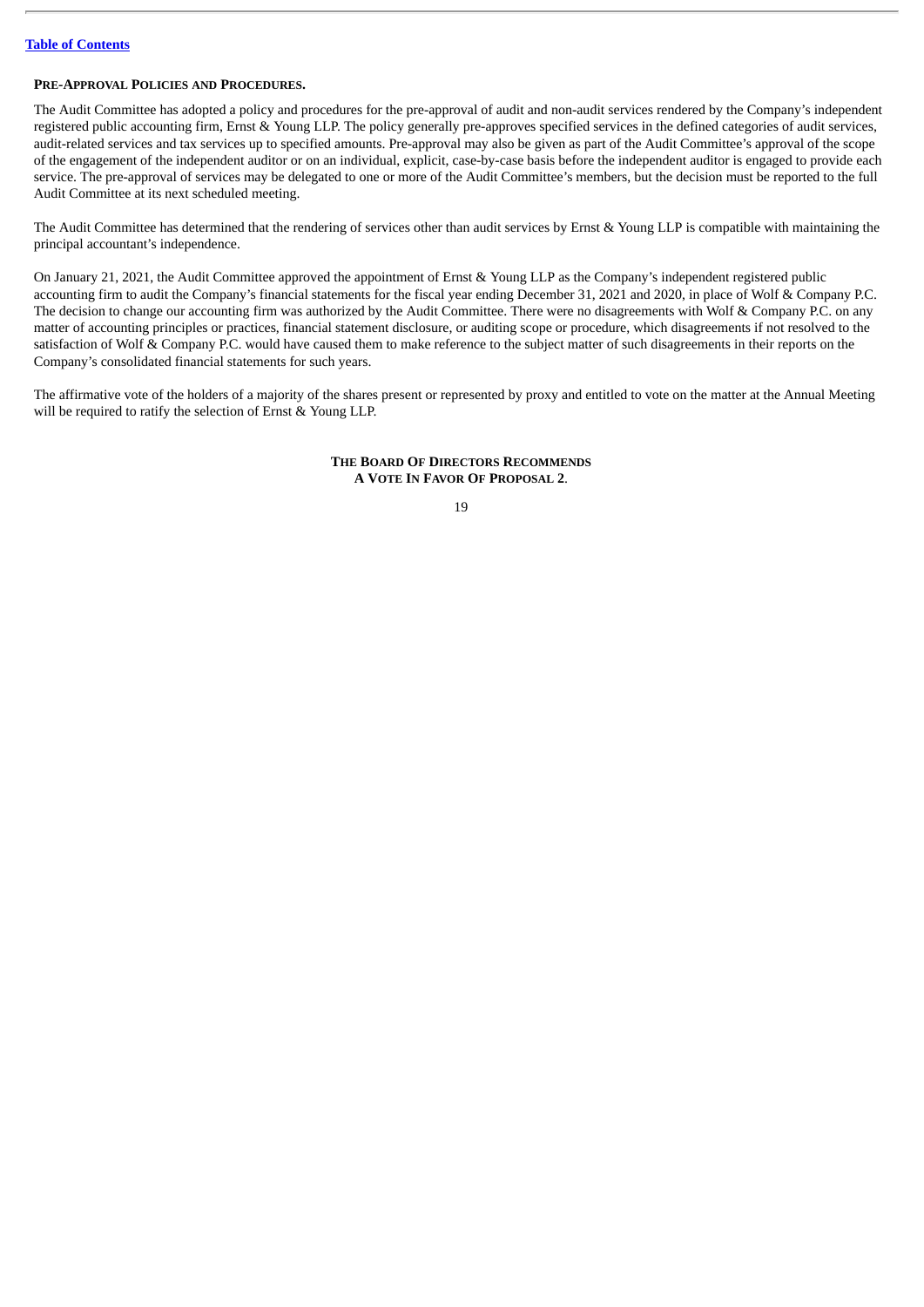**PRE-APPROVAL POLICIES AND PROCEDURES.**

The Audit Committee has adopted a policy and procedures for the pre-approval of audit and non-audit services rendered by the Company's independent registered public accounting firm, Ernst & Young LLP. The policy generally pre-approves specified services in the defined categories of audit services, audit-related services and tax services up to specified amounts. Pre-approval may also be given as part of the Audit Committee's approval of the scope of the engagement of the independent auditor or on an individual, explicit, case-by-case basis before the independent auditor is engaged to provide each service. The pre-approval of services may be delegated to one or more of the Audit Committee's members, but the decision must be reported to the full Audit Committee at its next scheduled meeting.

The Audit Committee has determined that the rendering of services other than audit services by Ernst & Young LLP is compatible with maintaining the principal accountant's independence.

On January 21, 2021, the Audit Committee approved the appointment of Ernst & Young LLP as the Company's independent registered public accounting firm to audit the Company's financial statements for the fiscal year ending December 31, 2021 and 2020, in place of Wolf & Company P.C. The decision to change our accounting firm was authorized by the Audit Committee. There were no disagreements with Wolf & Company P.C. on any matter of accounting principles or practices, financial statement disclosure, or auditing scope or procedure, which disagreements if not resolved to the satisfaction of Wolf & Company P.C. would have caused them to make reference to the subject matter of such disagreements in their reports on the Company's consolidated financial statements for such years.

The affirmative vote of the holders of a majority of the shares present or represented by proxy and entitled to vote on the matter at the Annual Meeting will be required to ratify the selection of Ernst & Young LLP.

**THE BOARD OF DIRECTORS RECOMMENDS A VOTE IN FAVOR OF PROPOSAL 2.**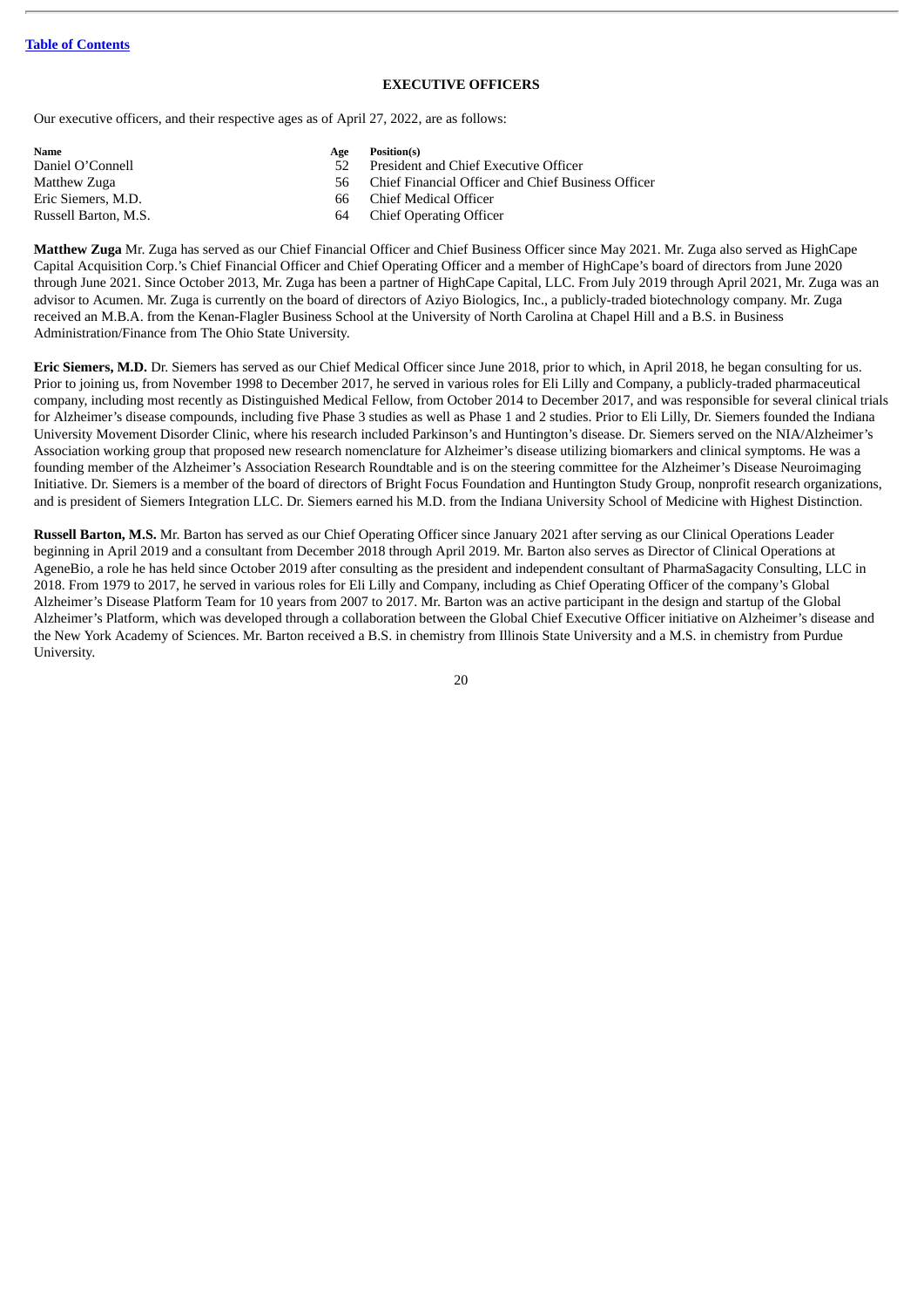## EXECUTIVE OFFICERS

Our executive officers, and their respective ages as of April 27, 2022, are as follows:

| Name | Age | Position(s) |
|---|---|---|
| Daniel O'Connell | 52 | President and Chief Executive Officer |
| Matthew Zuga | 56 | Chief Financial Officer and Chief Business Officer |
| Eric Siemers, M.D. | 66 | Chief Medical Officer |
| Russell Barton, M.S. | 64 | Chief Operating Officer |

**Matthew Zuga** Mr. Zuga has served as our Chief Financial Officer and Chief Business Officer since May 2021. Mr. Zuga also served as HighCape Capital Acquisition Corp.'s Chief Financial Officer and Chief Operating Officer and a member of HighCape's board of directors from June 2020 through June 2021. Since October 2013, Mr. Zuga has been a partner of HighCape Capital, LLC. From July 2019 through April 2021, Mr. Zuga was an advisor to Acumen. Mr. Zuga is currently on the board of directors of Aziyo Biologics, Inc., a publicly-traded biotechnology company. Mr. Zuga received an M.B.A. from the Kenan-Flagler Business School at the University of North Carolina at Chapel Hill and a B.S. in Business Administration/Finance from The Ohio State University.

**Eric Siemers, M.D.** Dr. Siemers has served as our Chief Medical Officer since June 2018, prior to which, in April 2018, he began consulting for us. Prior to joining us, from November 1998 to December 2017, he served in various roles for Eli Lilly and Company, a publicly-traded pharmaceutical company, including most recently as Distinguished Medical Fellow, from October 2014 to December 2017, and was responsible for several clinical trials for Alzheimer's disease compounds, including five Phase 3 studies as well as Phase 1 and 2 studies. Prior to Eli Lilly, Dr. Siemers founded the Indiana University Movement Disorder Clinic, where his research included Parkinson's and Huntington's disease. Dr. Siemers served on the NIA/Alzheimer's Association working group that proposed new research nomenclature for Alzheimer's disease utilizing biomarkers and clinical symptoms. He was a founding member of the Alzheimer's Association Research Roundtable and is on the steering committee for the Alzheimer's Disease Neuroimaging Initiative. Dr. Siemers is a member of the board of directors of Bright Focus Foundation and Huntington Study Group, nonprofit research organizations, and is president of Siemers Integration LLC. Dr. Siemers earned his M.D. from the Indiana University School of Medicine with Highest Distinction.

**Russell Barton, M.S.** Mr. Barton has served as our Chief Operating Officer since January 2021 after serving as our Clinical Operations Leader beginning in April 2019 and a consultant from December 2018 through April 2019. Mr. Barton also serves as Director of Clinical Operations at AgeneBio, a role he has held since October 2019 after consulting as the president and independent consultant of PharmaSagacity Consulting, LLC in 2018. From 1979 to 2017, he served in various roles for Eli Lilly and Company, including as Chief Operating Officer of the company's Global Alzheimer's Disease Platform Team for 10 years from 2007 to 2017. Mr. Barton was an active participant in the design and startup of the Global Alzheimer's Platform, which was developed through a collaboration between the Global Chief Executive Officer initiative on Alzheimer's disease and the New York Academy of Sciences. Mr. Barton received a B.S. in chemistry from Illinois State University and a M.S. in chemistry from Purdue University.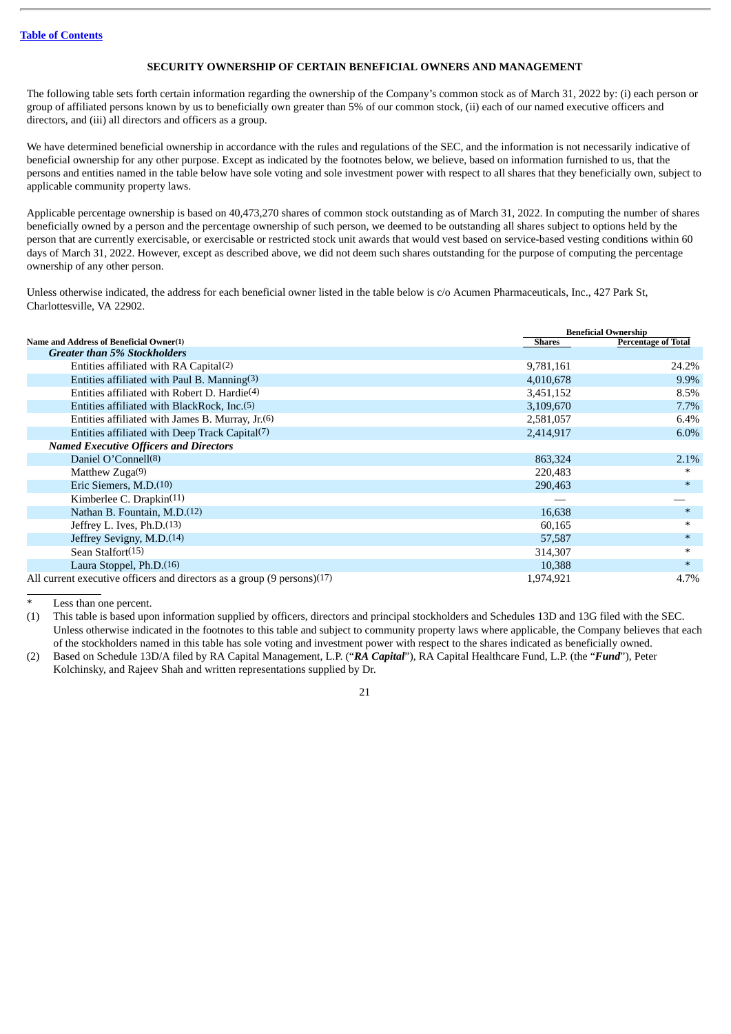[Table of Contents](#)

## SECURITY OWNERSHIP OF CERTAIN BENEFICIAL OWNERS AND MANAGEMENT

The following table sets forth certain information regarding the ownership of the Company's common stock as of March 31, 2022 by: (i) each person or group of affiliated persons known by us to beneficially own greater than 5% of our common stock, (ii) each of our named executive officers and directors, and (iii) all directors and officers as a group.

We have determined beneficial ownership in accordance with the rules and regulations of the SEC, and the information is not necessarily indicative of beneficial ownership for any other purpose. Except as indicated by the footnotes below, we believe, based on information furnished to us, that the persons and entities named in the table below have sole voting and sole investment power with respect to all shares that they beneficially own, subject to applicable community property laws.

Applicable percentage ownership is based on 40,473,270 shares of common stock outstanding as of March 31, 2022. In computing the number of shares beneficially owned by a person and the percentage ownership of such person, we deemed to be outstanding all shares subject to options held by the person that are currently exercisable, or exercisable or restricted stock unit awards that would vest based on service-based vesting conditions within 60 days of March 31, 2022. However, except as described above, we did not deem such shares outstanding for the purpose of computing the percentage ownership of any other person.

Unless otherwise indicated, the address for each beneficial owner listed in the table below is c/o Acumen Pharmaceuticals, Inc., 427 Park St, Charlottesville, VA 22902.

| Name and Address of Beneficial Owner(1) | Beneficial Ownership | |
|---|---|---|
| | Shares | Percentage of Total |
| ***Greater than 5% Stockholders*** | | |
| Entities affiliated with RA Capital(2) | 9,781,161 | 24.2% |
| Entities affiliated with Paul B. Manning(3) | 4,010,678 | 9.9% |
| Entities affiliated with Robert D. Hardie(4) | 3,451,152 | 8.5% |
| Entities affiliated with BlackRock, Inc.(5) | 3,109,670 | 7.7% |
| Entities affiliated with James B. Murray, Jr.(6) | 2,581,057 | 6.4% |
| Entities affiliated with Deep Track Capital(7) | 2,414,917 | 6.0% |
| ***Named Executive Officers and Directors*** | | |
| Daniel O'Connell(8) | 863,324 | 2.1% |
| Matthew Zuga(9) | 220,483 | * |
| Eric Siemers, M.D.(10) | 290,463 | * |
| Kimberlee C. Drapkin(11) | — | — |
| Nathan B. Fountain, M.D.(12) | 16,638 | * |
| Jeffrey L. Ives, Ph.D.(13) | 60,165 | * |
| Jeffrey Sevigny, M.D.(14) | 57,587 | * |
| Sean Stalfort(15) | 314,307 | * |
| Laura Stoppel, Ph.D.(16) | 10,388 | * |
| All current executive officers and directors as a group (9 persons)(17) | 1,974,921 | 4.7% |

\* Less than one percent.

(1) This table is based upon information supplied by officers, directors and principal stockholders and Schedules 13D and 13G filed with the SEC. Unless otherwise indicated in the footnotes to this table and subject to community property laws where applicable, the Company believes that each of the stockholders named in this table has sole voting and investment power with respect to the shares indicated as beneficially owned.

(2) Based on Schedule 13D/A filed by RA Capital Management, L.P. ("***RA Capital***"), RA Capital Healthcare Fund, L.P. (the "***Fund***"), Peter Kolchinsky, and Rajeev Shah and written representations supplied by Dr.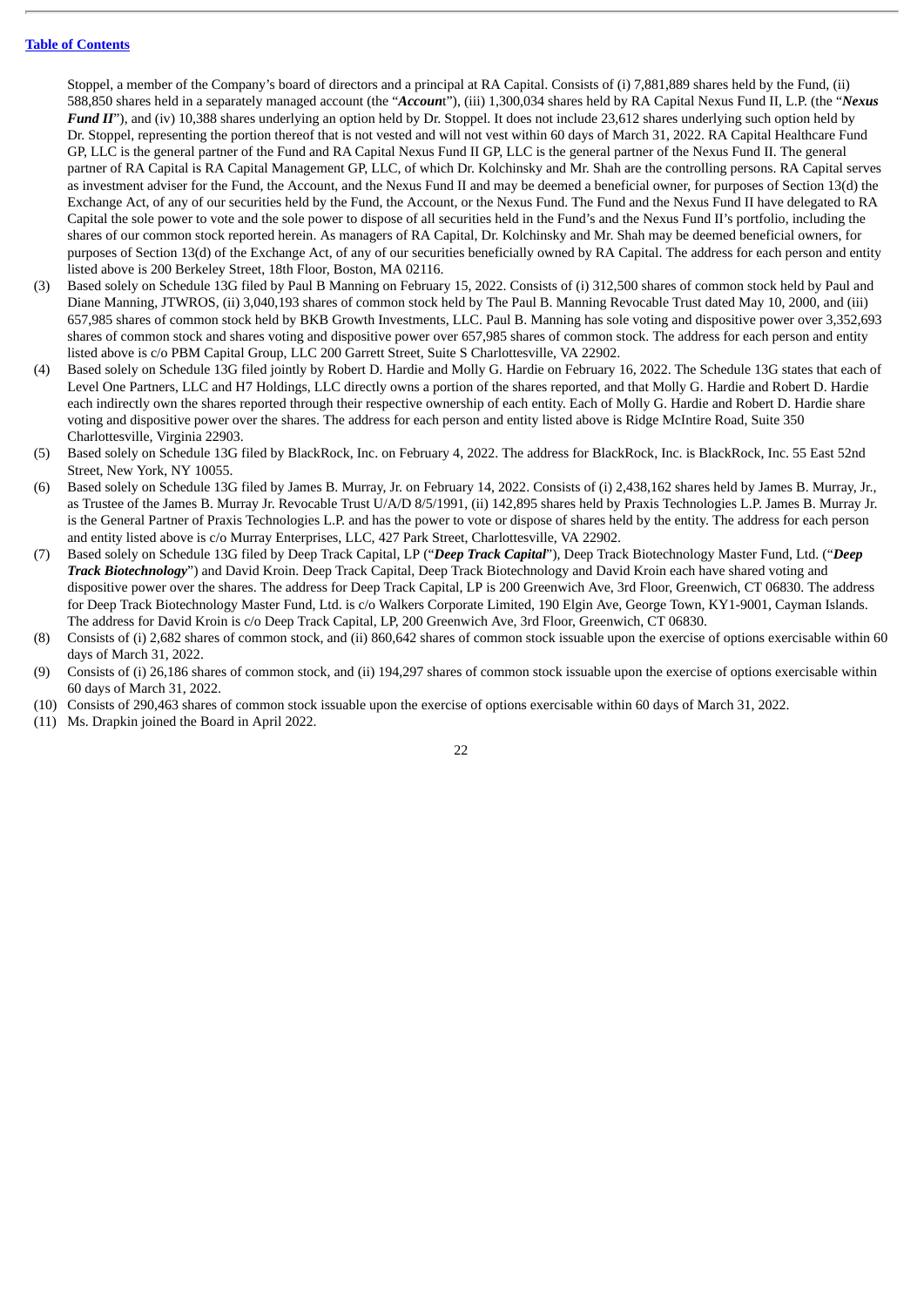Stoppel, a member of the Company's board of directors and a principal at RA Capital. Consists of (i) 7,881,889 shares held by the Fund, (ii) 588,850 shares held in a separately managed account (the "***Account***"), (iii) 1,300,034 shares held by RA Capital Nexus Fund II, L.P. (the "***Nexus Fund II***"), and (iv) 10,388 shares underlying an option held by Dr. Stoppel. It does not include 23,612 shares underlying such option held by Dr. Stoppel, representing the portion thereof that is not vested and will not vest within 60 days of March 31, 2022. RA Capital Healthcare Fund GP, LLC is the general partner of the Fund and RA Capital Nexus Fund II GP, LLC is the general partner of the Nexus Fund II. The general partner of RA Capital is RA Capital Management GP, LLC, of which Dr. Kolchinsky and Mr. Shah are the controlling persons. RA Capital serves as investment adviser for the Fund, the Account, and the Nexus Fund II and may be deemed a beneficial owner, for purposes of Section 13(d) the Exchange Act, of any of our securities held by the Fund, the Account, or the Nexus Fund. The Fund and the Nexus Fund II have delegated to RA Capital the sole power to vote and the sole power to dispose of all securities held in the Fund's and the Nexus Fund II's portfolio, including the shares of our common stock reported herein. As managers of RA Capital, Dr. Kolchinsky and Mr. Shah may be deemed beneficial owners, for purposes of Section 13(d) of the Exchange Act, of any of our securities beneficially owned by RA Capital. The address for each person and entity listed above is 200 Berkeley Street, 18th Floor, Boston, MA 02116.

(3) Based solely on Schedule 13G filed by Paul B Manning on February 15, 2022. Consists of (i) 312,500 shares of common stock held by Paul and Diane Manning, JTWROS, (ii) 3,040,193 shares of common stock held by The Paul B. Manning Revocable Trust dated May 10, 2000, and (iii) 657,985 shares of common stock held by BKB Growth Investments, LLC. Paul B. Manning has sole voting and dispositive power over 3,352,693 shares of common stock and shares voting and dispositive power over 657,985 shares of common stock. The address for each person and entity listed above is c/o PBM Capital Group, LLC 200 Garrett Street, Suite S Charlottesville, VA 22902.

(4) Based solely on Schedule 13G filed jointly by Robert D. Hardie and Molly G. Hardie on February 16, 2022. The Schedule 13G states that each of Level One Partners, LLC and H7 Holdings, LLC directly owns a portion of the shares reported, and that Molly G. Hardie and Robert D. Hardie each indirectly own the shares reported through their respective ownership of each entity. Each of Molly G. Hardie and Robert D. Hardie share voting and dispositive power over the shares. The address for each person and entity listed above is Ridge McIntire Road, Suite 350 Charlottesville, Virginia 22903.

(5) Based solely on Schedule 13G filed by BlackRock, Inc. on February 4, 2022. The address for BlackRock, Inc. is BlackRock, Inc. 55 East 52nd Street, New York, NY 10055.

(6) Based solely on Schedule 13G filed by James B. Murray, Jr. on February 14, 2022. Consists of (i) 2,438,162 shares held by James B. Murray, Jr., as Trustee of the James B. Murray Jr. Revocable Trust U/A/D 8/5/1991, (ii) 142,895 shares held by Praxis Technologies L.P. James B. Murray Jr. is the General Partner of Praxis Technologies L.P. and has the power to vote or dispose of shares held by the entity. The address for each person and entity listed above is c/o Murray Enterprises, LLC, 427 Park Street, Charlottesville, VA 22902.

(7) Based solely on Schedule 13G filed by Deep Track Capital, LP ("***Deep Track Capital***"), Deep Track Biotechnology Master Fund, Ltd. ("***Deep Track Biotechnology***") and David Kroin. Deep Track Capital, Deep Track Biotechnology and David Kroin each have shared voting and dispositive power over the shares. The address for Deep Track Capital, LP is 200 Greenwich Ave, 3rd Floor, Greenwich, CT 06830. The address for Deep Track Biotechnology Master Fund, Ltd. is c/o Walkers Corporate Limited, 190 Elgin Ave, George Town, KY1-9001, Cayman Islands. The address for David Kroin is c/o Deep Track Capital, LP, 200 Greenwich Ave, 3rd Floor, Greenwich, CT 06830.

(8) Consists of (i) 2,682 shares of common stock, and (ii) 860,642 shares of common stock issuable upon the exercise of options exercisable within 60 days of March 31, 2022.

(9) Consists of (i) 26,186 shares of common stock, and (ii) 194,297 shares of common stock issuable upon the exercise of options exercisable within 60 days of March 31, 2022.

(10) Consists of 290,463 shares of common stock issuable upon the exercise of options exercisable within 60 days of March 31, 2022.

(11) Ms. Drapkin joined the Board in April 2022.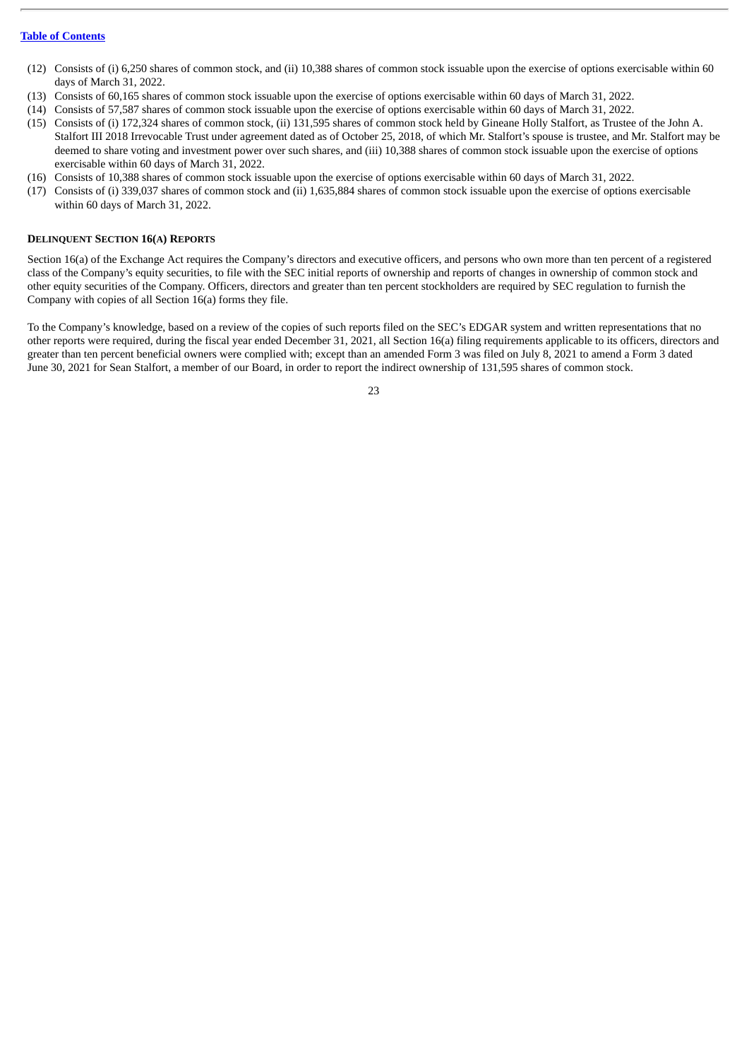(12) Consists of (i) 6,250 shares of common stock, and (ii) 10,388 shares of common stock issuable upon the exercise of options exercisable within 60 days of March 31, 2022.
(13) Consists of 60,165 shares of common stock issuable upon the exercise of options exercisable within 60 days of March 31, 2022.
(14) Consists of 57,587 shares of common stock issuable upon the exercise of options exercisable within 60 days of March 31, 2022.
(15) Consists of (i) 172,324 shares of common stock, (ii) 131,595 shares of common stock held by Gineane Holly Stalfort, as Trustee of the John A. Stalfort III 2018 Irrevocable Trust under agreement dated as of October 25, 2018, of which Mr. Stalfort's spouse is trustee, and Mr. Stalfort may be deemed to share voting and investment power over such shares, and (iii) 10,388 shares of common stock issuable upon the exercise of options exercisable within 60 days of March 31, 2022.
(16) Consists of 10,388 shares of common stock issuable upon the exercise of options exercisable within 60 days of March 31, 2022.
(17) Consists of (i) 339,037 shares of common stock and (ii) 1,635,884 shares of common stock issuable upon the exercise of options exercisable within 60 days of March 31, 2022.

**DELINQUENT SECTION 16(A) REPORTS**

Section 16(a) of the Exchange Act requires the Company's directors and executive officers, and persons who own more than ten percent of a registered class of the Company's equity securities, to file with the SEC initial reports of ownership and reports of changes in ownership of common stock and other equity securities of the Company. Officers, directors and greater than ten percent stockholders are required by SEC regulation to furnish the Company with copies of all Section 16(a) forms they file.

To the Company's knowledge, based on a review of the copies of such reports filed on the SEC's EDGAR system and written representations that no other reports were required, during the fiscal year ended December 31, 2021, all Section 16(a) filing requirements applicable to its officers, directors and greater than ten percent beneficial owners were complied with; except than an amended Form 3 was filed on July 8, 2021 to amend a Form 3 dated June 30, 2021 for Sean Stalfort, a member of our Board, in order to report the indirect ownership of 131,595 shares of common stock.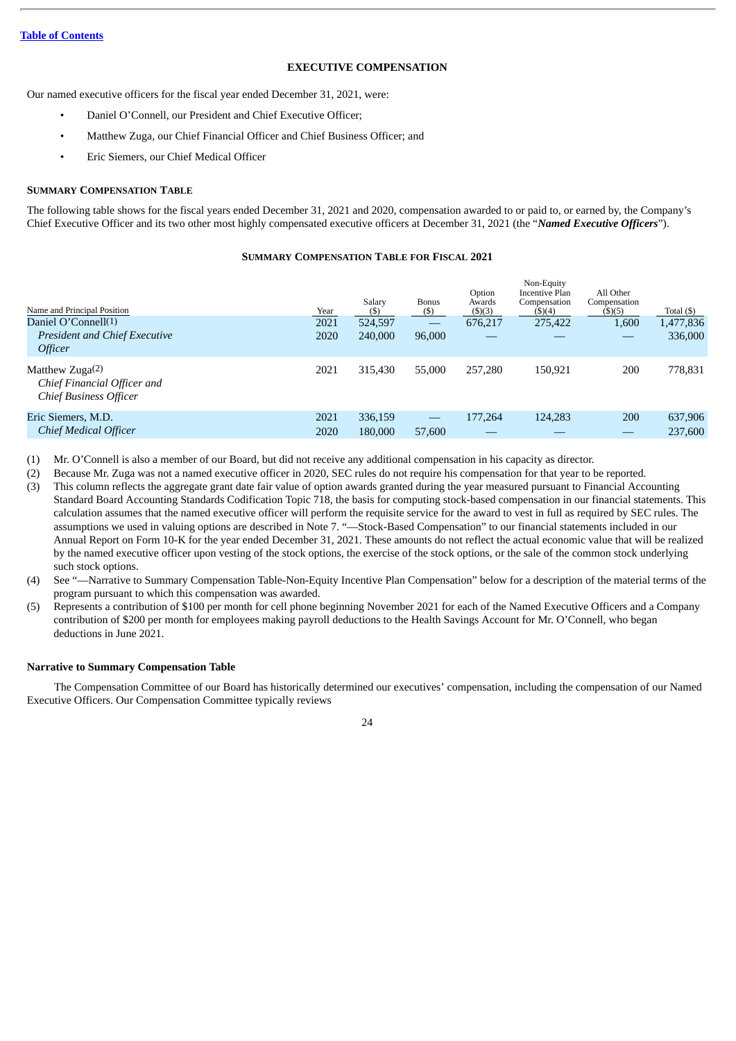[Table of Contents](#)

# EXECUTIVE COMPENSATION

Our named executive officers for the fiscal year ended December 31, 2021, were:

- Daniel O'Connell, our President and Chief Executive Officer;
- Matthew Zuga, our Chief Financial Officer and Chief Business Officer; and
- Eric Siemers, our Chief Medical Officer

## SUMMARY COMPENSATION TABLE

The following table shows for the fiscal years ended December 31, 2021 and 2020, compensation awarded to or paid to, or earned by, the Company's Chief Executive Officer and its two other most highly compensated executive officers at December 31, 2021 (the "***Named Executive Officers***").

### SUMMARY COMPENSATION TABLE FOR FISCAL 2021

| Name and Principal Position | Year | Salary ($) | Bonus ($) | Option Awards ($)(3) | Non-Equity Incentive Plan Compensation ($)(4) | All Other Compensation ($)(5) | Total ($) |
|---|---|---|---|---|---|---|---|
| Daniel O'Connell(1) | 2021 | 524,597 | — | 676,217 | 275,422 | 1,600 | 1,477,836 |
| *President and Chief Executive Officer* | 2020 | 240,000 | 96,000 | — | — | — | 336,000 |
| Matthew Zuga(2) *Chief Financial Officer and Chief Business Officer* | 2021 | 315,430 | 55,000 | 257,280 | 150,921 | 200 | 778,831 |
| Eric Siemers, M.D. | 2021 | 336,159 | — | 177,264 | 124,283 | 200 | 637,906 |
| *Chief Medical Officer* | 2020 | 180,000 | 57,600 | — | — | — | 237,600 |

(1) Mr. O'Connell is also a member of our Board, but did not receive any additional compensation in his capacity as director.

(2) Because Mr. Zuga was not a named executive officer in 2020, SEC rules do not require his compensation for that year to be reported.

(3) This column reflects the aggregate grant date fair value of option awards granted during the year measured pursuant to Financial Accounting Standard Board Accounting Standards Codification Topic 718, the basis for computing stock-based compensation in our financial statements. This calculation assumes that the named executive officer will perform the requisite service for the award to vest in full as required by SEC rules. The assumptions we used in valuing options are described in Note 7. "—Stock-Based Compensation" to our financial statements included in our Annual Report on Form 10-K for the year ended December 31, 2021. These amounts do not reflect the actual economic value that will be realized by the named executive officer upon vesting of the stock options, the exercise of the stock options, or the sale of the common stock underlying such stock options.

(4) See "—Narrative to Summary Compensation Table-Non-Equity Incentive Plan Compensation" below for a description of the material terms of the program pursuant to which this compensation was awarded.

(5) Represents a contribution of $100 per month for cell phone beginning November 2021 for each of the Named Executive Officers and a Company contribution of $200 per month for employees making payroll deductions to the Health Savings Account for Mr. O'Connell, who began deductions in June 2021.

#### Narrative to Summary Compensation Table

The Compensation Committee of our Board has historically determined our executives' compensation, including the compensation of our Named Executive Officers. Our Compensation Committee typically reviews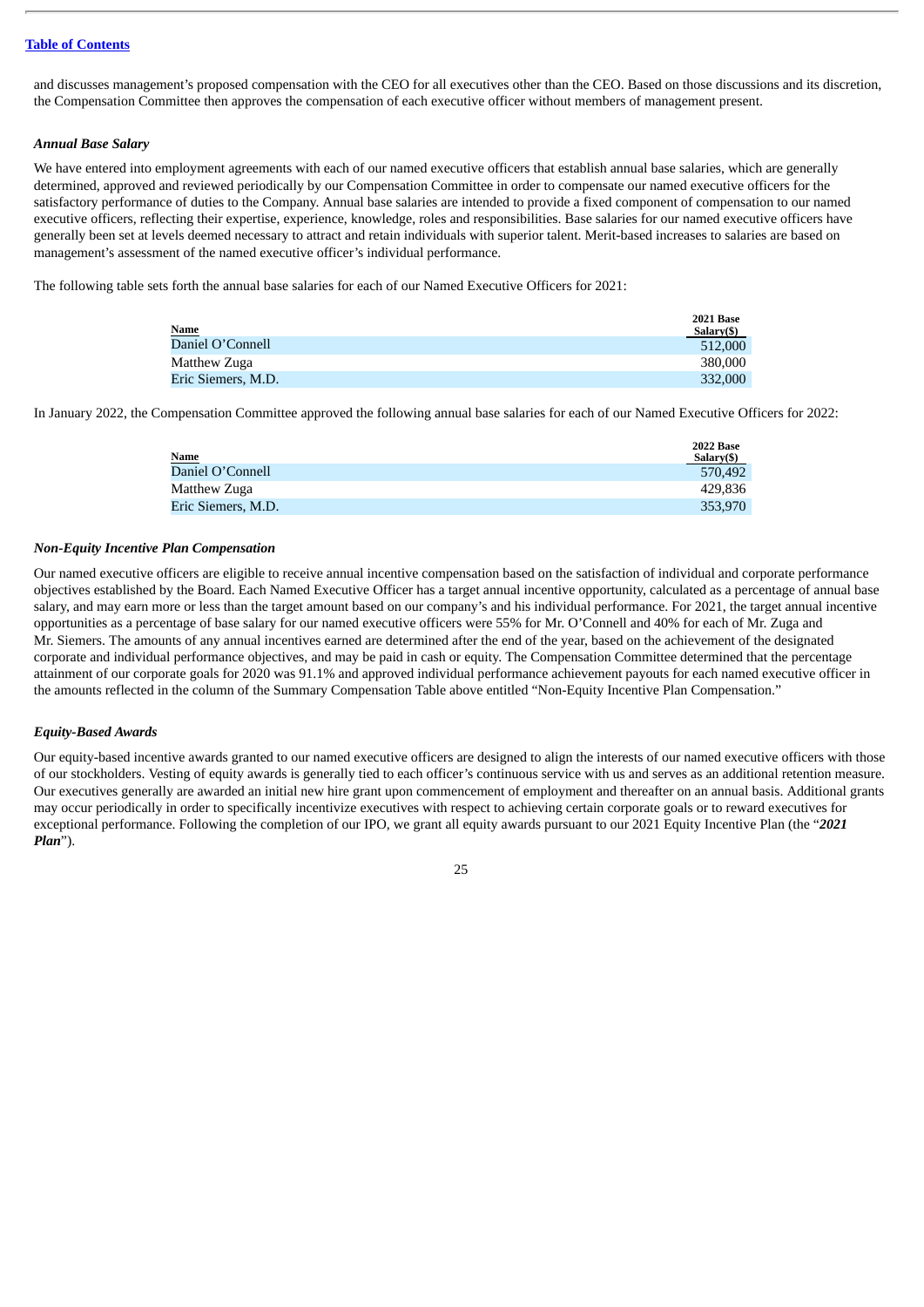and discusses management's proposed compensation with the CEO for all executives other than the CEO. Based on those discussions and its discretion, the Compensation Committee then approves the compensation of each executive officer without members of management present.

### *Annual Base Salary*

We have entered into employment agreements with each of our named executive officers that establish annual base salaries, which are generally determined, approved and reviewed periodically by our Compensation Committee in order to compensate our named executive officers for the satisfactory performance of duties to the Company. Annual base salaries are intended to provide a fixed component of compensation to our named executive officers, reflecting their expertise, experience, knowledge, roles and responsibilities. Base salaries for our named executive officers have generally been set at levels deemed necessary to attract and retain individuals with superior talent. Merit-based increases to salaries are based on management's assessment of the named executive officer's individual performance.

The following table sets forth the annual base salaries for each of our Named Executive Officers for 2021:

| Name | 2021 Base Salary($) |
|---|---|
| Daniel O'Connell | 512,000 |
| Matthew Zuga | 380,000 |
| Eric Siemers, M.D. | 332,000 |

In January 2022, the Compensation Committee approved the following annual base salaries for each of our Named Executive Officers for 2022:

| Name | 2022 Base Salary($) |
|---|---|
| Daniel O'Connell | 570,492 |
| Matthew Zuga | 429,836 |
| Eric Siemers, M.D. | 353,970 |

### *Non-Equity Incentive Plan Compensation*

Our named executive officers are eligible to receive annual incentive compensation based on the satisfaction of individual and corporate performance objectives established by the Board. Each Named Executive Officer has a target annual incentive opportunity, calculated as a percentage of annual base salary, and may earn more or less than the target amount based on our company's and his individual performance. For 2021, the target annual incentive opportunities as a percentage of base salary for our named executive officers were 55% for Mr. O'Connell and 40% for each of Mr. Zuga and Mr. Siemers. The amounts of any annual incentives earned are determined after the end of the year, based on the achievement of the designated corporate and individual performance objectives, and may be paid in cash or equity. The Compensation Committee determined that the percentage attainment of our corporate goals for 2020 was 91.1% and approved individual performance achievement payouts for each named executive officer in the amounts reflected in the column of the Summary Compensation Table above entitled "Non-Equity Incentive Plan Compensation."

### *Equity-Based Awards*

Our equity-based incentive awards granted to our named executive officers are designed to align the interests of our named executive officers with those of our stockholders. Vesting of equity awards is generally tied to each officer's continuous service with us and serves as an additional retention measure. Our executives generally are awarded an initial new hire grant upon commencement of employment and thereafter on an annual basis. Additional grants may occur periodically in order to specifically incentivize executives with respect to achieving certain corporate goals or to reward executives for exceptional performance. Following the completion of our IPO, we grant all equity awards pursuant to our 2021 Equity Incentive Plan (the "***2021 Plan***").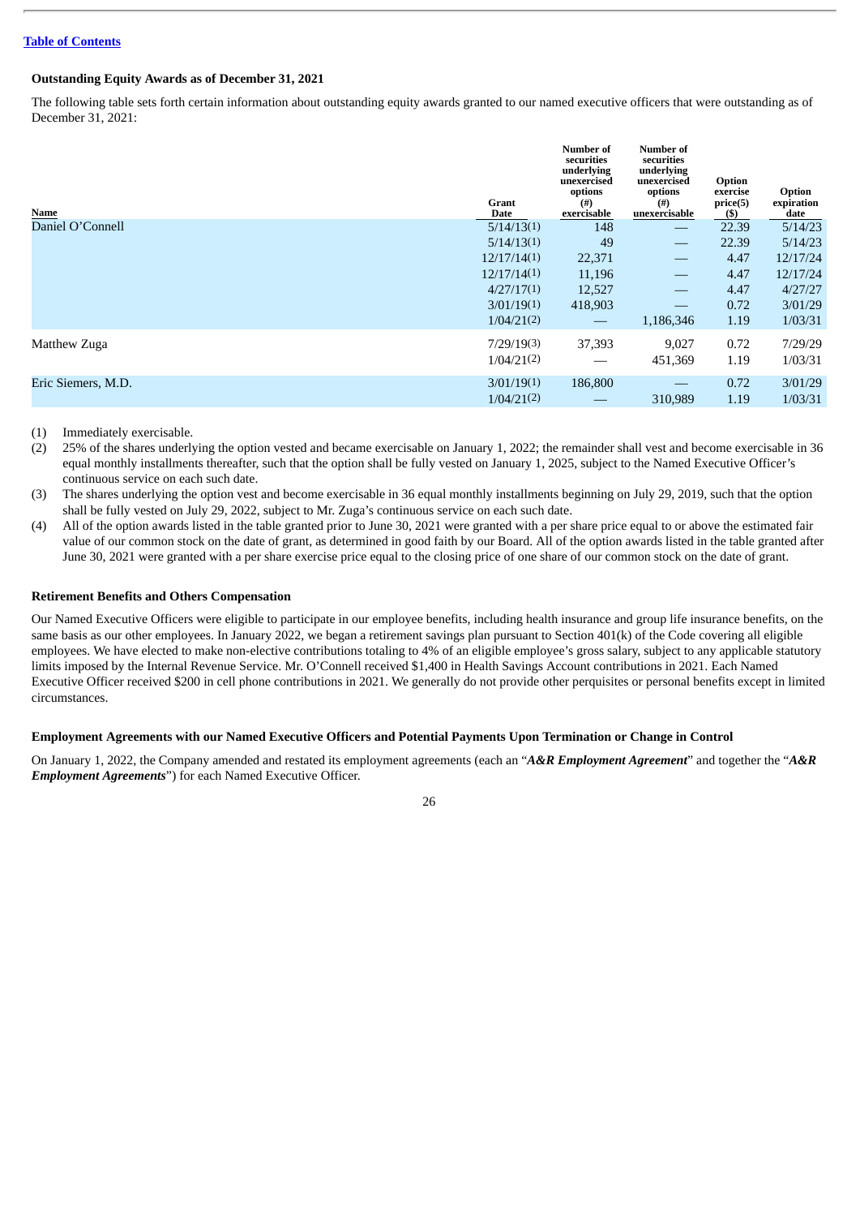[Table of Contents](#)

**Outstanding Equity Awards as of December 31, 2021**

The following table sets forth certain information about outstanding equity awards granted to our named executive officers that were outstanding as of December 31, 2021:

| Name | Grant Date | Number of securities underlying unexercised options (#) exercisable | Number of securities underlying unexercised options (#) unexercisable | Option exercise price(5) ($) | Option expiration date |
|---|---|---|---|---|---|
| Daniel O'Connell | 5/14/13(1) | 148 | — | 22.39 | 5/14/23 |
| | 5/14/13(1) | 49 | — | 22.39 | 5/14/23 |
| | 12/17/14(1) | 22,371 | — | 4.47 | 12/17/24 |
| | 12/17/14(1) | 11,196 | — | 4.47 | 12/17/24 |
| | 4/27/17(1) | 12,527 | — | 4.47 | 4/27/27 |
| | 3/01/19(1) | 418,903 | — | 0.72 | 3/01/29 |
| | 1/04/21(2) | — | 1,186,346 | 1.19 | 1/03/31 |
| Matthew Zuga | 7/29/19(3) | 37,393 | 9,027 | 0.72 | 7/29/29 |
| | 1/04/21(2) | — | 451,369 | 1.19 | 1/03/31 |
| Eric Siemers, M.D. | 3/01/19(1) | 186,800 | — | 0.72 | 3/01/29 |
| | 1/04/21(2) | — | 310,989 | 1.19 | 1/03/31 |

(1) Immediately exercisable.

(2) 25% of the shares underlying the option vested and became exercisable on January 1, 2022; the remainder shall vest and become exercisable in 36 equal monthly installments thereafter, such that the option shall be fully vested on January 1, 2025, subject to the Named Executive Officer's continuous service on each such date.

(3) The shares underlying the option vest and become exercisable in 36 equal monthly installments beginning on July 29, 2019, such that the option shall be fully vested on July 29, 2022, subject to Mr. Zuga's continuous service on each such date.

(4) All of the option awards listed in the table granted prior to June 30, 2021 were granted with a per share price equal to or above the estimated fair value of our common stock on the date of grant, as determined in good faith by our Board. All of the option awards listed in the table granted after June 30, 2021 were granted with a per share exercise price equal to the closing price of one share of our common stock on the date of grant.

**Retirement Benefits and Others Compensation**

Our Named Executive Officers were eligible to participate in our employee benefits, including health insurance and group life insurance benefits, on the same basis as our other employees. In January 2022, we began a retirement savings plan pursuant to Section 401(k) of the Code covering all eligible employees. We have elected to make non-elective contributions totaling to 4% of an eligible employee's gross salary, subject to any applicable statutory limits imposed by the Internal Revenue Service. Mr. O'Connell received $1,400 in Health Savings Account contributions in 2021. Each Named Executive Officer received $200 in cell phone contributions in 2021. We generally do not provide other perquisites or personal benefits except in limited circumstances.

**Employment Agreements with our Named Executive Officers and Potential Payments Upon Termination or Change in Control**

On January 1, 2022, the Company amended and restated its employment agreements (each an "***A&R Employment Agreement***" and together the "***A&R Employment Agreements***") for each Named Executive Officer.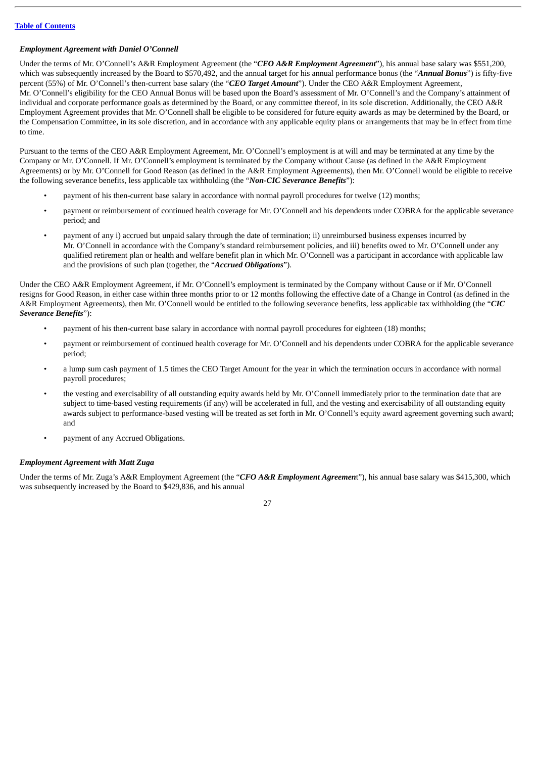### *Employment Agreement with Daniel O'Connell*

Under the terms of Mr. O'Connell's A&R Employment Agreement (the "***CEO A&R Employment Agreement***"), his annual base salary was $551,200, which was subsequently increased by the Board to $570,492, and the annual target for his annual performance bonus (the "***Annual Bonus***") is fifty-five percent (55%) of Mr. O'Connell's then-current base salary (the "***CEO Target Amount***"). Under the CEO A&R Employment Agreement, Mr. O'Connell's eligibility for the CEO Annual Bonus will be based upon the Board's assessment of Mr. O'Connell's and the Company's attainment of individual and corporate performance goals as determined by the Board, or any committee thereof, in its sole discretion. Additionally, the CEO A&R Employment Agreement provides that Mr. O'Connell shall be eligible to be considered for future equity awards as may be determined by the Board, or the Compensation Committee, in its sole discretion, and in accordance with any applicable equity plans or arrangements that may be in effect from time to time.

Pursuant to the terms of the CEO A&R Employment Agreement, Mr. O'Connell's employment is at will and may be terminated at any time by the Company or Mr. O'Connell. If Mr. O'Connell's employment is terminated by the Company without Cause (as defined in the A&R Employment Agreements) or by Mr. O'Connell for Good Reason (as defined in the A&R Employment Agreements), then Mr. O'Connell would be eligible to receive the following severance benefits, less applicable tax withholding (the "***Non-CIC Severance Benefits***"):

- payment of his then-current base salary in accordance with normal payroll procedures for twelve (12) months;
- payment or reimbursement of continued health coverage for Mr. O'Connell and his dependents under COBRA for the applicable severance period; and
- payment of any i) accrued but unpaid salary through the date of termination; ii) unreimbursed business expenses incurred by Mr. O'Connell in accordance with the Company's standard reimbursement policies, and iii) benefits owed to Mr. O'Connell under any qualified retirement plan or health and welfare benefit plan in which Mr. O'Connell was a participant in accordance with applicable law and the provisions of such plan (together, the "***Accrued Obligations***").

Under the CEO A&R Employment Agreement, if Mr. O'Connell's employment is terminated by the Company without Cause or if Mr. O'Connell resigns for Good Reason, in either case within three months prior to or 12 months following the effective date of a Change in Control (as defined in the A&R Employment Agreements), then Mr. O'Connell would be entitled to the following severance benefits, less applicable tax withholding (the "***CIC Severance Benefits***"):

- payment of his then-current base salary in accordance with normal payroll procedures for eighteen (18) months;
- payment or reimbursement of continued health coverage for Mr. O'Connell and his dependents under COBRA for the applicable severance period;
- a lump sum cash payment of 1.5 times the CEO Target Amount for the year in which the termination occurs in accordance with normal payroll procedures;
- the vesting and exercisability of all outstanding equity awards held by Mr. O'Connell immediately prior to the termination date that are subject to time-based vesting requirements (if any) will be accelerated in full, and the vesting and exercisability of all outstanding equity awards subject to performance-based vesting will be treated as set forth in Mr. O'Connell's equity award agreement governing such award; and
- payment of any Accrued Obligations.

### *Employment Agreement with Matt Zuga*

Under the terms of Mr. Zuga's A&R Employment Agreement (the "***CFO A&R Employment Agreement***"), his annual base salary was $415,300, which was subsequently increased by the Board to $429,836, and his annual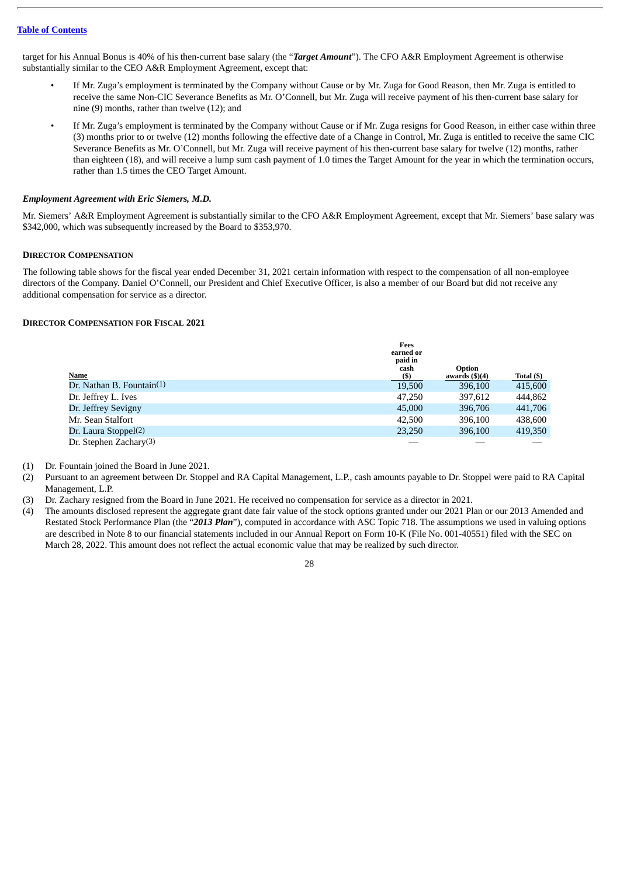target for his Annual Bonus is 40% of his then-current base salary (the "***Target Amount***"). The CFO A&R Employment Agreement is otherwise substantially similar to the CEO A&R Employment Agreement, except that:

- If Mr. Zuga's employment is terminated by the Company without Cause or by Mr. Zuga for Good Reason, then Mr. Zuga is entitled to receive the same Non-CIC Severance Benefits as Mr. O'Connell, but Mr. Zuga will receive payment of his then-current base salary for nine (9) months, rather than twelve (12); and
- If Mr. Zuga's employment is terminated by the Company without Cause or if Mr. Zuga resigns for Good Reason, in either case within three (3) months prior to or twelve (12) months following the effective date of a Change in Control, Mr. Zuga is entitled to receive the same CIC Severance Benefits as Mr. O'Connell, but Mr. Zuga will receive payment of his then-current base salary for twelve (12) months, rather than eighteen (18), and will receive a lump sum cash payment of 1.0 times the Target Amount for the year in which the termination occurs, rather than 1.5 times the CEO Target Amount.

***Employment Agreement with Eric Siemers, M.D.***

Mr. Siemers' A&R Employment Agreement is substantially similar to the CFO A&R Employment Agreement, except that Mr. Siemers' base salary was $342,000, which was subsequently increased by the Board to $353,970.

**DIRECTOR COMPENSATION**

The following table shows for the fiscal year ended December 31, 2021 certain information with respect to the compensation of all non-employee directors of the Company. Daniel O'Connell, our President and Chief Executive Officer, is also a member of our Board but did not receive any additional compensation for service as a director.

**DIRECTOR COMPENSATION FOR FISCAL 2021**

| Name | Fees earned or paid in cash ($) | Option awards ($)(4) | Total ($) |
|---|---|---|---|
| Dr. Nathan B. Fountain(1) | 19,500 | 396,100 | 415,600 |
| Dr. Jeffrey L. Ives | 47,250 | 397,612 | 444,862 |
| Dr. Jeffrey Sevigny | 45,000 | 396,706 | 441,706 |
| Mr. Sean Stalfort | 42,500 | 396,100 | 438,600 |
| Dr. Laura Stoppel(2) | 23,250 | 396,100 | 419,350 |
| Dr. Stephen Zachary(3) | — | — | — |

(1) Dr. Fountain joined the Board in June 2021.

(2) Pursuant to an agreement between Dr. Stoppel and RA Capital Management, L.P., cash amounts payable to Dr. Stoppel were paid to RA Capital Management, L.P.

(3) Dr. Zachary resigned from the Board in June 2021. He received no compensation for service as a director in 2021.

(4) The amounts disclosed represent the aggregate grant date fair value of the stock options granted under our 2021 Plan or our 2013 Amended and Restated Stock Performance Plan (the "***2013 Plan***"), computed in accordance with ASC Topic 718. The assumptions we used in valuing options are described in Note 8 to our financial statements included in our Annual Report on Form 10-K (File No. 001-40551) filed with the SEC on March 28, 2022. This amount does not reflect the actual economic value that may be realized by such director.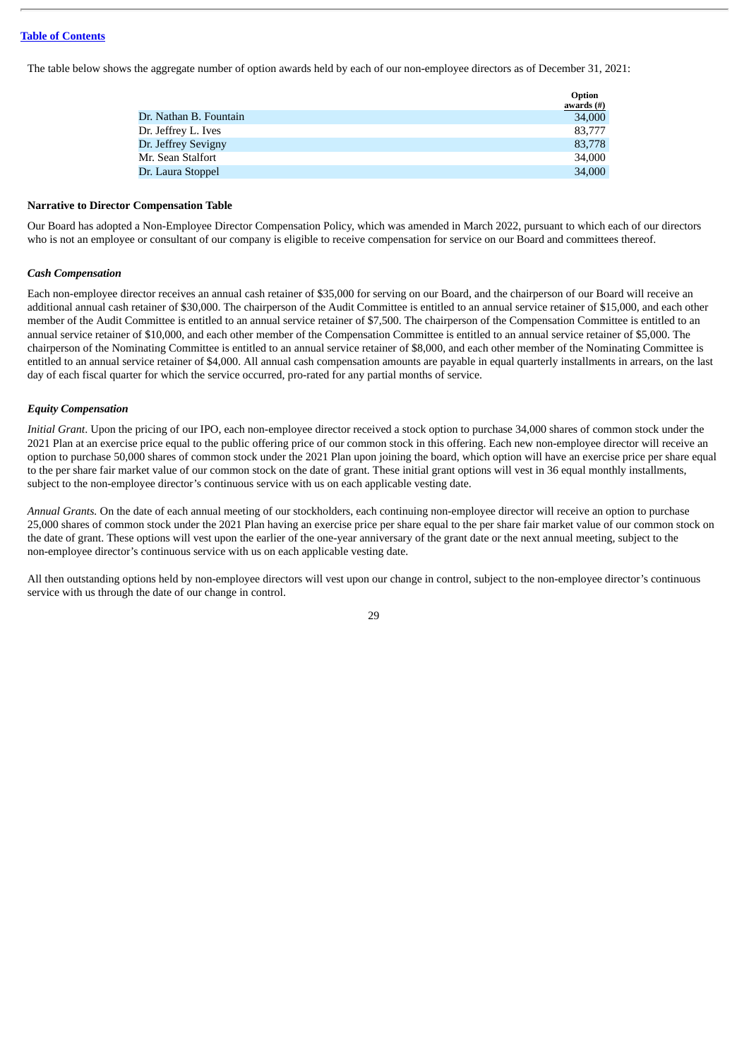The table below shows the aggregate number of option awards held by each of our non-employee directors as of December 31, 2021:

| | Option awards (#) |
|---|---|
| Dr. Nathan B. Fountain | 34,000 |
| Dr. Jeffrey L. Ives | 83,777 |
| Dr. Jeffrey Sevigny | 83,778 |
| Mr. Sean Stalfort | 34,000 |
| Dr. Laura Stoppel | 34,000 |

**Narrative to Director Compensation Table**

Our Board has adopted a Non-Employee Director Compensation Policy, which was amended in March 2022, pursuant to which each of our directors who is not an employee or consultant of our company is eligible to receive compensation for service on our Board and committees thereof.

***Cash Compensation***

Each non-employee director receives an annual cash retainer of $35,000 for serving on our Board, and the chairperson of our Board will receive an additional annual cash retainer of $30,000. The chairperson of the Audit Committee is entitled to an annual service retainer of $15,000, and each other member of the Audit Committee is entitled to an annual service retainer of $7,500. The chairperson of the Compensation Committee is entitled to an annual service retainer of $10,000, and each other member of the Compensation Committee is entitled to an annual service retainer of $5,000. The chairperson of the Nominating Committee is entitled to an annual service retainer of $8,000, and each other member of the Nominating Committee is entitled to an annual service retainer of $4,000. All annual cash compensation amounts are payable in equal quarterly installments in arrears, on the last day of each fiscal quarter for which the service occurred, pro-rated for any partial months of service.

***Equity Compensation***

*Initial Grant*. Upon the pricing of our IPO, each non-employee director received a stock option to purchase 34,000 shares of common stock under the 2021 Plan at an exercise price equal to the public offering price of our common stock in this offering. Each new non-employee director will receive an option to purchase 50,000 shares of common stock under the 2021 Plan upon joining the board, which option will have an exercise price per share equal to the per share fair market value of our common stock on the date of grant. These initial grant options will vest in 36 equal monthly installments, subject to the non-employee director's continuous service with us on each applicable vesting date.

*Annual Grants.* On the date of each annual meeting of our stockholders, each continuing non-employee director will receive an option to purchase 25,000 shares of common stock under the 2021 Plan having an exercise price per share equal to the per share fair market value of our common stock on the date of grant. These options will vest upon the earlier of the one-year anniversary of the grant date or the next annual meeting, subject to the non-employee director's continuous service with us on each applicable vesting date.

All then outstanding options held by non-employee directors will vest upon our change in control, subject to the non-employee director's continuous service with us through the date of our change in control.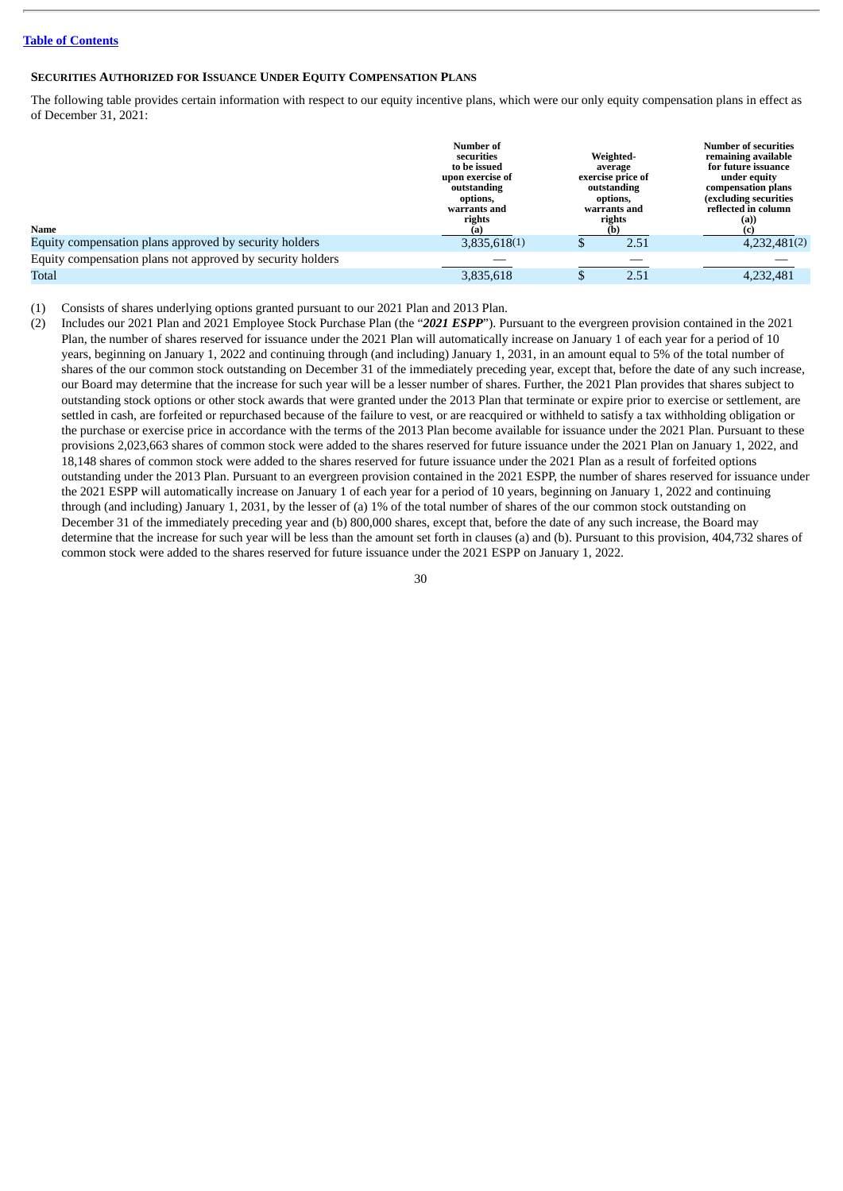[Table of Contents](#)

### SECURITIES AUTHORIZED FOR ISSUANCE UNDER EQUITY COMPENSATION PLANS

The following table provides certain information with respect to our equity incentive plans, which were our only equity compensation plans in effect as of December 31, 2021:

| Name | Number of securities to be issued upon exercise of outstanding options, warrants and rights (a) | Weighted-average exercise price of outstanding options, warrants and rights (b) | Number of securities remaining available for future issuance under equity compensation plans (excluding securities reflected in column (a)) (c) |
|---|---|---|---|
| Equity compensation plans approved by security holders | 3,835,618(1) | $ 2.51 | 4,232,481(2) |
| Equity compensation plans not approved by security holders | — | — | — |
| Total | 3,835,618 | $ 2.51 | 4,232,481 |

(1) Consists of shares underlying options granted pursuant to our 2021 Plan and 2013 Plan.

(2) Includes our 2021 Plan and 2021 Employee Stock Purchase Plan (the "***2021 ESPP***"). Pursuant to the evergreen provision contained in the 2021 Plan, the number of shares reserved for issuance under the 2021 Plan will automatically increase on January 1 of each year for a period of 10 years, beginning on January 1, 2022 and continuing through (and including) January 1, 2031, in an amount equal to 5% of the total number of shares of the our common stock outstanding on December 31 of the immediately preceding year, except that, before the date of any such increase, our Board may determine that the increase for such year will be a lesser number of shares. Further, the 2021 Plan provides that shares subject to outstanding stock options or other stock awards that were granted under the 2013 Plan that terminate or expire prior to exercise or settlement, are settled in cash, are forfeited or repurchased because of the failure to vest, or are reacquired or withheld to satisfy a tax withholding obligation or the purchase or exercise price in accordance with the terms of the 2013 Plan become available for issuance under the 2021 Plan. Pursuant to these provisions 2,023,663 shares of common stock were added to the shares reserved for future issuance under the 2021 Plan on January 1, 2022, and 18,148 shares of common stock were added to the shares reserved for future issuance under the 2021 Plan as a result of forfeited options outstanding under the 2013 Plan. Pursuant to an evergreen provision contained in the 2021 ESPP, the number of shares reserved for issuance under the 2021 ESPP will automatically increase on January 1 of each year for a period of 10 years, beginning on January 1, 2022 and continuing through (and including) January 1, 2031, by the lesser of (a) 1% of the total number of shares of the our common stock outstanding on December 31 of the immediately preceding year and (b) 800,000 shares, except that, before the date of any such increase, the Board may determine that the increase for such year will be less than the amount set forth in clauses (a) and (b). Pursuant to this provision, 404,732 shares of common stock were added to the shares reserved for future issuance under the 2021 ESPP on January 1, 2022.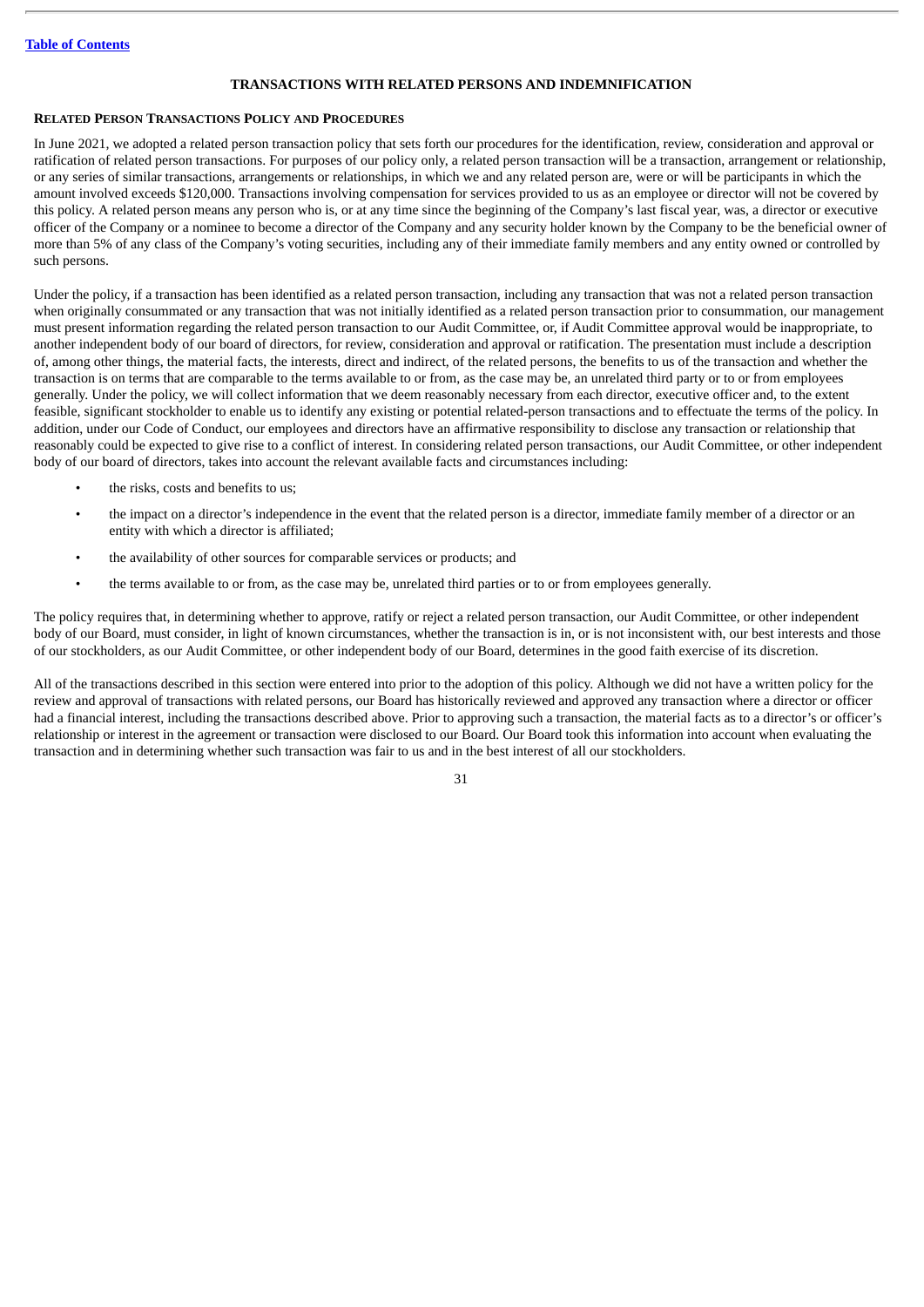## TRANSACTIONS WITH RELATED PERSONS AND INDEMNIFICATION

### RELATED PERSON TRANSACTIONS POLICY AND PROCEDURES

In June 2021, we adopted a related person transaction policy that sets forth our procedures for the identification, review, consideration and approval or ratification of related person transactions. For purposes of our policy only, a related person transaction will be a transaction, arrangement or relationship, or any series of similar transactions, arrangements or relationships, in which we and any related person are, were or will be participants in which the amount involved exceeds $120,000. Transactions involving compensation for services provided to us as an employee or director will not be covered by this policy. A related person means any person who is, or at any time since the beginning of the Company's last fiscal year, was, a director or executive officer of the Company or a nominee to become a director of the Company and any security holder known by the Company to be the beneficial owner of more than 5% of any class of the Company's voting securities, including any of their immediate family members and any entity owned or controlled by such persons.

Under the policy, if a transaction has been identified as a related person transaction, including any transaction that was not a related person transaction when originally consummated or any transaction that was not initially identified as a related person transaction prior to consummation, our management must present information regarding the related person transaction to our Audit Committee, or, if Audit Committee approval would be inappropriate, to another independent body of our board of directors, for review, consideration and approval or ratification. The presentation must include a description of, among other things, the material facts, the interests, direct and indirect, of the related persons, the benefits to us of the transaction and whether the transaction is on terms that are comparable to the terms available to or from, as the case may be, an unrelated third party or to or from employees generally. Under the policy, we will collect information that we deem reasonably necessary from each director, executive officer and, to the extent feasible, significant stockholder to enable us to identify any existing or potential related-person transactions and to effectuate the terms of the policy. In addition, under our Code of Conduct, our employees and directors have an affirmative responsibility to disclose any transaction or relationship that reasonably could be expected to give rise to a conflict of interest. In considering related person transactions, our Audit Committee, or other independent body of our board of directors, takes into account the relevant available facts and circumstances including:

- the risks, costs and benefits to us;
- the impact on a director's independence in the event that the related person is a director, immediate family member of a director or an entity with which a director is affiliated;
- the availability of other sources for comparable services or products; and
- the terms available to or from, as the case may be, unrelated third parties or to or from employees generally.

The policy requires that, in determining whether to approve, ratify or reject a related person transaction, our Audit Committee, or other independent body of our Board, must consider, in light of known circumstances, whether the transaction is in, or is not inconsistent with, our best interests and those of our stockholders, as our Audit Committee, or other independent body of our Board, determines in the good faith exercise of its discretion.

All of the transactions described in this section were entered into prior to the adoption of this policy. Although we did not have a written policy for the review and approval of transactions with related persons, our Board has historically reviewed and approved any transaction where a director or officer had a financial interest, including the transactions described above. Prior to approving such a transaction, the material facts as to a director's or officer's relationship or interest in the agreement or transaction were disclosed to our Board. Our Board took this information into account when evaluating the transaction and in determining whether such transaction was fair to us and in the best interest of all our stockholders.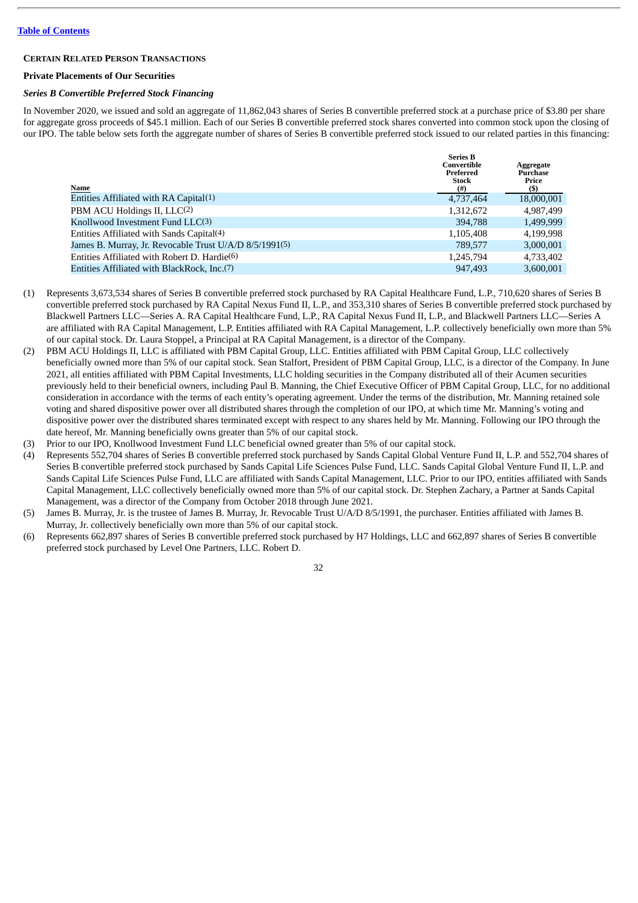[Table of Contents](#)

## CERTAIN RELATED PERSON TRANSACTIONS

### Private Placements of Our Securities

#### *Series B Convertible Preferred Stock Financing*

In November 2020, we issued and sold an aggregate of 11,862,043 shares of Series B convertible preferred stock at a purchase price of $3.80 per share for aggregate gross proceeds of $45.1 million. Each of our Series B convertible preferred stock shares converted into common stock upon the closing of our IPO. The table below sets forth the aggregate number of shares of Series B convertible preferred stock issued to our related parties in this financing:

| Name | Series B Convertible Preferred Stock (#) | Aggregate Purchase Price ($) |
|---|---|---|
| Entities Affiliated with RA Capital(1) | 4,737,464 | 18,000,001 |
| PBM ACU Holdings II, LLC(2) | 1,312,672 | 4,987,499 |
| Knollwood Investment Fund LLC(3) | 394,788 | 1,499,999 |
| Entities Affiliated with Sands Capital(4) | 1,105,408 | 4,199,998 |
| James B. Murray, Jr. Revocable Trust U/A/D 8/5/1991(5) | 789,577 | 3,000,001 |
| Entities Affiliated with Robert D. Hardie(6) | 1,245,794 | 4,733,402 |
| Entities Affiliated with BlackRock, Inc.(7) | 947,493 | 3,600,001 |

(1) Represents 3,673,534 shares of Series B convertible preferred stock purchased by RA Capital Healthcare Fund, L.P., 710,620 shares of Series B convertible preferred stock purchased by RA Capital Nexus Fund II, L.P., and 353,310 shares of Series B convertible preferred stock purchased by Blackwell Partners LLC—Series A. RA Capital Healthcare Fund, L.P., RA Capital Nexus Fund II, L.P., and Blackwell Partners LLC—Series A are affiliated with RA Capital Management, L.P. Entities affiliated with RA Capital Management, L.P. collectively beneficially own more than 5% of our capital stock. Dr. Laura Stoppel, a Principal at RA Capital Management, is a director of the Company.

(2) PBM ACU Holdings II, LLC is affiliated with PBM Capital Group, LLC. Entities affiliated with PBM Capital Group, LLC collectively beneficially owned more than 5% of our capital stock. Sean Stalfort, President of PBM Capital Group, LLC, is a director of the Company. In June 2021, all entities affiliated with PBM Capital Investments, LLC holding securities in the Company distributed all of their Acumen securities previously held to their beneficial owners, including Paul B. Manning, the Chief Executive Officer of PBM Capital Group, LLC, for no additional consideration in accordance with the terms of each entity's operating agreement. Under the terms of the distribution, Mr. Manning retained sole voting and shared dispositive power over all distributed shares through the completion of our IPO, at which time Mr. Manning's voting and dispositive power over the distributed shares terminated except with respect to any shares held by Mr. Manning. Following our IPO through the date hereof, Mr. Manning beneficially owns greater than 5% of our capital stock.

(3) Prior to our IPO, Knollwood Investment Fund LLC beneficial owned greater than 5% of our capital stock.

(4) Represents 552,704 shares of Series B convertible preferred stock purchased by Sands Capital Global Venture Fund II, L.P. and 552,704 shares of Series B convertible preferred stock purchased by Sands Capital Life Sciences Pulse Fund, LLC. Sands Capital Global Venture Fund II, L.P. and Sands Capital Life Sciences Pulse Fund, LLC are affiliated with Sands Capital Management, LLC. Prior to our IPO, entities affiliated with Sands Capital Management, LLC collectively beneficially owned more than 5% of our capital stock. Dr. Stephen Zachary, a Partner at Sands Capital Management, was a director of the Company from October 2018 through June 2021.

(5) James B. Murray, Jr. is the trustee of James B. Murray, Jr. Revocable Trust U/A/D 8/5/1991, the purchaser. Entities affiliated with James B. Murray, Jr. collectively beneficially own more than 5% of our capital stock.

(6) Represents 662,897 shares of Series B convertible preferred stock purchased by H7 Holdings, LLC and 662,897 shares of Series B convertible preferred stock purchased by Level One Partners, LLC. Robert D.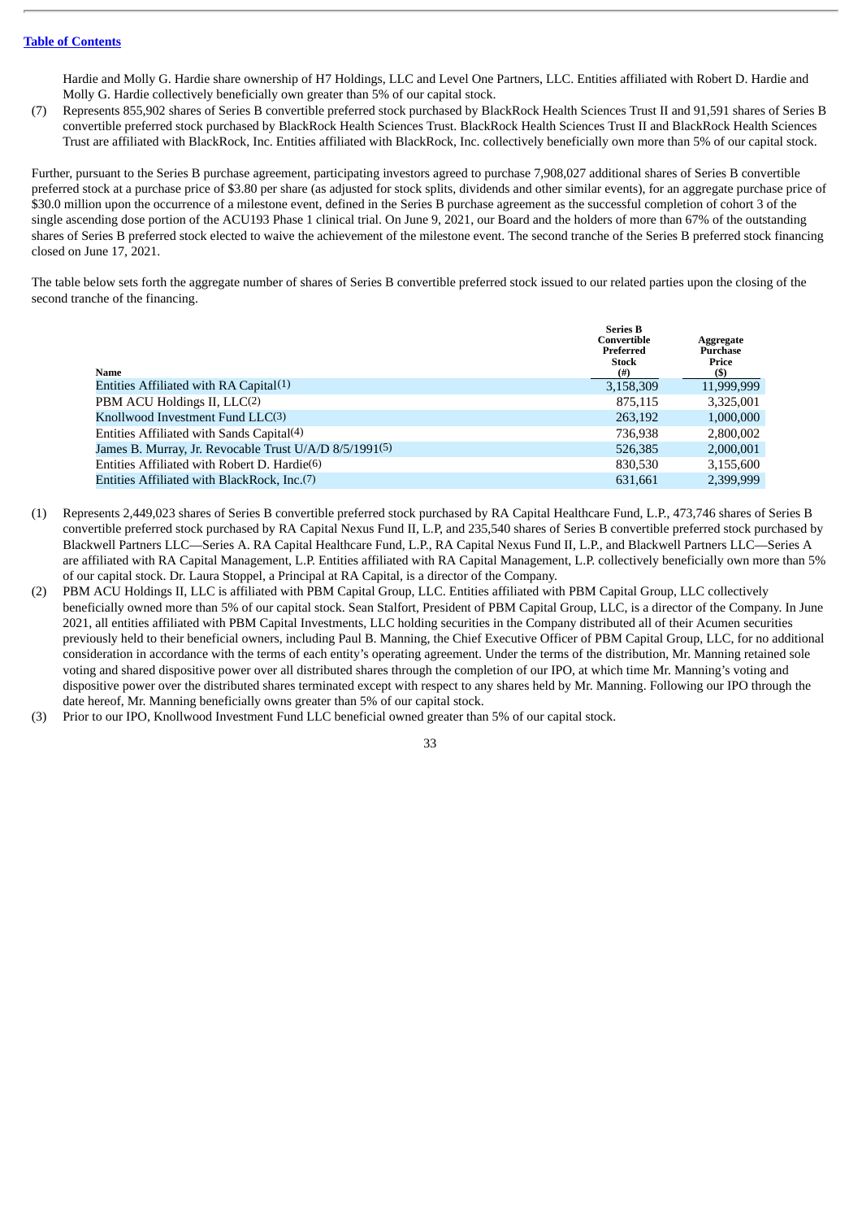Hardie and Molly G. Hardie share ownership of H7 Holdings, LLC and Level One Partners, LLC. Entities affiliated with Robert D. Hardie and Molly G. Hardie collectively beneficially own greater than 5% of our capital stock.

(7) Represents 855,902 shares of Series B convertible preferred stock purchased by BlackRock Health Sciences Trust II and 91,591 shares of Series B convertible preferred stock purchased by BlackRock Health Sciences Trust. BlackRock Health Sciences Trust II and BlackRock Health Sciences Trust are affiliated with BlackRock, Inc. Entities affiliated with BlackRock, Inc. collectively beneficially own more than 5% of our capital stock.

Further, pursuant to the Series B purchase agreement, participating investors agreed to purchase 7,908,027 additional shares of Series B convertible preferred stock at a purchase price of $3.80 per share (as adjusted for stock splits, dividends and other similar events), for an aggregate purchase price of $30.0 million upon the occurrence of a milestone event, defined in the Series B purchase agreement as the successful completion of cohort 3 of the single ascending dose portion of the ACU193 Phase 1 clinical trial. On June 9, 2021, our Board and the holders of more than 67% of the outstanding shares of Series B preferred stock elected to waive the achievement of the milestone event. The second tranche of the Series B preferred stock financing closed on June 17, 2021.

The table below sets forth the aggregate number of shares of Series B convertible preferred stock issued to our related parties upon the closing of the second tranche of the financing.

| Name | Series B Convertible Preferred Stock (#) | Aggregate Purchase Price ($) |
|---|---|---|
| Entities Affiliated with RA Capital(1) | 3,158,309 | 11,999,999 |
| PBM ACU Holdings II, LLC(2) | 875,115 | 3,325,001 |
| Knollwood Investment Fund LLC(3) | 263,192 | 1,000,000 |
| Entities Affiliated with Sands Capital(4) | 736,938 | 2,800,002 |
| James B. Murray, Jr. Revocable Trust U/A/D 8/5/1991(5) | 526,385 | 2,000,001 |
| Entities Affiliated with Robert D. Hardie(6) | 830,530 | 3,155,600 |
| Entities Affiliated with BlackRock, Inc.(7) | 631,661 | 2,399,999 |

(1) Represents 2,449,023 shares of Series B convertible preferred stock purchased by RA Capital Healthcare Fund, L.P., 473,746 shares of Series B convertible preferred stock purchased by RA Capital Nexus Fund II, L.P, and 235,540 shares of Series B convertible preferred stock purchased by Blackwell Partners LLC—Series A. RA Capital Healthcare Fund, L.P., RA Capital Nexus Fund II, L.P., and Blackwell Partners LLC—Series A are affiliated with RA Capital Management, L.P. Entities affiliated with RA Capital Management, L.P. collectively beneficially own more than 5% of our capital stock. Dr. Laura Stoppel, a Principal at RA Capital, is a director of the Company.

(2) PBM ACU Holdings II, LLC is affiliated with PBM Capital Group, LLC. Entities affiliated with PBM Capital Group, LLC collectively beneficially owned more than 5% of our capital stock. Sean Stalfort, President of PBM Capital Group, LLC, is a director of the Company. In June 2021, all entities affiliated with PBM Capital Investments, LLC holding securities in the Company distributed all of their Acumen securities previously held to their beneficial owners, including Paul B. Manning, the Chief Executive Officer of PBM Capital Group, LLC, for no additional consideration in accordance with the terms of each entity's operating agreement. Under the terms of the distribution, Mr. Manning retained sole voting and shared dispositive power over all distributed shares through the completion of our IPO, at which time Mr. Manning's voting and dispositive power over the distributed shares terminated except with respect to any shares held by Mr. Manning. Following our IPO through the date hereof, Mr. Manning beneficially owns greater than 5% of our capital stock.

(3) Prior to our IPO, Knollwood Investment Fund LLC beneficial owned greater than 5% of our capital stock.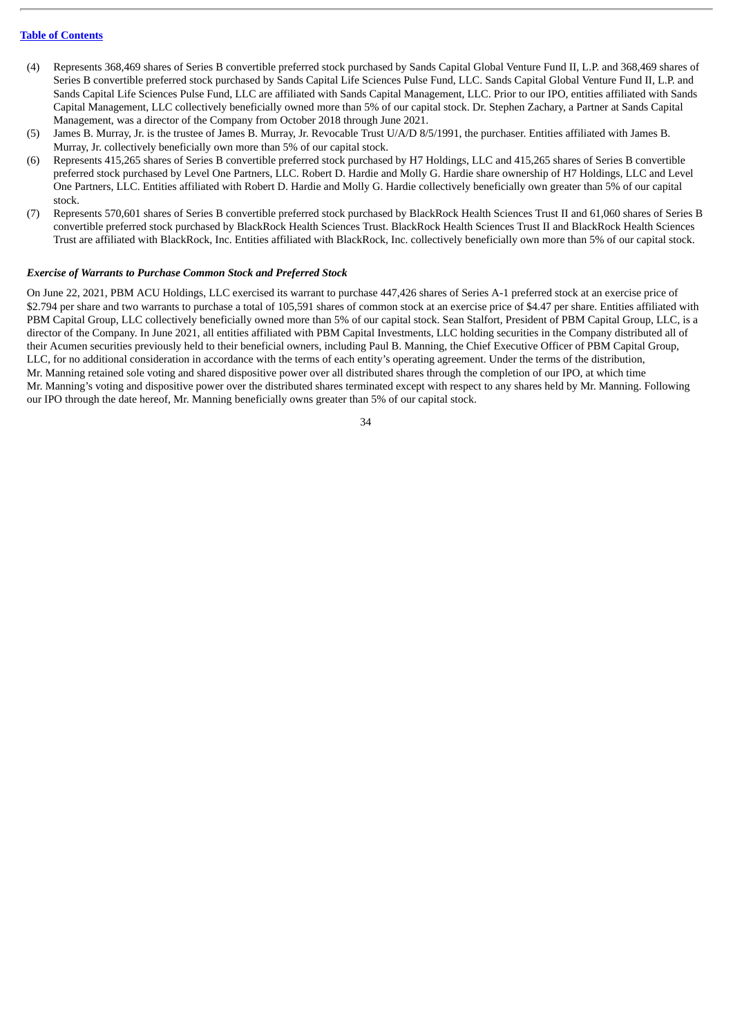(4) Represents 368,469 shares of Series B convertible preferred stock purchased by Sands Capital Global Venture Fund II, L.P. and 368,469 shares of Series B convertible preferred stock purchased by Sands Capital Life Sciences Pulse Fund, LLC. Sands Capital Global Venture Fund II, L.P. and Sands Capital Life Sciences Pulse Fund, LLC are affiliated with Sands Capital Management, LLC. Prior to our IPO, entities affiliated with Sands Capital Management, LLC collectively beneficially owned more than 5% of our capital stock. Dr. Stephen Zachary, a Partner at Sands Capital Management, was a director of the Company from October 2018 through June 2021.

(5) James B. Murray, Jr. is the trustee of James B. Murray, Jr. Revocable Trust U/A/D 8/5/1991, the purchaser. Entities affiliated with James B. Murray, Jr. collectively beneficially own more than 5% of our capital stock.

(6) Represents 415,265 shares of Series B convertible preferred stock purchased by H7 Holdings, LLC and 415,265 shares of Series B convertible preferred stock purchased by Level One Partners, LLC. Robert D. Hardie and Molly G. Hardie share ownership of H7 Holdings, LLC and Level One Partners, LLC. Entities affiliated with Robert D. Hardie and Molly G. Hardie collectively beneficially own greater than 5% of our capital stock.

(7) Represents 570,601 shares of Series B convertible preferred stock purchased by BlackRock Health Sciences Trust II and 61,060 shares of Series B convertible preferred stock purchased by BlackRock Health Sciences Trust. BlackRock Health Sciences Trust II and BlackRock Health Sciences Trust are affiliated with BlackRock, Inc. Entities affiliated with BlackRock, Inc. collectively beneficially own more than 5% of our capital stock.

***Exercise of Warrants to Purchase Common Stock and Preferred Stock***

On June 22, 2021, PBM ACU Holdings, LLC exercised its warrant to purchase 447,426 shares of Series A-1 preferred stock at an exercise price of $2.794 per share and two warrants to purchase a total of 105,591 shares of common stock at an exercise price of $4.47 per share. Entities affiliated with PBM Capital Group, LLC collectively beneficially owned more than 5% of our capital stock. Sean Stalfort, President of PBM Capital Group, LLC, is a director of the Company. In June 2021, all entities affiliated with PBM Capital Investments, LLC holding securities in the Company distributed all of their Acumen securities previously held to their beneficial owners, including Paul B. Manning, the Chief Executive Officer of PBM Capital Group, LLC, for no additional consideration in accordance with the terms of each entity's operating agreement. Under the terms of the distribution, Mr. Manning retained sole voting and shared dispositive power over all distributed shares through the completion of our IPO, at which time Mr. Manning's voting and dispositive power over the distributed shares terminated except with respect to any shares held by Mr. Manning. Following our IPO through the date hereof, Mr. Manning beneficially owns greater than 5% of our capital stock.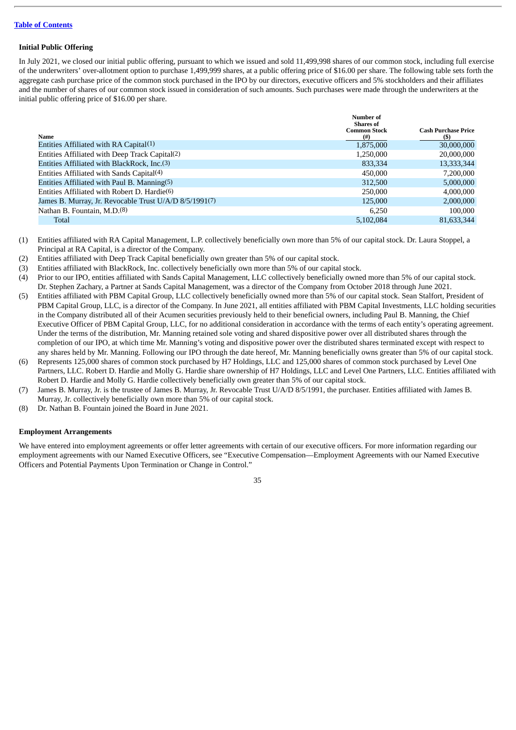[Table of Contents](#)

### Initial Public Offering

In July 2021, we closed our initial public offering, pursuant to which we issued and sold 11,499,998 shares of our common stock, including full exercise of the underwriters' over-allotment option to purchase 1,499,999 shares, at a public offering price of $16.00 per share. The following table sets forth the aggregate cash purchase price of the common stock purchased in the IPO by our directors, executive officers and 5% stockholders and their affiliates and the number of shares of our common stock issued in consideration of such amounts. Such purchases were made through the underwriters at the initial public offering price of $16.00 per share.

| Name | Number of Shares of Common Stock (#) | Cash Purchase Price ($) |
|---|---|---|
| Entities Affiliated with RA Capital[(1)] | 1,875,000 | 30,000,000 |
| Entities Affiliated with Deep Track Capital[(2)] | 1,250,000 | 20,000,000 |
| Entities Affiliated with BlackRock, Inc.[(3)] | 833,334 | 13,333,344 |
| Entities Affiliated with Sands Capital[(4)] | 450,000 | 7,200,000 |
| Entities Affiliated with Paul B. Manning[(5)] | 312,500 | 5,000,000 |
| Entities Affiliated with Robert D. Hardie[(6)] | 250,000 | 4,000,000 |
| James B. Murray, Jr. Revocable Trust U/A/D 8/5/1991[(7)] | 125,000 | 2,000,000 |
| Nathan B. Fountain, M.D.[(8)] | 6,250 | 100,000 |
| Total | 5,102,084 | 81,633,344 |

(1) Entities affiliated with RA Capital Management, L.P. collectively beneficially own more than 5% of our capital stock. Dr. Laura Stoppel, a Principal at RA Capital, is a director of the Company.

(2) Entities affiliated with Deep Track Capital beneficially own greater than 5% of our capital stock.

(3) Entities affiliated with BlackRock, Inc. collectively beneficially own more than 5% of our capital stock.

(4) Prior to our IPO, entities affiliated with Sands Capital Management, LLC collectively beneficially owned more than 5% of our capital stock. Dr. Stephen Zachary, a Partner at Sands Capital Management, was a director of the Company from October 2018 through June 2021.

(5) Entities affiliated with PBM Capital Group, LLC collectively beneficially owned more than 5% of our capital stock. Sean Stalfort, President of PBM Capital Group, LLC, is a director of the Company. In June 2021, all entities affiliated with PBM Capital Investments, LLC holding securities in the Company distributed all of their Acumen securities previously held to their beneficial owners, including Paul B. Manning, the Chief Executive Officer of PBM Capital Group, LLC, for no additional consideration in accordance with the terms of each entity's operating agreement. Under the terms of the distribution, Mr. Manning retained sole voting and shared dispositive power over all distributed shares through the completion of our IPO, at which time Mr. Manning's voting and dispositive power over the distributed shares terminated except with respect to any shares held by Mr. Manning. Following our IPO through the date hereof, Mr. Manning beneficially owns greater than 5% of our capital stock.

(6) Represents 125,000 shares of common stock purchased by H7 Holdings, LLC and 125,000 shares of common stock purchased by Level One Partners, LLC. Robert D. Hardie and Molly G. Hardie share ownership of H7 Holdings, LLC and Level One Partners, LLC. Entities affiliated with Robert D. Hardie and Molly G. Hardie collectively beneficially own greater than 5% of our capital stock.

(7) James B. Murray, Jr. is the trustee of James B. Murray, Jr. Revocable Trust U/A/D 8/5/1991, the purchaser. Entities affiliated with James B. Murray, Jr. collectively beneficially own more than 5% of our capital stock.

(8) Dr. Nathan B. Fountain joined the Board in June 2021.

### Employment Arrangements

We have entered into employment agreements or offer letter agreements with certain of our executive officers. For more information regarding our employment agreements with our Named Executive Officers, see "Executive Compensation—Employment Agreements with our Named Executive Officers and Potential Payments Upon Termination or Change in Control."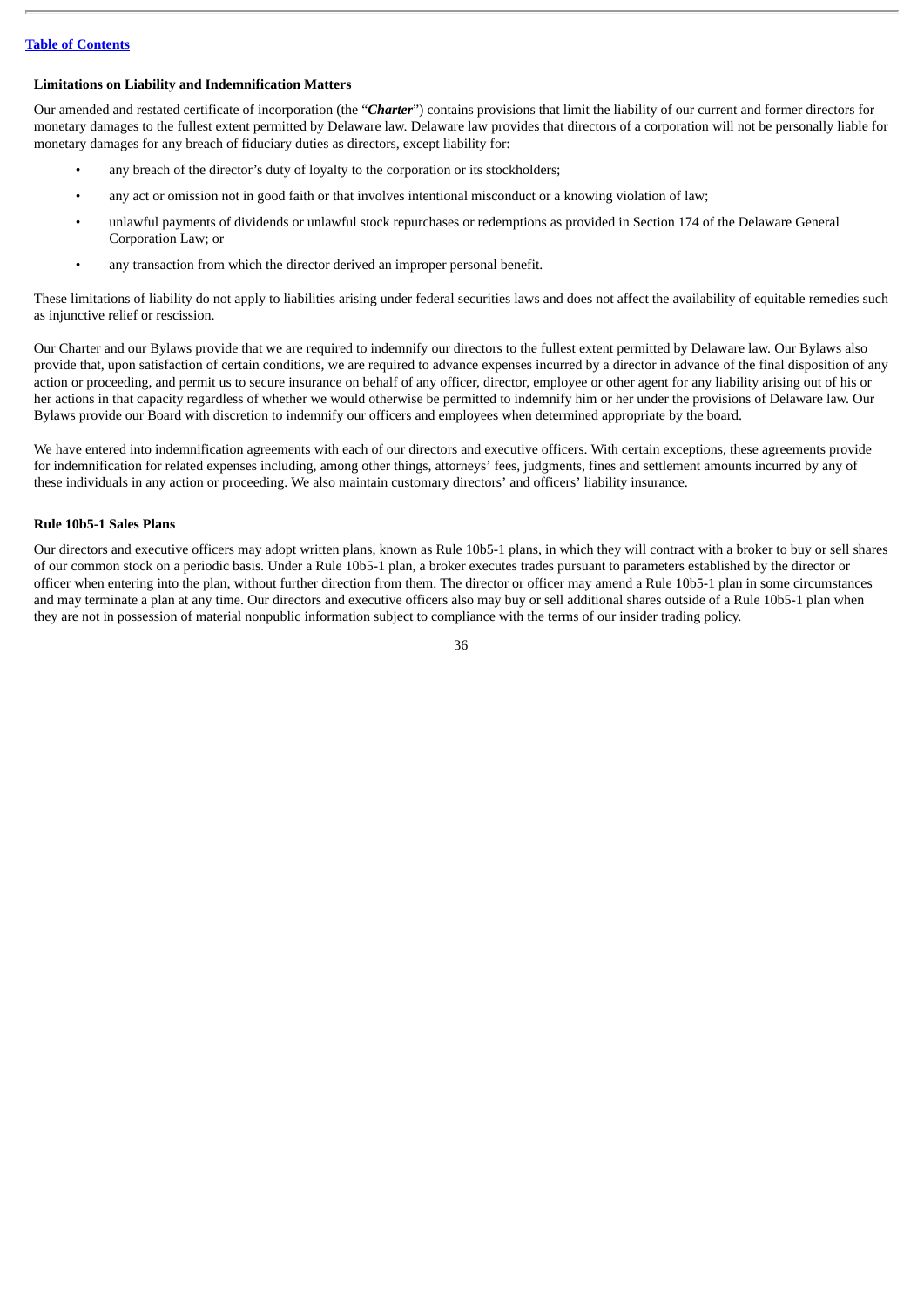**Limitations on Liability and Indemnification Matters**

Our amended and restated certificate of incorporation (the "***Charter***") contains provisions that limit the liability of our current and former directors for monetary damages to the fullest extent permitted by Delaware law. Delaware law provides that directors of a corporation will not be personally liable for monetary damages for any breach of fiduciary duties as directors, except liability for:

- any breach of the director's duty of loyalty to the corporation or its stockholders;
- any act or omission not in good faith or that involves intentional misconduct or a knowing violation of law;
- unlawful payments of dividends or unlawful stock repurchases or redemptions as provided in Section 174 of the Delaware General Corporation Law; or
- any transaction from which the director derived an improper personal benefit.

These limitations of liability do not apply to liabilities arising under federal securities laws and does not affect the availability of equitable remedies such as injunctive relief or rescission.

Our Charter and our Bylaws provide that we are required to indemnify our directors to the fullest extent permitted by Delaware law. Our Bylaws also provide that, upon satisfaction of certain conditions, we are required to advance expenses incurred by a director in advance of the final disposition of any action or proceeding, and permit us to secure insurance on behalf of any officer, director, employee or other agent for any liability arising out of his or her actions in that capacity regardless of whether we would otherwise be permitted to indemnify him or her under the provisions of Delaware law. Our Bylaws provide our Board with discretion to indemnify our officers and employees when determined appropriate by the board.

We have entered into indemnification agreements with each of our directors and executive officers. With certain exceptions, these agreements provide for indemnification for related expenses including, among other things, attorneys' fees, judgments, fines and settlement amounts incurred by any of these individuals in any action or proceeding. We also maintain customary directors' and officers' liability insurance.

**Rule 10b5-1 Sales Plans**

Our directors and executive officers may adopt written plans, known as Rule 10b5-1 plans, in which they will contract with a broker to buy or sell shares of our common stock on a periodic basis. Under a Rule 10b5-1 plan, a broker executes trades pursuant to parameters established by the director or officer when entering into the plan, without further direction from them. The director or officer may amend a Rule 10b5-1 plan in some circumstances and may terminate a plan at any time. Our directors and executive officers also may buy or sell additional shares outside of a Rule 10b5-1 plan when they are not in possession of material nonpublic information subject to compliance with the terms of our insider trading policy.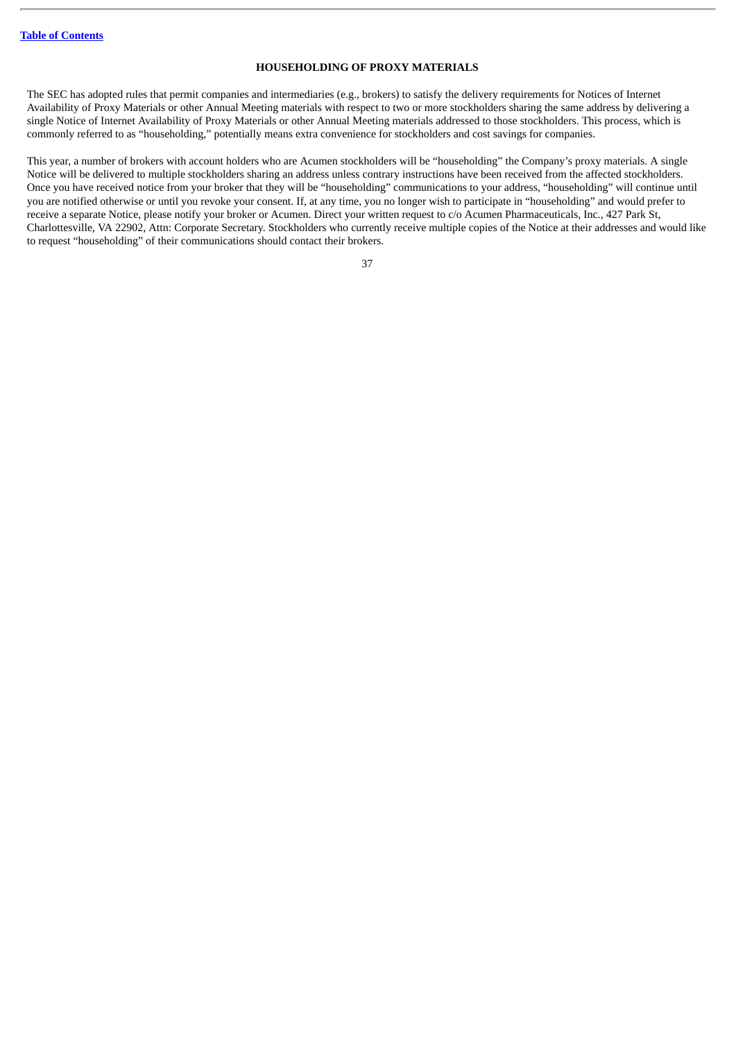## HOUSEHOLDING OF PROXY MATERIALS

The SEC has adopted rules that permit companies and intermediaries (e.g., brokers) to satisfy the delivery requirements for Notices of Internet Availability of Proxy Materials or other Annual Meeting materials with respect to two or more stockholders sharing the same address by delivering a single Notice of Internet Availability of Proxy Materials or other Annual Meeting materials addressed to those stockholders. This process, which is commonly referred to as "householding," potentially means extra convenience for stockholders and cost savings for companies.

This year, a number of brokers with account holders who are Acumen stockholders will be "householding" the Company's proxy materials. A single Notice will be delivered to multiple stockholders sharing an address unless contrary instructions have been received from the affected stockholders. Once you have received notice from your broker that they will be "householding" communications to your address, "householding" will continue until you are notified otherwise or until you revoke your consent. If, at any time, you no longer wish to participate in "householding" and would prefer to receive a separate Notice, please notify your broker or Acumen. Direct your written request to c/o Acumen Pharmaceuticals, Inc., 427 Park St, Charlottesville, VA 22902, Attn: Corporate Secretary. Stockholders who currently receive multiple copies of the Notice at their addresses and would like to request "householding" of their communications should contact their brokers.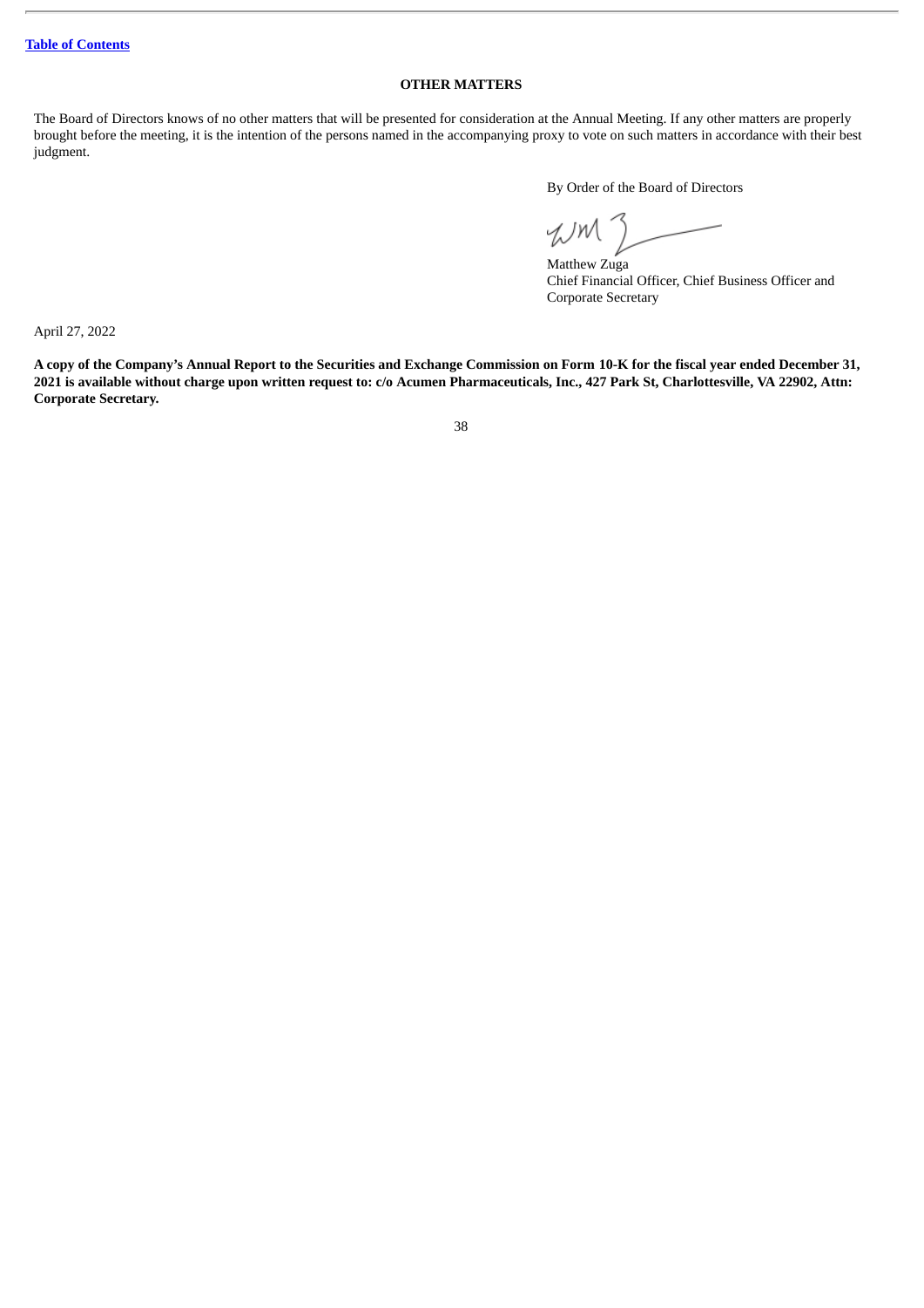[Table of Contents](#)

## OTHER MATTERS

The Board of Directors knows of no other matters that will be presented for consideration at the Annual Meeting. If any other matters are properly brought before the meeting, it is the intention of the persons named in the accompanying proxy to vote on such matters in accordance with their best judgment.

By Order of the Board of Directors

Matthew Zuga
Chief Financial Officer, Chief Business Officer and Corporate Secretary

April 27, 2022

**A copy of the Company's Annual Report to the Securities and Exchange Commission on Form 10-K for the fiscal year ended December 31, 2021 is available without charge upon written request to: c/o Acumen Pharmaceuticals, Inc., 427 Park St, Charlottesville, VA 22902, Attn: Corporate Secretary.**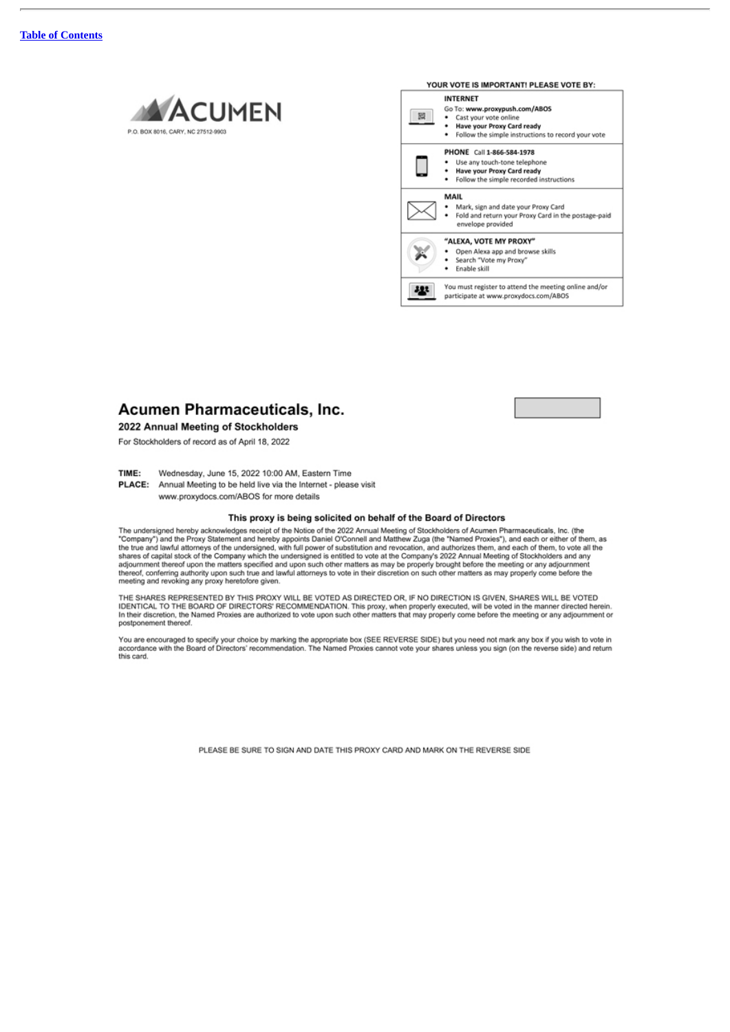[Table of Contents](#)

ACUMEN

P.O. BOX 8016, CARY, NC 27512-9903

**YOUR VOTE IS IMPORTANT! PLEASE VOTE BY:**

**INTERNET**
Go To: **www.proxypush.com/ABOS**
- Cast your vote online
- **Have your Proxy Card ready**
- Follow the simple instructions to record your vote

**PHONE** Call **1-866-584-1978**
- Use any touch-tone telephone
- **Have your Proxy Card ready**
- Follow the simple recorded instructions

**MAIL**
- Mark, sign and date your Proxy Card
- Fold and return your Proxy Card in the postage-paid envelope provided

**"ALEXA, VOTE MY PROXY"**
- Open Alexa app and browse skills
- Search "Vote my Proxy"
- Enable skill

You must register to attend the meeting online and/or participate at www.proxydocs.com/ABOS

## Acumen Pharmaceuticals, Inc.

**2022 Annual Meeting of Stockholders**

For Stockholders of record as of April 18, 2022

**TIME:** Wednesday, June 15, 2022 10:00 AM, Eastern Time
**PLACE:** Annual Meeting to be held live via the Internet - please visit www.proxydocs.com/ABOS for more details

**This proxy is being solicited on behalf of the Board of Directors**

The undersigned hereby acknowledges receipt of the Notice of the 2022 Annual Meeting of Stockholders of Acumen Pharmaceuticals, Inc. (the "Company") and the Proxy Statement and hereby appoints Daniel O'Connell and Matthew Zuga (the "Named Proxies"), and each or either of them, as the true and lawful attorneys of the undersigned, with full power of substitution and revocation, and authorizes them, and each of them, to vote all the shares of capital stock of the Company which the undersigned is entitled to vote at the Company's 2022 Annual Meeting of Stockholders and any adjournment thereof upon the matters specified and upon such other matters as may be properly brought before the meeting or any adjournment thereof, conferring authority upon such true and lawful attorneys to vote in their discretion on such other matters as may properly come before the meeting and revoking any proxy heretofore given.

THE SHARES REPRESENTED BY THIS PROXY WILL BE VOTED AS DIRECTED OR, IF NO DIRECTION IS GIVEN, SHARES WILL BE VOTED IDENTICAL TO THE BOARD OF DIRECTORS' RECOMMENDATION. This proxy, when properly executed, will be voted in the manner directed herein. In their discretion, the Named Proxies are authorized to vote upon such other matters that may properly come before the meeting or any adjournment or postponement thereof.

You are encouraged to specify your choice by marking the appropriate box (SEE REVERSE SIDE) but you need not mark any box if you wish to vote in accordance with the Board of Directors' recommendation. The Named Proxies cannot vote your shares unless you sign (on the reverse side) and return this card.

PLEASE BE SURE TO SIGN AND DATE THIS PROXY CARD AND MARK ON THE REVERSE SIDE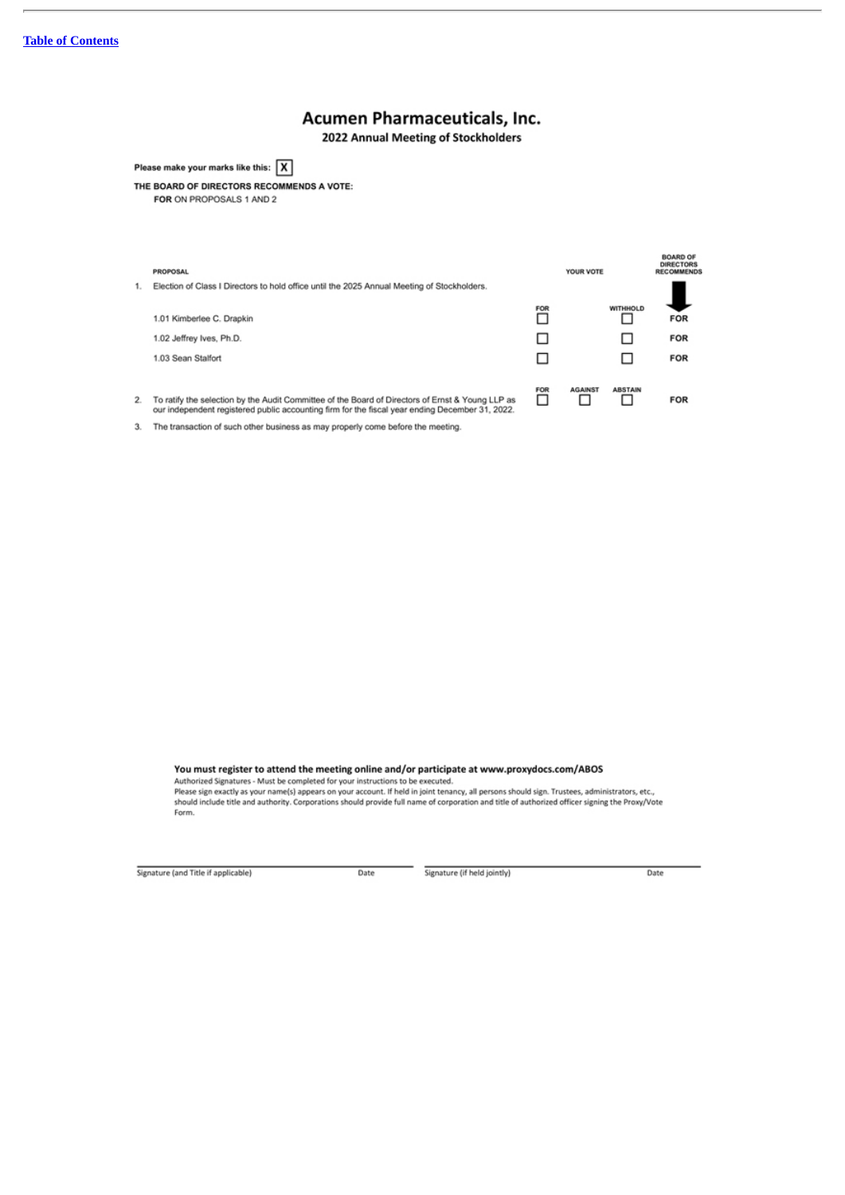[Table of Contents](#)

# Acumen Pharmaceuticals, Inc.

## 2022 Annual Meeting of Stockholders

Please make your marks like this: [X]

**THE BOARD OF DIRECTORS RECOMMENDS A VOTE:**
**FOR** ON PROPOSALS 1 AND 2

| PROPOSAL | YOUR VOTE | | | BOARD OF DIRECTORS RECOMMENDS |
|---|---|---|---|---|
| 1. Election of Class I Directors to hold office until the 2025 Annual Meeting of Stockholders. | | | | |
| | FOR | | WITHHOLD | |
| 1.01 Kimberlee C. Drapkin | ☐ | | ☐ | FOR |
| 1.02 Jeffrey Ives, Ph.D. | ☐ | | ☐ | FOR |
| 1.03 Sean Stalfort | ☐ | | ☐ | FOR |
| | FOR | AGAINST | ABSTAIN | |
| 2. To ratify the selection by the Audit Committee of the Board of Directors of Ernst & Young LLP as our independent registered public accounting firm for the fiscal year ending December 31, 2022. | ☐ | ☐ | ☐ | FOR |
| 3. The transaction of such other business as may properly come before the meeting. | | | | |

**You must register to attend the meeting online and/or participate at www.proxydocs.com/ABOS**

Authorized Signatures - Must be completed for your instructions to be executed.
Please sign exactly as your name(s) appears on your account. If held in joint tenancy, all persons should sign. Trustees, administrators, etc., should include title and authority. Corporations should provide full name of corporation and title of authorized officer signing the Proxy/Vote Form.

Signature (and Title if applicable) ____________ Date ____________ Signature (if held jointly) ____________ Date ____________